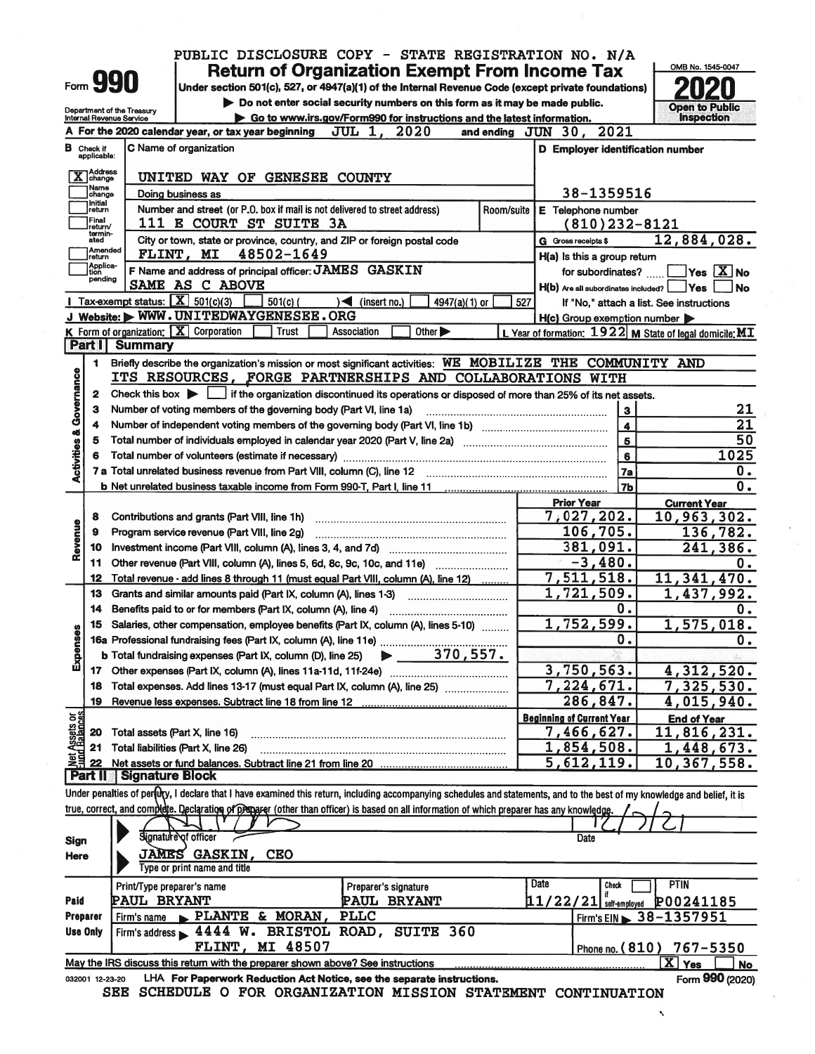PUBLIC DISCLOSURE COPY - STATE REGISTRATION NO. N/A

# Form 990 — Return of Organization Exempt From Income Tax

Under section 501(c), 527, or 4947(a)(1) of the Internal Revenue Code (except private foundations)

▶ Do not enter social security numbers on this form as it may be made public.

▶ Go to www.irs.gov/Form990 for instructions and the latest information.

Department of the Treasury
Internal Revenue Service

OMB No. 1545-0047

**2020**

Open to Public Inspection

**A** For the 2020 calendar year, or tax year beginning JUL 1, 2020 and ending JUN 30, 2021

**B** Check if applicable:
- [X] Address change
- [ ] Name change
- [ ] Initial return
- [ ] Final return/terminated
- [ ] Amended return
- [ ] Application pending

**C** Name of organization: UNITED WAY OF GENESEE COUNTY

Doing business as

Number and street (or P.O. box if mail is not delivered to street address): 111 E COURT ST SUITE 3A | Room/suite

City or town, state or province, country, and ZIP or foreign postal code: FLINT, MI 48502-1649

**D** Employer identification number: 38-1359516

**E** Telephone number: (810)232-8121

**G** Gross receipts $ 12,884,028.

**F** Name and address of principal officer: JAMES GASKIN
SAME AS C ABOVE

**H(a)** Is this a group return for subordinates? [ ] Yes [X] No

**H(b)** Are all subordinates included? [ ] Yes [ ] No
If "No," attach a list. See instructions

**H(c)** Group exemption number ▶

**I** Tax-exempt status: [X] 501(c)(3) [ ] 501(c) ( ) ◀ (insert no.) [ ] 4947(a)(1) or [ ] 527

**J** Website: ▶ WWW.UNITEDWAYGENESEE.ORG

**K** Form of organization: [X] Corporation [ ] Trust [ ] Association [ ] Other ▶

**L** Year of formation: 1922 **M** State of legal domicile: MI

## Part I Summary

**Activities & Governance**

1. Briefly describe the organization's mission or most significant activities: WE MOBILIZE THE COMMUNITY AND ITS RESOURCES, FORGE PARTNERSHIPS AND COLLABORATIONS WITH
2. Check this box ▶ [ ] if the organization discontinued its operations or disposed of more than 25% of its net assets.

| | | Line | |
|---|---|---|---|
| 3 | Number of voting members of the governing body (Part VI, line 1a) | 3 | 21 |
| 4 | Number of independent voting members of the governing body (Part VI, line 1b) | 4 | 21 |
| 5 | Total number of individuals employed in calendar year 2020 (Part V, line 2a) | 5 | 50 |
| 6 | Total number of volunteers (estimate if necessary) | 6 | 1025 |
| 7a | Total unrelated business revenue from Part VIII, column (C), line 12 | 7a | 0. |
| b | Net unrelated business taxable income from Form 990-T, Part I, line 11 | 7b | 0. |

| | | Prior Year | Current Year |
|---|---|---|---|
| **Revenue** | | | |
| 8 | Contributions and grants (Part VIII, line 1h) | 7,027,202. | 10,963,302. |
| 9 | Program service revenue (Part VIII, line 2g) | 106,705. | 136,782. |
| 10 | Investment income (Part VIII, column (A), lines 3, 4, and 7d) | 381,091. | 241,386. |
| 11 | Other revenue (Part VIII, column (A), lines 5, 6d, 8c, 9c, 10c, and 11e) | -3,480. | 0. |
| 12 | Total revenue - add lines 8 through 11 (must equal Part VIII, column (A), line 12) | 7,511,518. | 11,341,470. |
| **Expenses** | | | |
| 13 | Grants and similar amounts paid (Part IX, column (A), lines 1-3) | 1,721,509. | 1,437,992. |
| 14 | Benefits paid to or for members (Part IX, column (A), line 4) | 0. | 0. |
| 15 | Salaries, other compensation, employee benefits (Part IX, column (A), lines 5-10) | 1,752,599. | 1,575,018. |
| 16a | Professional fundraising fees (Part IX, column (A), line 11e) | 0. | 0. |
| b | Total fundraising expenses (Part IX, column (D), line 25) ▶ 370,557. | | |
| 17 | Other expenses (Part IX, column (A), lines 11a-11d, 11f-24e) | 3,750,563. | 4,312,520. |
| 18 | Total expenses. Add lines 13-17 (must equal Part IX, column (A), line 25) | 7,224,671. | 7,325,530. |
| 19 | Revenue less expenses. Subtract line 18 from line 12 | 286,847. | 4,015,940. |

| **Net Assets or Fund Balances** | | Beginning of Current Year | End of Year |
|---|---|---|---|
| 20 | Total assets (Part X, line 16) | 7,466,627. | 11,816,231. |
| 21 | Total liabilities (Part X, line 26) | 1,854,508. | 1,448,673. |
| 22 | Net assets or fund balances. Subtract line 21 from line 20 | 5,612,119. | 10,367,558. |

## Part II Signature Block

Under penalties of perjury, I declare that I have examined this return, including accompanying schedules and statements, and to the best of my knowledge and belief, it is true, correct, and complete. Declaration of preparer (other than officer) is based on all information of which preparer has any knowledge.

**Sign Here**

Signature of officer — Date: 12/7/21

JAMES GASKIN, CEO
Type or print name and title

**Paid Preparer Use Only**

| Print/Type preparer's name | Preparer's signature | Date | Check [ ] if self-employed | PTIN |
|---|---|---|---|---|
| PAUL BRYANT | PAUL BRYANT | 11/22/21 | | P00241185 |

Firm's name ▶ PLANTE & MORAN, PLLC — Firm's EIN ▶ 38-1357951

Firm's address ▶ 4444 W. BRISTOL ROAD, SUITE 360, FLINT, MI 48507 — Phone no. (810) 767-5350

May the IRS discuss this return with the preparer shown above? See instructions [X] Yes [ ] No

032001 12-23-20 LHA For Paperwork Reduction Act Notice, see the separate instructions. Form **990** (2020)

SEE SCHEDULE O FOR ORGANIZATION MISSION STATEMENT CONTINUATION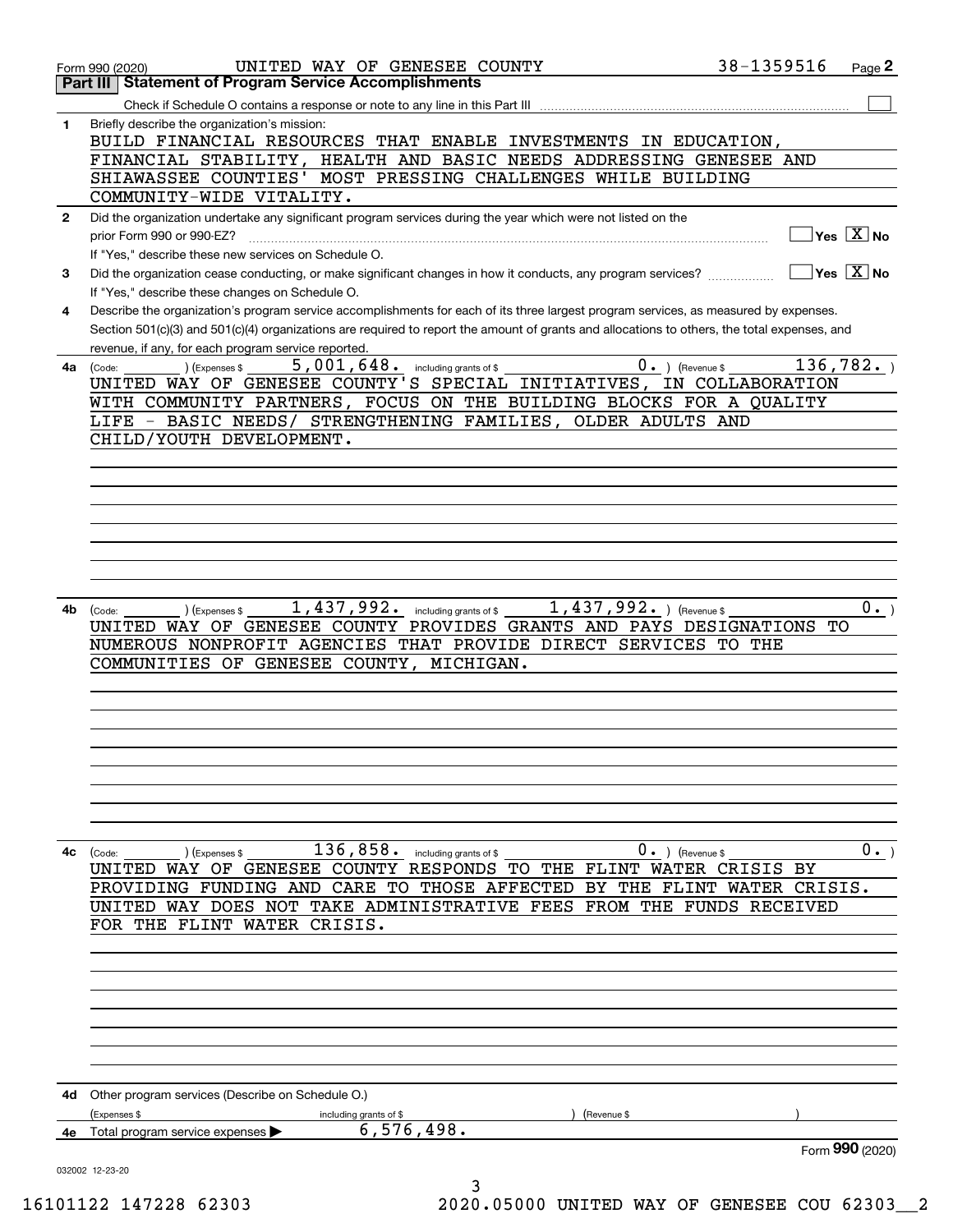Form 990 (2020) UNITED WAY OF GENESEE COUNTY 38-1359516 Page **2**

## Part III Statement of Program Service Accomplishments

Check if Schedule O contains a response or note to any line in this Part III ☐

**1** Briefly describe the organization's mission:

BUILD FINANCIAL RESOURCES THAT ENABLE INVESTMENTS IN EDUCATION, FINANCIAL STABILITY, HEALTH AND BASIC NEEDS ADDRESSING GENESEE AND SHIAWASSEE COUNTIES' MOST PRESSING CHALLENGES WHILE BUILDING COMMUNITY-WIDE VITALITY.

**2** Did the organization undertake any significant program services during the year which were not listed on the prior Form 990 or 990-EZ? ☐ Yes ☒ No

If "Yes," describe these new services on Schedule O.

**3** Did the organization cease conducting, or make significant changes in how it conducts, any program services? ☐ Yes ☒ No

If "Yes," describe these changes on Schedule O.

**4** Describe the organization's program service accomplishments for each of its three largest program services, as measured by expenses. Section 501(c)(3) and 501(c)(4) organizations are required to report the amount of grants and allocations to others, the total expenses, and revenue, if any, for each program service reported.

**4a** (Code: ) (Expenses $ 5,001,648. including grants of $ 0. ) (Revenue $ 136,782. )

UNITED WAY OF GENESEE COUNTY'S SPECIAL INITIATIVES, IN COLLABORATION WITH COMMUNITY PARTNERS, FOCUS ON THE BUILDING BLOCKS FOR A QUALITY LIFE - BASIC NEEDS/ STRENGTHENING FAMILIES, OLDER ADULTS AND CHILD/YOUTH DEVELOPMENT.

**4b** (Code: ) (Expenses $ 1,437,992. including grants of $ 1,437,992. ) (Revenue $ 0. )

UNITED WAY OF GENESEE COUNTY PROVIDES GRANTS AND PAYS DESIGNATIONS TO NUMEROUS NONPROFIT AGENCIES THAT PROVIDE DIRECT SERVICES TO THE COMMUNITIES OF GENESEE COUNTY, MICHIGAN.

**4c** (Code: ) (Expenses $ 136,858. including grants of $ 0. ) (Revenue $ 0. )

UNITED WAY OF GENESEE COUNTY RESPONDS TO THE FLINT WATER CRISIS BY PROVIDING FUNDING AND CARE TO THOSE AFFECTED BY THE FLINT WATER CRISIS. UNITED WAY DOES NOT TAKE ADMINISTRATIVE FEES FROM THE FUNDS RECEIVED FOR THE FLINT WATER CRISIS.

**4d** Other program services (Describe on Schedule O.)

(Expenses $ including grants of $ ) (Revenue $ )

**4e** Total program service expenses ▶ 6,576,498.

Form **990** (2020)

032002 12-23-20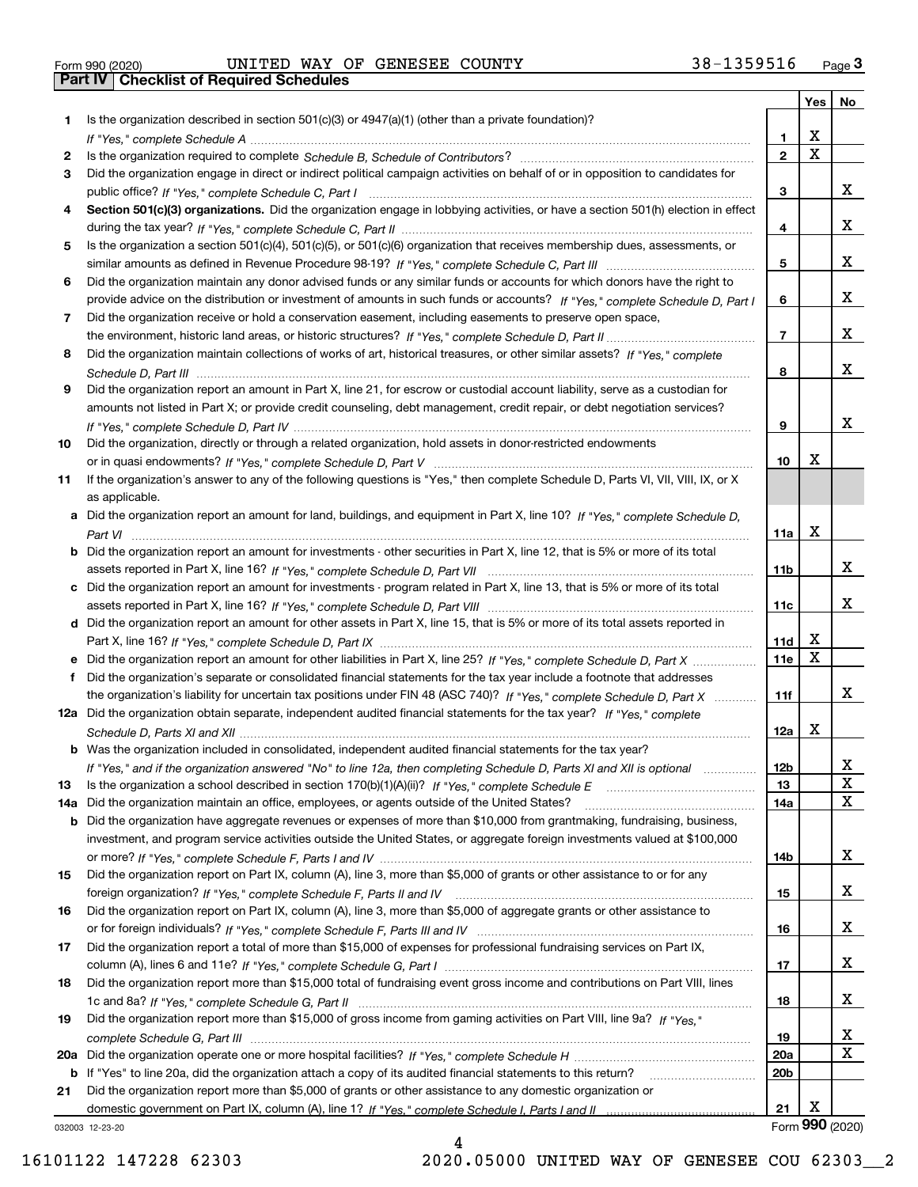Form 990 (2020) UNITED WAY OF GENESEE COUNTY 38-1359516

## Part IV Checklist of Required Schedules

| | | | Yes | No |
|---|---|---|---|---|
| 1 | Is the organization described in section 501(c)(3) or 4947(a)(1) (other than a private foundation)? *If "Yes," complete Schedule A* | 1 | X | |
| 2 | Is the organization required to complete *Schedule B, Schedule of Contributors*? | 2 | X | |
| 3 | Did the organization engage in direct or indirect political campaign activities on behalf of or in opposition to candidates for public office? *If "Yes," complete Schedule C, Part I* | 3 | | X |
| 4 | **Section 501(c)(3) organizations.** Did the organization engage in lobbying activities, or have a section 501(h) election in effect during the tax year? *If "Yes," complete Schedule C, Part II* | 4 | | X |
| 5 | Is the organization a section 501(c)(4), 501(c)(5), or 501(c)(6) organization that receives membership dues, assessments, or similar amounts as defined in Revenue Procedure 98-19? *If "Yes," complete Schedule C, Part III* | 5 | | X |
| 6 | Did the organization maintain any donor advised funds or any similar funds or accounts for which donors have the right to provide advice on the distribution or investment of amounts in such funds or accounts? *If "Yes," complete Schedule D, Part I* | 6 | | X |
| 7 | Did the organization receive or hold a conservation easement, including easements to preserve open space, the environment, historic land areas, or historic structures? *If "Yes," complete Schedule D, Part II* | 7 | | X |
| 8 | Did the organization maintain collections of works of art, historical treasures, or other similar assets? *If "Yes," complete Schedule D, Part III* | 8 | | X |
| 9 | Did the organization report an amount in Part X, line 21, for escrow or custodial account liability, serve as a custodian for amounts not listed in Part X; or provide credit counseling, debt management, credit repair, or debt negotiation services? *If "Yes," complete Schedule D, Part IV* | 9 | | X |
| 10 | Did the organization, directly or through a related organization, hold assets in donor-restricted endowments or in quasi endowments? *If "Yes," complete Schedule D, Part V* | 10 | X | |
| 11 | If the organization's answer to any of the following questions is "Yes," then complete Schedule D, Parts VI, VII, VIII, IX, or X as applicable. | | | |
| a | Did the organization report an amount for land, buildings, and equipment in Part X, line 10? *If "Yes," complete Schedule D, Part VI* | 11a | X | |
| b | Did the organization report an amount for investments - other securities in Part X, line 12, that is 5% or more of its total assets reported in Part X, line 16? *If "Yes," complete Schedule D, Part VII* | 11b | | X |
| c | Did the organization report an amount for investments - program related in Part X, line 13, that is 5% or more of its total assets reported in Part X, line 16? *If "Yes," complete Schedule D, Part VIII* | 11c | | X |
| d | Did the organization report an amount for other assets in Part X, line 15, that is 5% or more of its total assets reported in Part X, line 16? *If "Yes," complete Schedule D, Part IX* | 11d | X | |
| e | Did the organization report an amount for other liabilities in Part X, line 25? *If "Yes," complete Schedule D, Part X* | 11e | X | |
| f | Did the organization's separate or consolidated financial statements for the tax year include a footnote that addresses the organization's liability for uncertain tax positions under FIN 48 (ASC 740)? *If "Yes," complete Schedule D, Part X* | 11f | | X |
| 12a | Did the organization obtain separate, independent audited financial statements for the tax year? *If "Yes," complete Schedule D, Parts XI and XII* | 12a | X | |
| b | Was the organization included in consolidated, independent audited financial statements for the tax year? *If "Yes," and if the organization answered "No" to line 12a, then completing Schedule D, Parts XI and XII is optional* | 12b | | X |
| 13 | Is the organization a school described in section 170(b)(1)(A)(ii)? *If "Yes," complete Schedule E* | 13 | | X |
| 14a | Did the organization maintain an office, employees, or agents outside of the United States? | 14a | | X |
| b | Did the organization have aggregate revenues or expenses of more than $10,000 from grantmaking, fundraising, business, investment, and program service activities outside the United States, or aggregate foreign investments valued at $100,000 or more? *If "Yes," complete Schedule F, Parts I and IV* | 14b | | X |
| 15 | Did the organization report on Part IX, column (A), line 3, more than $5,000 of grants or other assistance to or for any foreign organization? *If "Yes," complete Schedule F, Parts II and IV* | 15 | | X |
| 16 | Did the organization report on Part IX, column (A), line 3, more than $5,000 of aggregate grants or other assistance to or for foreign individuals? *If "Yes," complete Schedule F, Parts III and IV* | 16 | | X |
| 17 | Did the organization report a total of more than $15,000 of expenses for professional fundraising services on Part IX, column (A), lines 6 and 11e? *If "Yes," complete Schedule G, Part I* | 17 | | X |
| 18 | Did the organization report more than $15,000 total of fundraising event gross income and contributions on Part VIII, lines 1c and 8a? *If "Yes," complete Schedule G, Part II* | 18 | | X |
| 19 | Did the organization report more than $15,000 of gross income from gaming activities on Part VIII, line 9a? *If "Yes," complete Schedule G, Part III* | 19 | | X |
| 20a | Did the organization operate one or more hospital facilities? *If "Yes," complete Schedule H* | 20a | | X |
| b | If "Yes" to line 20a, did the organization attach a copy of its audited financial statements to this return? | 20b | | |
| 21 | Did the organization report more than $5,000 of grants or other assistance to any domestic organization or domestic government on Part IX, column (A), line 1? *If "Yes," complete Schedule I, Parts I and II* | 21 | X | |

Form **990** (2020)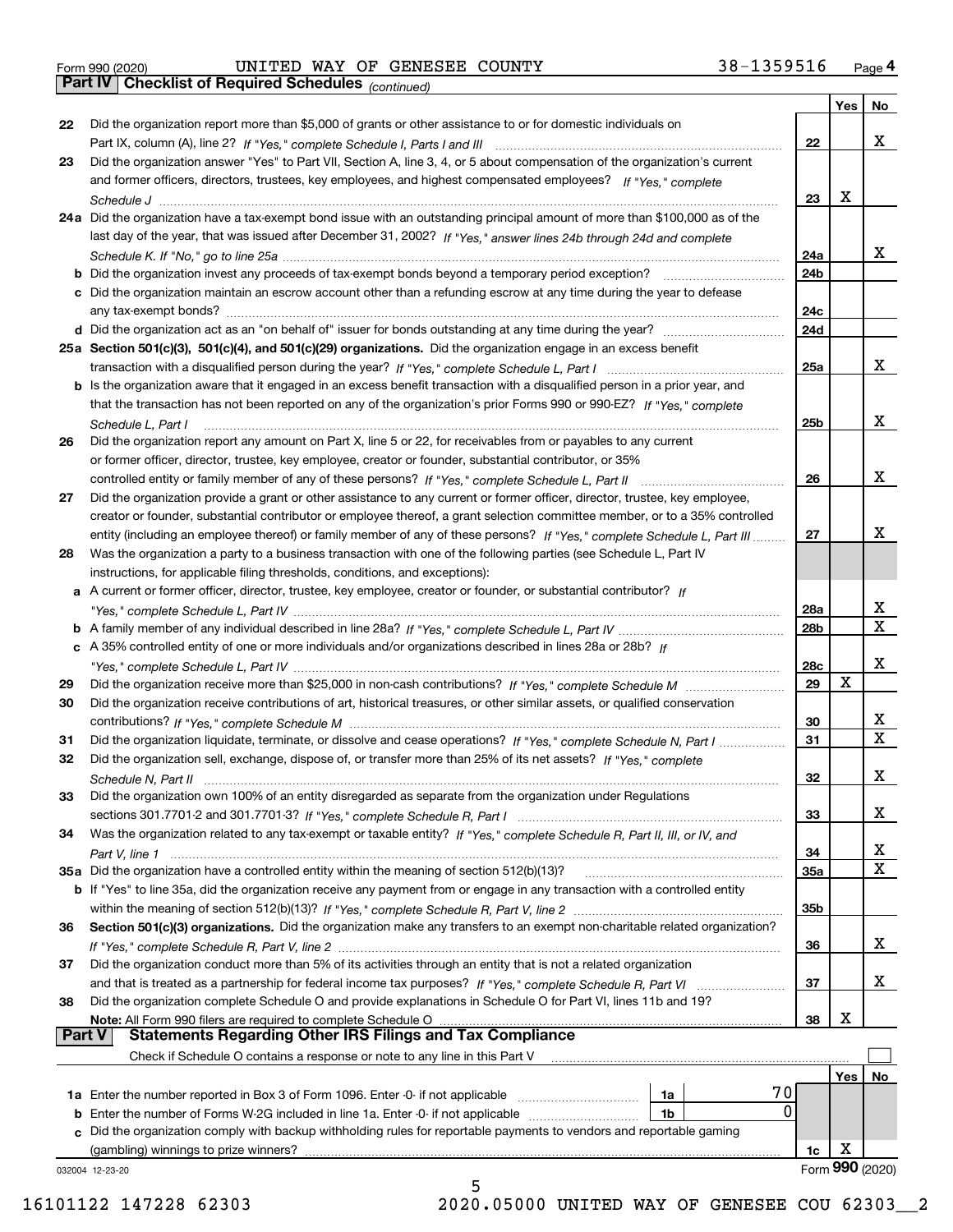Form 990 (2020) UNITED WAY OF GENESEE COUNTY 38-1359516 Page **4**

## Part IV Checklist of Required Schedules *(continued)*

| | | | Yes | No |
|---|---|---|---|---|
| 22 | Did the organization report more than $5,000 of grants or other assistance to or for domestic individuals on Part IX, column (A), line 2? *If "Yes," complete Schedule I, Parts I and III* | 22 | | X |
| 23 | Did the organization answer "Yes" to Part VII, Section A, line 3, 4, or 5 about compensation of the organization's current and former officers, directors, trustees, key employees, and highest compensated employees? *If "Yes," complete Schedule J* | 23 | X | |
| 24a | Did the organization have a tax-exempt bond issue with an outstanding principal amount of more than $100,000 as of the last day of the year, that was issued after December 31, 2002? *If "Yes," answer lines 24b through 24d and complete Schedule K. If "No," go to line 25a* | 24a | | X |
| b | Did the organization invest any proceeds of tax-exempt bonds beyond a temporary period exception? | 24b | | |
| c | Did the organization maintain an escrow account other than a refunding escrow at any time during the year to defease any tax-exempt bonds? | 24c | | |
| d | Did the organization act as an "on behalf of" issuer for bonds outstanding at any time during the year? | 24d | | |
| 25a | **Section 501(c)(3), 501(c)(4), and 501(c)(29) organizations.** Did the organization engage in an excess benefit transaction with a disqualified person during the year? *If "Yes," complete Schedule L, Part I* | 25a | | X |
| b | Is the organization aware that it engaged in an excess benefit transaction with a disqualified person in a prior year, and that the transaction has not been reported on any of the organization's prior Forms 990 or 990-EZ? *If "Yes," complete Schedule L, Part I* | 25b | | X |
| 26 | Did the organization report any amount on Part X, line 5 or 22, for receivables from or payables to any current or former officer, director, trustee, key employee, creator or founder, substantial contributor, or 35% controlled entity or family member of any of these persons? *If "Yes," complete Schedule L, Part II* | 26 | | X |
| 27 | Did the organization provide a grant or other assistance to any current or former officer, director, trustee, key employee, creator or founder, substantial contributor or employee thereof, a grant selection committee member, or to a 35% controlled entity (including an employee thereof) or family member of any of these persons? *If "Yes," complete Schedule L, Part III* | 27 | | X |
| 28 | Was the organization a party to a business transaction with one of the following parties (see Schedule L, Part IV instructions, for applicable filing thresholds, conditions, and exceptions): | | | |
| a | A current or former officer, director, trustee, key employee, creator or founder, or substantial contributor? *If "Yes," complete Schedule L, Part IV* | 28a | | X |
| b | A family member of any individual described in line 28a? *If "Yes," complete Schedule L, Part IV* | 28b | | X |
| c | A 35% controlled entity of one or more individuals and/or organizations described in lines 28a or 28b? *If "Yes," complete Schedule L, Part IV* | 28c | | X |
| 29 | Did the organization receive more than $25,000 in non-cash contributions? *If "Yes," complete Schedule M* | 29 | X | |
| 30 | Did the organization receive contributions of art, historical treasures, or other similar assets, or qualified conservation contributions? *If "Yes," complete Schedule M* | 30 | | X |
| 31 | Did the organization liquidate, terminate, or dissolve and cease operations? *If "Yes," complete Schedule N, Part I* | 31 | | X |
| 32 | Did the organization sell, exchange, dispose of, or transfer more than 25% of its net assets? *If "Yes," complete Schedule N, Part II* | 32 | | X |
| 33 | Did the organization own 100% of an entity disregarded as separate from the organization under Regulations sections 301.7701-2 and 301.7701-3? *If "Yes," complete Schedule R, Part I* | 33 | | X |
| 34 | Was the organization related to any tax-exempt or taxable entity? *If "Yes," complete Schedule R, Part II, III, or IV, and Part V, line 1* | 34 | | X |
| 35a | Did the organization have a controlled entity within the meaning of section 512(b)(13)? | 35a | | X |
| b | If "Yes" to line 35a, did the organization receive any payment from or engage in any transaction with a controlled entity within the meaning of section 512(b)(13)? *If "Yes," complete Schedule R, Part V, line 2* | 35b | | |
| 36 | **Section 501(c)(3) organizations.** Did the organization make any transfers to an exempt non-charitable related organization? *If "Yes," complete Schedule R, Part V, line 2* | 36 | | X |
| 37 | Did the organization conduct more than 5% of its activities through an entity that is not a related organization and that is treated as a partnership for federal income tax purposes? *If "Yes," complete Schedule R, Part VI* | 37 | | X |
| 38 | Did the organization complete Schedule O and provide explanations in Schedule O for Part VI, lines 11b and 19? **Note:** All Form 990 filers are required to complete Schedule O | 38 | X | |

## Part V Statements Regarding Other IRS Filings and Tax Compliance

Check if Schedule O contains a response or note to any line in this Part V ☐

| | | | | | Yes | No |
|---|---|---|---|---|---|---|
| 1a | Enter the number reported in Box 3 of Form 1096. Enter -0- if not applicable | 1a | 70 | | | |
| b | Enter the number of Forms W-2G included in line 1a. Enter -0- if not applicable | 1b | 0 | | | |
| c | Did the organization comply with backup withholding rules for reportable payments to vendors and reportable gaming (gambling) winnings to prize winners? | | | 1c | X | |

032004 12-23-20 Form **990** (2020)

16101122 147228 62303 2020.05000 UNITED WAY OF GENESEE COU 62303__2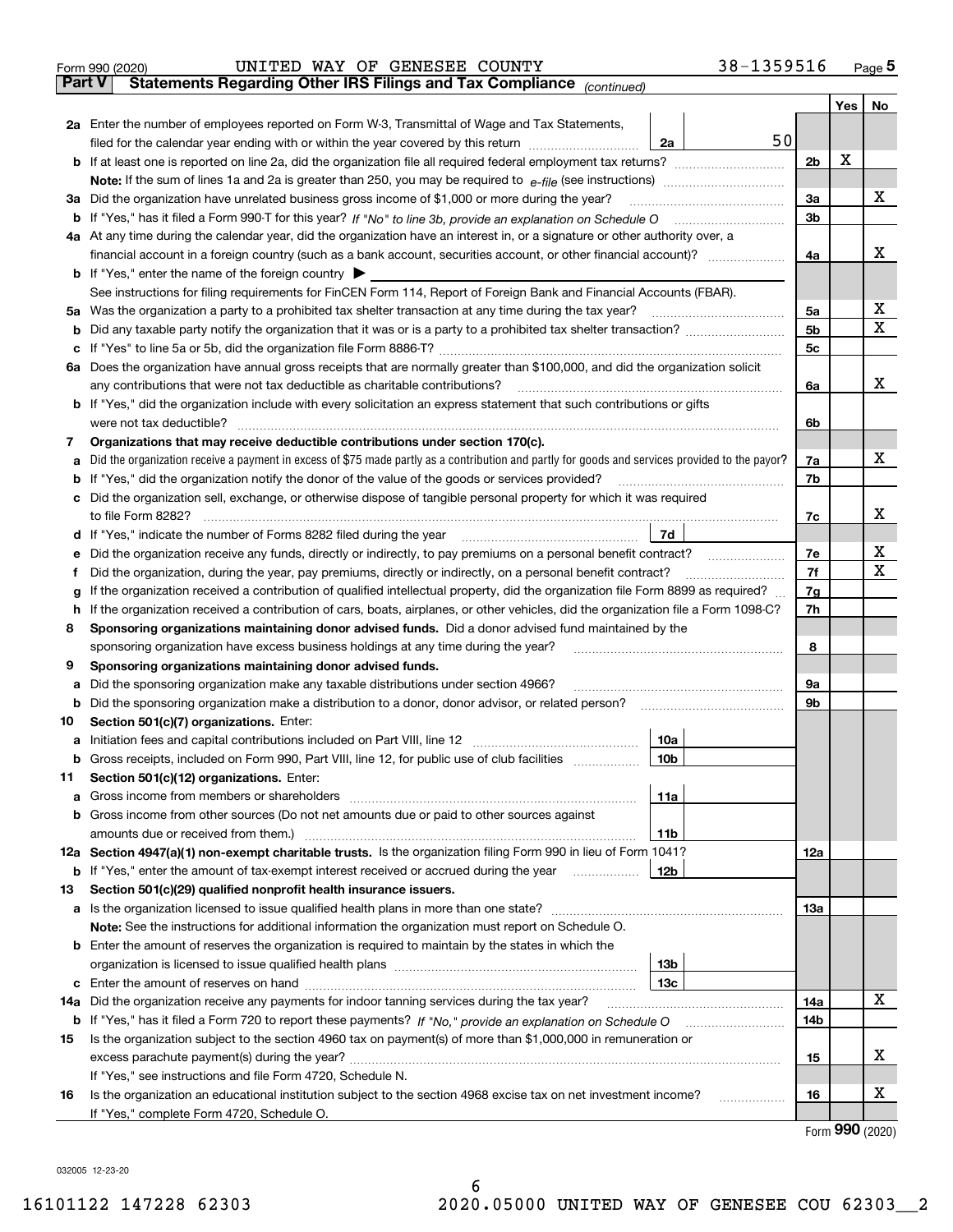Form 990 (2020) UNITED WAY OF GENESEE COUNTY 38-1359516

## Part V Statements Regarding Other IRS Filings and Tax Compliance *(continued)*

| | | | | | Yes | No |
|---|---|---|---|---|---|---|
| **2a** | Enter the number of employees reported on Form W-3, Transmittal of Wage and Tax Statements, filed for the calendar year ending with or within the year covered by this return | 2a | 50 | | | |
| **b** | If at least one is reported on line 2a, did the organization file all required federal employment tax returns? | | | 2b | X | |
| | **Note:** If the sum of lines 1a and 2a is greater than 250, you may be required to *e-file* (see instructions) | | | | | |
| **3a** | Did the organization have unrelated business gross income of $1,000 or more during the year? | | | 3a | | X |
| **b** | If "Yes," has it filed a Form 990-T for this year? *If "No" to line 3b, provide an explanation on Schedule O* | | | 3b | | |
| **4a** | At any time during the calendar year, did the organization have an interest in, or a signature or other authority over, a financial account in a foreign country (such as a bank account, securities account, or other financial account)? | | | 4a | | X |
| **b** | If "Yes," enter the name of the foreign country ▶ | | | | | |
| | See instructions for filing requirements for FinCEN Form 114, Report of Foreign Bank and Financial Accounts (FBAR). | | | | | |
| **5a** | Was the organization a party to a prohibited tax shelter transaction at any time during the tax year? | | | 5a | | X |
| **b** | Did any taxable party notify the organization that it was or is a party to a prohibited tax shelter transaction? | | | 5b | | X |
| **c** | If "Yes" to line 5a or 5b, did the organization file Form 8886-T? | | | 5c | | |
| **6a** | Does the organization have annual gross receipts that are normally greater than $100,000, and did the organization solicit any contributions that were not tax deductible as charitable contributions? | | | 6a | | X |
| **b** | If "Yes," did the organization include with every solicitation an express statement that such contributions or gifts were not tax deductible? | | | 6b | | |
| **7** | **Organizations that may receive deductible contributions under section 170(c).** | | | | | |
| **a** | Did the organization receive a payment in excess of $75 made partly as a contribution and partly for goods and services provided to the payor? | | | 7a | | X |
| **b** | If "Yes," did the organization notify the donor of the value of the goods or services provided? | | | 7b | | |
| **c** | Did the organization sell, exchange, or otherwise dispose of tangible personal property for which it was required to file Form 8282? | | | 7c | | X |
| **d** | If "Yes," indicate the number of Forms 8282 filed during the year | 7d | | | | |
| **e** | Did the organization receive any funds, directly or indirectly, to pay premiums on a personal benefit contract? | | | 7e | | X |
| **f** | Did the organization, during the year, pay premiums, directly or indirectly, on a personal benefit contract? | | | 7f | | X |
| **g** | If the organization received a contribution of qualified intellectual property, did the organization file Form 8899 as required? | | | 7g | | |
| **h** | If the organization received a contribution of cars, boats, airplanes, or other vehicles, did the organization file a Form 1098-C? | | | 7h | | |
| **8** | **Sponsoring organizations maintaining donor advised funds.** Did a donor advised fund maintained by the sponsoring organization have excess business holdings at any time during the year? | | | 8 | | |
| **9** | **Sponsoring organizations maintaining donor advised funds.** | | | | | |
| **a** | Did the sponsoring organization make any taxable distributions under section 4966? | | | 9a | | |
| **b** | Did the sponsoring organization make a distribution to a donor, donor advisor, or related person? | | | 9b | | |
| **10** | **Section 501(c)(7) organizations.** Enter: | | | | | |
| **a** | Initiation fees and capital contributions included on Part VIII, line 12 | 10a | | | | |
| **b** | Gross receipts, included on Form 990, Part VIII, line 12, for public use of club facilities | 10b | | | | |
| **11** | **Section 501(c)(12) organizations.** Enter: | | | | | |
| **a** | Gross income from members or shareholders | 11a | | | | |
| **b** | Gross income from other sources (Do not net amounts due or paid to other sources against amounts due or received from them.) | 11b | | | | |
| **12a** | **Section 4947(a)(1) non-exempt charitable trusts.** Is the organization filing Form 990 in lieu of Form 1041? | | | 12a | | |
| **b** | If "Yes," enter the amount of tax-exempt interest received or accrued during the year | 12b | | | | |
| **13** | **Section 501(c)(29) qualified nonprofit health insurance issuers.** | | | | | |
| **a** | Is the organization licensed to issue qualified health plans in more than one state? | | | 13a | | |
| | **Note:** See the instructions for additional information the organization must report on Schedule O. | | | | | |
| **b** | Enter the amount of reserves the organization is required to maintain by the states in which the organization is licensed to issue qualified health plans | 13b | | | | |
| **c** | Enter the amount of reserves on hand | 13c | | | | |
| **14a** | Did the organization receive any payments for indoor tanning services during the tax year? | | | 14a | | X |
| **b** | If "Yes," has it filed a Form 720 to report these payments? *If "No," provide an explanation on Schedule O* | | | 14b | | |
| **15** | Is the organization subject to the section 4960 tax on payment(s) of more than $1,000,000 in remuneration or excess parachute payment(s) during the year? | | | 15 | | X |
| | If "Yes," see instructions and file Form 4720, Schedule N. | | | | | |
| **16** | Is the organization an educational institution subject to the section 4968 excise tax on net investment income? | | | 16 | | X |
| | If "Yes," complete Form 4720, Schedule O. | | | | | |

Form **990** (2020)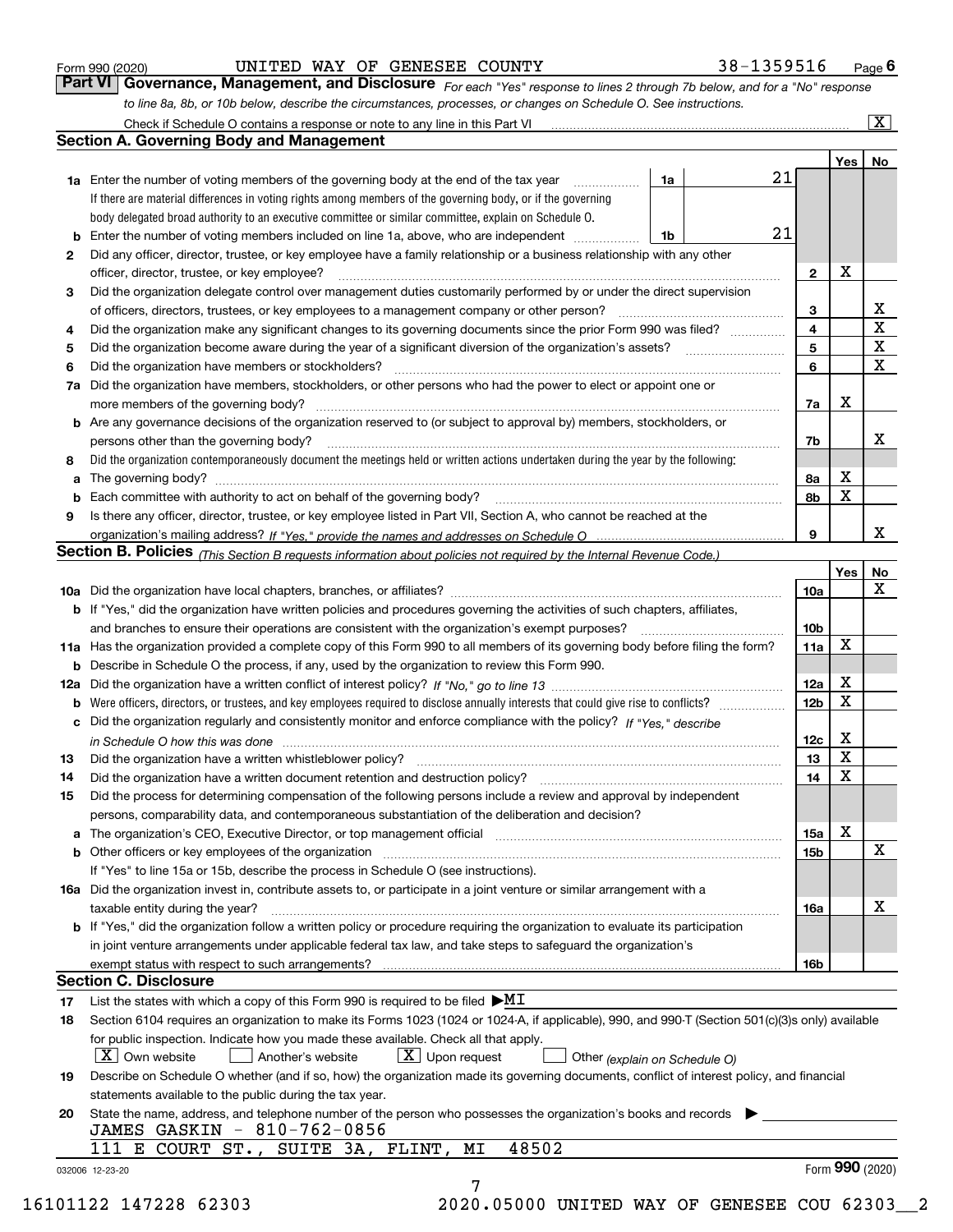Form 990 (2020) UNITED WAY OF GENESEE COUNTY 38-1359516 Page 6

## Part VI Governance, Management, and Disclosure

*For each "Yes" response to lines 2 through 7b below, and for a "No" response to line 8a, 8b, or 10b below, describe the circumstances, processes, or changes on Schedule O. See instructions.*

Check if Schedule O contains a response or note to any line in this Part VI ☒

### Section A. Governing Body and Management

| | | | | | Yes | No |
|---|---|---|---|---|---|---|
| 1a | Enter the number of voting members of the governing body at the end of the tax year. If there are material differences in voting rights among members of the governing body, or if the governing body delegated broad authority to an executive committee or similar committee, explain on Schedule O. | 1a | 21 | | | |
| b | Enter the number of voting members included on line 1a, above, who are independent | 1b | 21 | | | |
| 2 | Did any officer, director, trustee, or key employee have a family relationship or a business relationship with any other officer, director, trustee, or key employee? | | | 2 | X | |
| 3 | Did the organization delegate control over management duties customarily performed by or under the direct supervision of officers, directors, trustees, or key employees to a management company or other person? | | | 3 | | X |
| 4 | Did the organization make any significant changes to its governing documents since the prior Form 990 was filed? | | | 4 | | X |
| 5 | Did the organization become aware during the year of a significant diversion of the organization's assets? | | | 5 | | X |
| 6 | Did the organization have members or stockholders? | | | 6 | | X |
| 7a | Did the organization have members, stockholders, or other persons who had the power to elect or appoint one or more members of the governing body? | | | 7a | X | |
| b | Are any governance decisions of the organization reserved to (or subject to approval by) members, stockholders, or persons other than the governing body? | | | 7b | | X |
| 8 | Did the organization contemporaneously document the meetings held or written actions undertaken during the year by the following: | | | | | |
| a | The governing body? | | | 8a | X | |
| b | Each committee with authority to act on behalf of the governing body? | | | 8b | X | |
| 9 | Is there any officer, director, trustee, or key employee listed in Part VII, Section A, who cannot be reached at the organization's mailing address? *If "Yes," provide the names and addresses on Schedule O* | | | 9 | | X |

### Section B. Policies *(This Section B requests information about policies not required by the Internal Revenue Code.)*

| | | | Yes | No |
|---|---|---|---|---|
| 10a | Did the organization have local chapters, branches, or affiliates? | 10a | | X |
| b | If "Yes," did the organization have written policies and procedures governing the activities of such chapters, affiliates, and branches to ensure their operations are consistent with the organization's exempt purposes? | 10b | | |
| 11a | Has the organization provided a complete copy of this Form 990 to all members of its governing body before filing the form? | 11a | X | |
| b | Describe in Schedule O the process, if any, used by the organization to review this Form 990. | | | |
| 12a | Did the organization have a written conflict of interest policy? *If "No," go to line 13* | 12a | X | |
| b | Were officers, directors, or trustees, and key employees required to disclose annually interests that could give rise to conflicts? | 12b | X | |
| c | Did the organization regularly and consistently monitor and enforce compliance with the policy? *If "Yes," describe in Schedule O how this was done* | 12c | X | |
| 13 | Did the organization have a written whistleblower policy? | 13 | X | |
| 14 | Did the organization have a written document retention and destruction policy? | 14 | X | |
| 15 | Did the process for determining compensation of the following persons include a review and approval by independent persons, comparability data, and contemporaneous substantiation of the deliberation and decision? | | | |
| a | The organization's CEO, Executive Director, or top management official | 15a | X | |
| b | Other officers or key employees of the organization | 15b | | X |
| | If "Yes" to line 15a or 15b, describe the process in Schedule O (see instructions). | | | |
| 16a | Did the organization invest in, contribute assets to, or participate in a joint venture or similar arrangement with a taxable entity during the year? | 16a | | X |
| b | If "Yes," did the organization follow a written policy or procedure requiring the organization to evaluate its participation in joint venture arrangements under applicable federal tax law, and take steps to safeguard the organization's exempt status with respect to such arrangements? | 16b | | |

### Section C. Disclosure

17 List the states with which a copy of this Form 990 is required to be filed ▶MI

18 Section 6104 requires an organization to make its Forms 1023 (1024 or 1024-A, if applicable), 990, and 990-T (Section 501(c)(3)s only) available for public inspection. Indicate how you made these available. Check all that apply.

☒ Own website ☐ Another's website ☒ Upon request ☐ Other *(explain on Schedule O)*

19 Describe on Schedule O whether (and if so, how) the organization made its governing documents, conflict of interest policy, and financial statements available to the public during the tax year.

20 State the name, address, and telephone number of the person who possesses the organization's books and records ▶

JAMES GASKIN - 810-762-0856
111 E COURT ST., SUITE 3A, FLINT, MI 48502

032006 12-23-20 Form 990 (2020)

16101122 147228 62303 2020.05000 UNITED WAY OF GENESEE COU 62303__2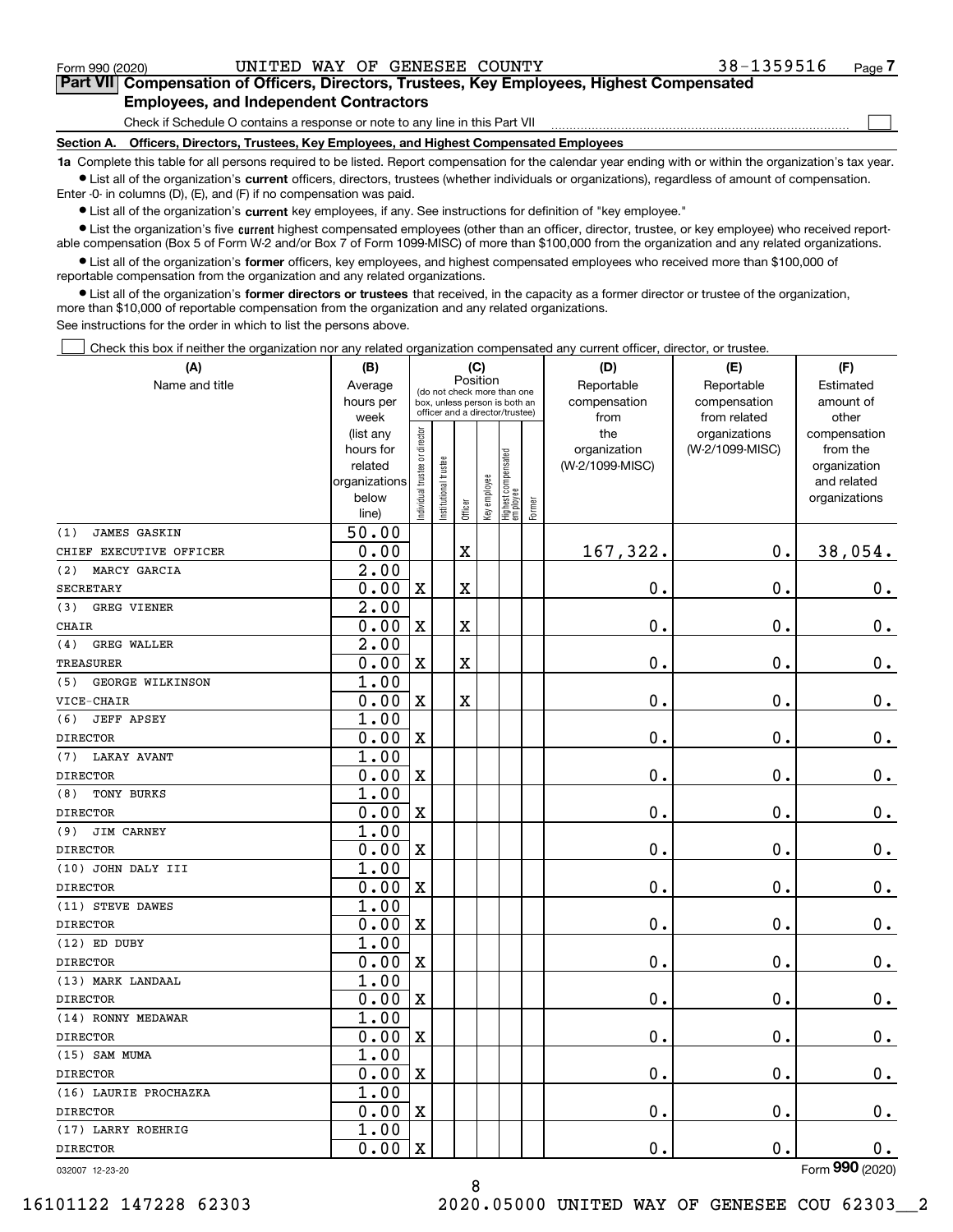Form 990 (2020) UNITED WAY OF GENESEE COUNTY 38-1359516

## Part VII Compensation of Officers, Directors, Trustees, Key Employees, Highest Compensated Employees, and Independent Contractors

Check if Schedule O contains a response or note to any line in this Part VII ☐

**Section A. Officers, Directors, Trustees, Key Employees, and Highest Compensated Employees**

**1a** Complete this table for all persons required to be listed. Report compensation for the calendar year ending with or within the organization's tax year.

- List all of the organization's **current** officers, directors, trustees (whether individuals or organizations), regardless of amount of compensation. Enter -0- in columns (D), (E), and (F) if no compensation was paid.
- List all of the organization's **current** key employees, if any. See instructions for definition of "key employee."
- List the organization's five **current** highest compensated employees (other than an officer, director, trustee, or key employee) who received reportable compensation (Box 5 of Form W-2 and/or Box 7 of Form 1099-MISC) of more than $100,000 from the organization and any related organizations.
- List all of the organization's **former** officers, key employees, and highest compensated employees who received more than $100,000 of reportable compensation from the organization and any related organizations.
- List all of the organization's **former directors or trustees** that received, in the capacity as a former director or trustee of the organization, more than $10,000 of reportable compensation from the organization and any related organizations.

See instructions for the order in which to list the persons above.

☐ Check this box if neither the organization nor any related organization compensated any current officer, director, or trustee.

| (A) Name and title | (B) Average hours per week (list any hours for related organizations below line) | (C) Individual trustee or director | Institutional trustee | Officer | Key employee | Highest compensated employee | Former | (D) Reportable compensation from the organization (W-2/1099-MISC) | (E) Reportable compensation from related organizations (W-2/1099-MISC) | (F) Estimated amount of other compensation from the organization and related organizations |
|---|---|---|---|---|---|---|---|---|---|---|
| (1) JAMES GASKIN<br>CHIEF EXECUTIVE OFFICER | 50.00<br>0.00 | | | X | | | | 167,322. | 0. | 38,054. |
| (2) MARCY GARCIA<br>SECRETARY | 2.00<br>0.00 | X | | X | | | | 0. | 0. | 0. |
| (3) GREG VIENER<br>CHAIR | 2.00<br>0.00 | X | | X | | | | 0. | 0. | 0. |
| (4) GREG WALLER<br>TREASURER | 2.00<br>0.00 | X | | X | | | | 0. | 0. | 0. |
| (5) GEORGE WILKINSON<br>VICE-CHAIR | 1.00<br>0.00 | X | | X | | | | 0. | 0. | 0. |
| (6) JEFF APSEY<br>DIRECTOR | 1.00<br>0.00 | X | | | | | | 0. | 0. | 0. |
| (7) LAKAY AVANT<br>DIRECTOR | 1.00<br>0.00 | X | | | | | | 0. | 0. | 0. |
| (8) TONY BURKS<br>DIRECTOR | 1.00<br>0.00 | X | | | | | | 0. | 0. | 0. |
| (9) JIM CARNEY<br>DIRECTOR | 1.00<br>0.00 | X | | | | | | 0. | 0. | 0. |
| (10) JOHN DALY III<br>DIRECTOR | 1.00<br>0.00 | X | | | | | | 0. | 0. | 0. |
| (11) STEVE DAWES<br>DIRECTOR | 1.00<br>0.00 | X | | | | | | 0. | 0. | 0. |
| (12) ED DUBY<br>DIRECTOR | 1.00<br>0.00 | X | | | | | | 0. | 0. | 0. |
| (13) MARK LANDAAL<br>DIRECTOR | 1.00<br>0.00 | X | | | | | | 0. | 0. | 0. |
| (14) RONNY MEDAWAR<br>DIRECTOR | 1.00<br>0.00 | X | | | | | | 0. | 0. | 0. |
| (15) SAM MUMA<br>DIRECTOR | 1.00<br>0.00 | X | | | | | | 0. | 0. | 0. |
| (16) LAURIE PROCHAZKA<br>DIRECTOR | 1.00<br>0.00 | X | | | | | | 0. | 0. | 0. |
| (17) LARRY ROEHRIG<br>DIRECTOR | 1.00<br>0.00 | X | | | | | | 0. | 0. | 0. |

032007 12-23-20

Form 990 (2020)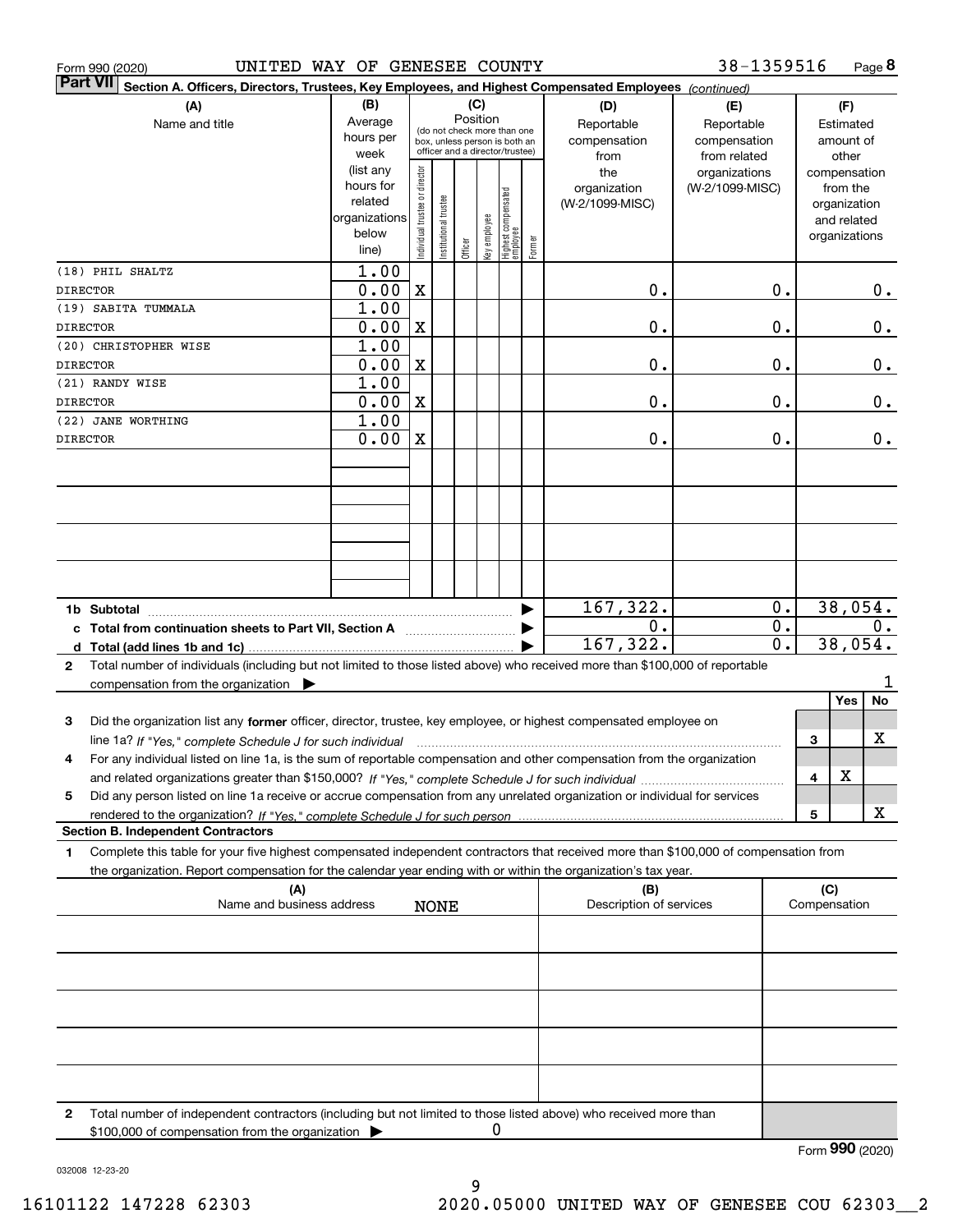Form 990 (2020) UNITED WAY OF GENESEE COUNTY 38-1359516

**Part VII** **Section A. Officers, Directors, Trustees, Key Employees, and Highest Compensated Employees** *(continued)*

| (A) Name and title | (B) Average hours per week (list any hours for related organizations below line) | (C) Position: Individual trustee or director | Institutional trustee | Officer | Key employee | Highest compensated employee | Former | (D) Reportable compensation from the organization (W-2/1099-MISC) | (E) Reportable compensation from related organizations (W-2/1099-MISC) | (F) Estimated amount of other compensation from the organization and related organizations |
|---|---|---|---|---|---|---|---|---|---|---|
| (18) PHIL SHALTZ DIRECTOR | 1.00 0.00 | X | | | | | | 0. | 0. | 0. |
| (19) SABITA TUMMALA DIRECTOR | 1.00 0.00 | X | | | | | | 0. | 0. | 0. |
| (20) CHRISTOPHER WISE DIRECTOR | 1.00 0.00 | X | | | | | | 0. | 0. | 0. |
| (21) RANDY WISE DIRECTOR | 1.00 0.00 | X | | | | | | 0. | 0. | 0. |
| (22) JANE WORTHING DIRECTOR | 1.00 0.00 | X | | | | | | 0. | 0. | 0. |
| **1b Subtotal** | | | | | | | | 167,322. | 0. | 38,054. |
| **c Total from continuation sheets to Part VII, Section A** | | | | | | | | 0. | 0. | 0. |
| **d Total (add lines 1b and 1c)** | | | | | | | | 167,322. | 0. | 38,054. |

**2** Total number of individuals (including but not limited to those listed above) who received more than $100,000 of reportable compensation from the organization ▶ 1

| | | Yes | No |
|---|---|---|---|
| **3** Did the organization list any **former** officer, director, trustee, key employee, or highest compensated employee on line 1a? *If "Yes," complete Schedule J for such individual* | 3 | | X |
| **4** For any individual listed on line 1a, is the sum of reportable compensation and other compensation from the organization and related organizations greater than $150,000? *If "Yes," complete Schedule J for such individual* | 4 | X | |
| **5** Did any person listed on line 1a receive or accrue compensation from any unrelated organization or individual for services rendered to the organization? *If "Yes," complete Schedule J for such person* | 5 | | X |

**Section B. Independent Contractors**

**1** Complete this table for your five highest compensated independent contractors that received more than $100,000 of compensation from the organization. Report compensation for the calendar year ending with or within the organization's tax year.

| (A) Name and business address | (B) Description of services | (C) Compensation |
|---|---|---|
| NONE | | |

**2** Total number of independent contractors (including but not limited to those listed above) who received more than $100,000 of compensation from the organization ▶ 0

Form **990** (2020)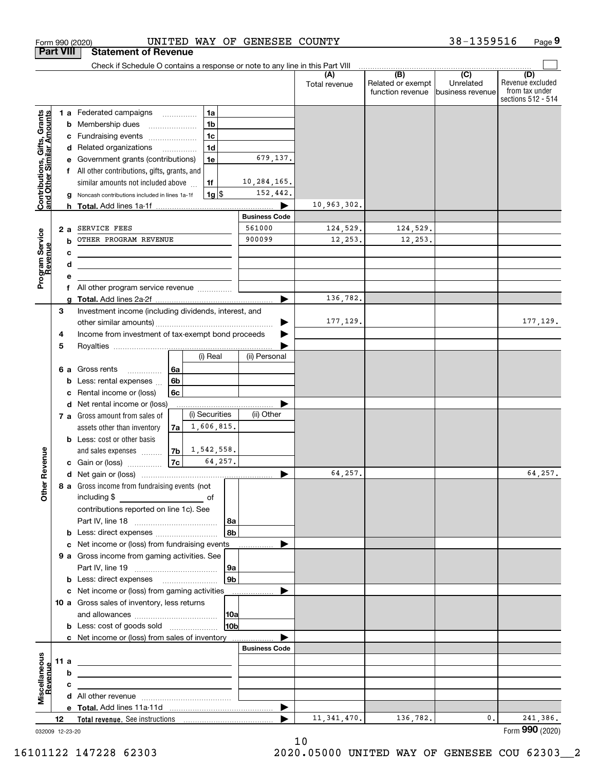Form 990 (2020) UNITED WAY OF GENESEE COUNTY 38-1359516

## Part VIII Statement of Revenue

Check if Schedule O contains a response or note to any line in this Part VIII

| | | | | (A) Total revenue | (B) Related or exempt function revenue | (C) Unrelated business revenue | (D) Revenue excluded from tax under sections 512 - 514 |
|---|---|---|---|---|---|---|---|
| **Contributions, Gifts, Grants and Other Similar Amounts** | 1 a Federated campaigns | 1a | | | | | |
| | b Membership dues | 1b | | | | | |
| | c Fundraising events | 1c | | | | | |
| | d Related organizations | 1d | | | | | |
| | e Government grants (contributions) | 1e | 679,137. | | | | |
| | f All other contributions, gifts, grants, and similar amounts not included above | 1f | 10,284,165. | | | | |
| | g Noncash contributions included in lines 1a-1f | 1g $ | 152,442. | | | | |
| | h **Total.** Add lines 1a-1f | | | 10,963,302. | | | |
| | | | Business Code | | | | |
| **Program Service Revenue** | 2 a SERVICE FEES | | 561000 | 124,529. | 124,529. | | |
| | b OTHER PROGRAM REVENUE | | 900099 | 12,253. | 12,253. | | |
| | c | | | | | | |
| | d | | | | | | |
| | e | | | | | | |
| | f All other program service revenue | | | | | | |
| | g **Total.** Add lines 2a-2f | | | 136,782. | | | |
| **Other Revenue** | 3 Investment income (including dividends, interest, and other similar amounts) | | | 177,129. | | | 177,129. |
| | 4 Income from investment of tax-exempt bond proceeds | | | | | | |
| | 5 Royalties | | | | | | |
| | | | (i) Real / (ii) Personal | | | | |
| | 6 a Gross rents | 6a | | | | | |
| | b Less: rental expenses | 6b | | | | | |
| | c Rental income or (loss) | 6c | | | | | |
| | d Net rental income or (loss) | | | | | | |
| | | | (i) Securities / (ii) Other | | | | |
| | 7 a Gross amount from sales of assets other than inventory | 7a | 1,606,815. | | | | |
| | b Less: cost or other basis and sales expenses | 7b | 1,542,558. | | | | |
| | c Gain or (loss) | 7c | 64,257. | | | | |
| | d Net gain or (loss) | | | 64,257. | | | 64,257. |
| | 8 a Gross income from fundraising events (not including $ ____ of contributions reported on line 1c). See Part IV, line 18 | 8a | | | | | |
| | b Less: direct expenses | 8b | | | | | |
| | c Net income or (loss) from fundraising events | | | | | | |
| | 9 a Gross income from gaming activities. See Part IV, line 19 | 9a | | | | | |
| | b Less: direct expenses | 9b | | | | | |
| | c Net income or (loss) from gaming activities | | | | | | |
| | 10 a Gross sales of inventory, less returns and allowances | 10a | | | | | |
| | b Less: cost of goods sold | 10b | | | | | |
| | c Net income or (loss) from sales of inventory | | | | | | |
| | | | Business Code | | | | |
| **Miscellaneous Revenue** | 11 a | | | | | | |
| | b | | | | | | |
| | c | | | | | | |
| | d All other revenue | | | | | | |
| | e **Total.** Add lines 11a-11d | | | | | | |
| | 12 **Total revenue.** See instructions | | | 11,341,470. | 136,782. | 0. | 241,386. |

032009 12-23-20

Form **990** (2020)

16101122 147228 62303 2020.05000 UNITED WAY OF GENESEE COU 62303__2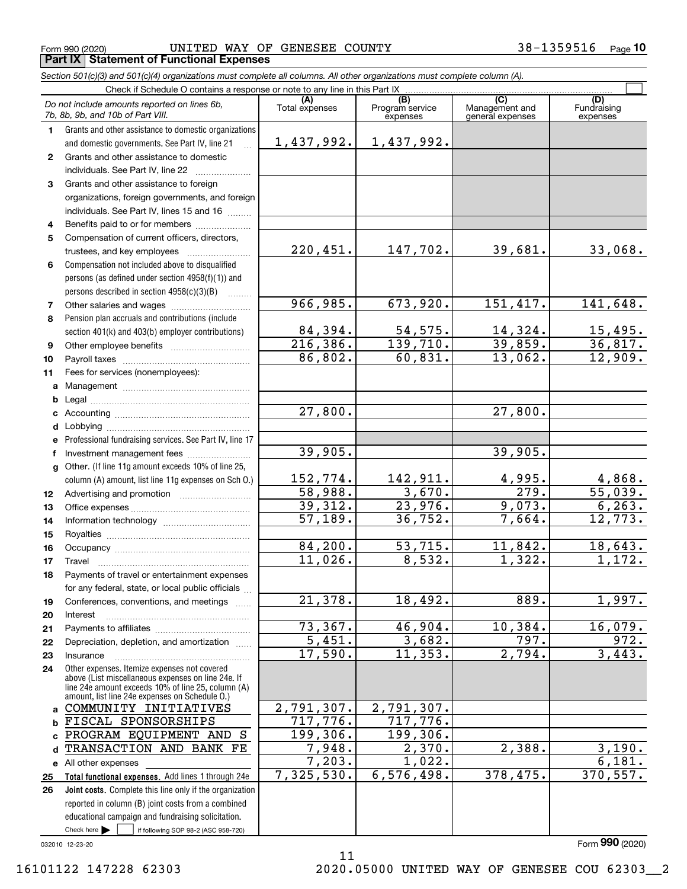Form 990 (2020) UNITED WAY OF GENESEE COUNTY 38-1359516 Page 10

## Part IX Statement of Functional Expenses

*Section 501(c)(3) and 501(c)(4) organizations must complete all columns. All other organizations must complete column (A).*

Check if Schedule O contains a response or note to any line in this Part IX

| *Do not include amounts reported on lines 6b, 7b, 8b, 9b, and 10b of Part VIII.* | (A) Total expenses | (B) Program service expenses | (C) Management and general expenses | (D) Fundraising expenses |
|---|---|---|---|---|
| **1** Grants and other assistance to domestic organizations and domestic governments. See Part IV, line 21 | 1,437,992. | 1,437,992. | | |
| **2** Grants and other assistance to domestic individuals. See Part IV, line 22 | | | | |
| **3** Grants and other assistance to foreign organizations, foreign governments, and foreign individuals. See Part IV, lines 15 and 16 | | | | |
| **4** Benefits paid to or for members | | | | |
| **5** Compensation of current officers, directors, trustees, and key employees | 220,451. | 147,702. | 39,681. | 33,068. |
| **6** Compensation not included above to disqualified persons (as defined under section 4958(f)(1)) and persons described in section 4958(c)(3)(B) | | | | |
| **7** Other salaries and wages | 966,985. | 673,920. | 151,417. | 141,648. |
| **8** Pension plan accruals and contributions (include section 401(k) and 403(b) employer contributions) | 84,394. | 54,575. | 14,324. | 15,495. |
| **9** Other employee benefits | 216,386. | 139,710. | 39,859. | 36,817. |
| **10** Payroll taxes | 86,802. | 60,831. | 13,062. | 12,909. |
| **11** Fees for services (nonemployees): | | | | |
| **a** Management | | | | |
| **b** Legal | | | | |
| **c** Accounting | 27,800. | | 27,800. | |
| **d** Lobbying | | | | |
| **e** Professional fundraising services. See Part IV, line 17 | | | | |
| **f** Investment management fees | 39,905. | | 39,905. | |
| **g** Other. (If line 11g amount exceeds 10% of line 25, column (A) amount, list line 11g expenses on Sch O.) | 152,774. | 142,911. | 4,995. | 4,868. |
| **12** Advertising and promotion | 58,988. | 3,670. | 279. | 55,039. |
| **13** Office expenses | 39,312. | 23,976. | 9,073. | 6,263. |
| **14** Information technology | 57,189. | 36,752. | 7,664. | 12,773. |
| **15** Royalties | | | | |
| **16** Occupancy | 84,200. | 53,715. | 11,842. | 18,643. |
| **17** Travel | 11,026. | 8,532. | 1,322. | 1,172. |
| **18** Payments of travel or entertainment expenses for any federal, state, or local public officials | | | | |
| **19** Conferences, conventions, and meetings | 21,378. | 18,492. | 889. | 1,997. |
| **20** Interest | | | | |
| **21** Payments to affiliates | 73,367. | 46,904. | 10,384. | 16,079. |
| **22** Depreciation, depletion, and amortization | 5,451. | 3,682. | 797. | 972. |
| **23** Insurance | 17,590. | 11,353. | 2,794. | 3,443. |
| **24** Other expenses. Itemize expenses not covered above (List miscellaneous expenses on line 24e. If line 24e amount exceeds 10% of line 25, column (A) amount, list line 24e expenses on Schedule O.) | | | | |
| **a** COMMUNITY INITIATIVES | 2,791,307. | 2,791,307. | | |
| **b** FISCAL SPONSORSHIPS | 717,776. | 717,776. | | |
| **c** PROGRAM EQUIPMENT AND S | 199,306. | 199,306. | | |
| **d** TRANSACTION AND BANK FE | 7,948. | 2,370. | 2,388. | 3,190. |
| **e** All other expenses | 7,203. | 1,022. | | 6,181. |
| **25** **Total functional expenses.** Add lines 1 through 24e | 7,325,530. | 6,576,498. | 378,475. | 370,557. |
| **26** **Joint costs.** Complete this line only if the organization reported in column (B) joint costs from a combined educational campaign and fundraising solicitation. Check here ☐ if following SOP 98-2 (ASC 958-720) | | | | |

032010 12-23-20

Form **990** (2020)

16101122 147228 62303 2020.05000 UNITED WAY OF GENESEE COU 62303__2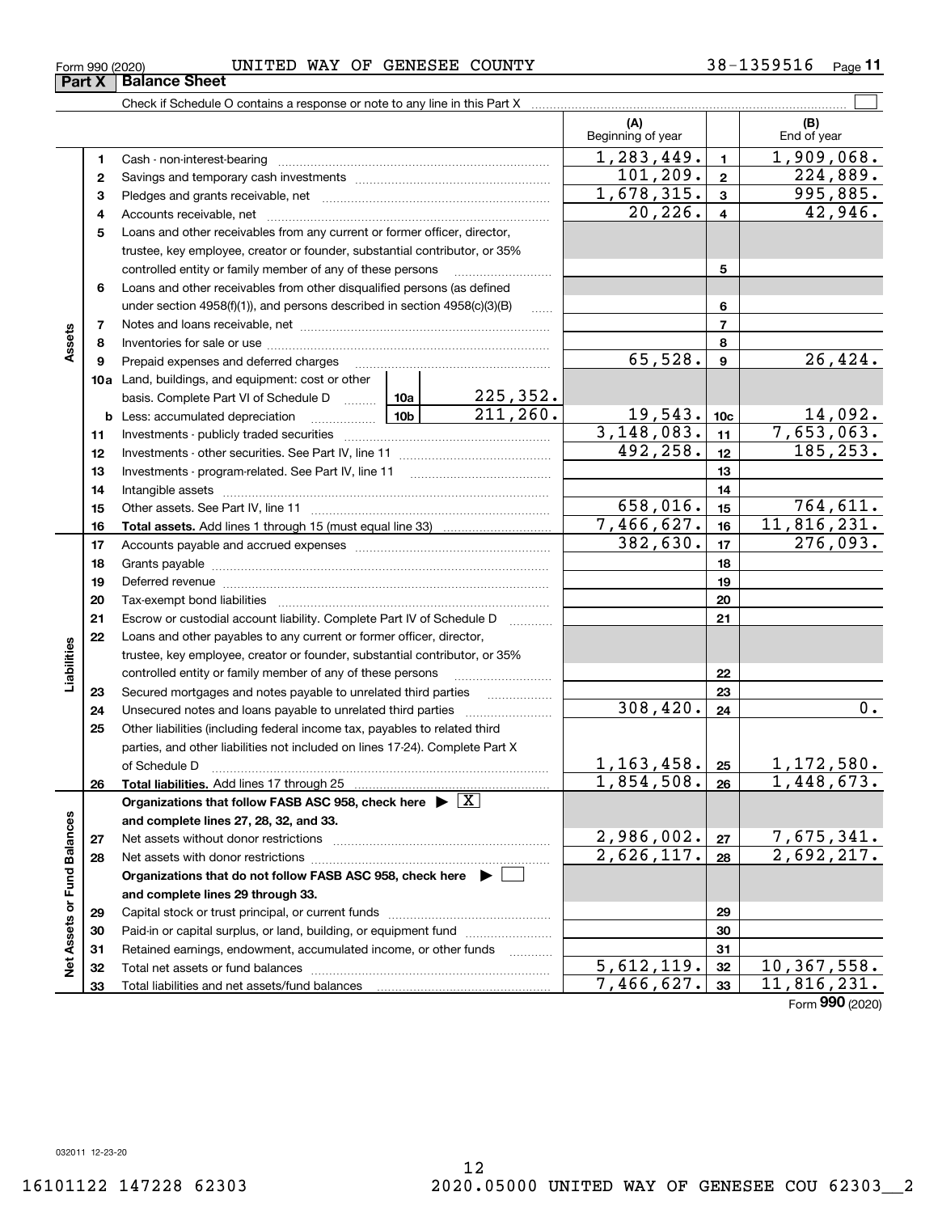Form 990 (2020) UNITED WAY OF GENESEE COUNTY 38-1359516

## Part X Balance Sheet

Check if Schedule O contains a response or note to any line in this Part X ☐

| | | | | (A) Beginning of year | | (B) End of year |
|---|---|---|---|---|---|---|
| **Assets** | 1 | Cash - non-interest-bearing | | 1,283,449. | 1 | 1,909,068. |
| | 2 | Savings and temporary cash investments | | 101,209. | 2 | 224,889. |
| | 3 | Pledges and grants receivable, net | | 1,678,315. | 3 | 995,885. |
| | 4 | Accounts receivable, net | | 20,226. | 4 | 42,946. |
| | 5 | Loans and other receivables from any current or former officer, director, trustee, key employee, creator or founder, substantial contributor, or 35% controlled entity or family member of any of these persons | | | 5 | |
| | 6 | Loans and other receivables from other disqualified persons (as defined under section 4958(f)(1)), and persons described in section 4958(c)(3)(B) | | | 6 | |
| | 7 | Notes and loans receivable, net | | | 7 | |
| | 8 | Inventories for sale or use | | | 8 | |
| | 9 | Prepaid expenses and deferred charges | | 65,528. | 9 | 26,424. |
| | 10a | Land, buildings, and equipment: cost or other basis. Complete Part VI of Schedule D | 10a 225,352. | | | |
| | b | Less: accumulated depreciation | 10b 211,260. | 19,543. | 10c | 14,092. |
| | 11 | Investments - publicly traded securities | | 3,148,083. | 11 | 7,653,063. |
| | 12 | Investments - other securities. See Part IV, line 11 | | 492,258. | 12 | 185,253. |
| | 13 | Investments - program-related. See Part IV, line 11 | | | 13 | |
| | 14 | Intangible assets | | | 14 | |
| | 15 | Other assets. See Part IV, line 11 | | 658,016. | 15 | 764,611. |
| | 16 | **Total assets.** Add lines 1 through 15 (must equal line 33) | | 7,466,627. | 16 | 11,816,231. |
| **Liabilities** | 17 | Accounts payable and accrued expenses | | 382,630. | 17 | 276,093. |
| | 18 | Grants payable | | | 18 | |
| | 19 | Deferred revenue | | | 19 | |
| | 20 | Tax-exempt bond liabilities | | | 20 | |
| | 21 | Escrow or custodial account liability. Complete Part IV of Schedule D | | | 21 | |
| | 22 | Loans and other payables to any current or former officer, director, trustee, key employee, creator or founder, substantial contributor, or 35% controlled entity or family member of any of these persons | | | 22 | |
| | 23 | Secured mortgages and notes payable to unrelated third parties | | | 23 | |
| | 24 | Unsecured notes and loans payable to unrelated third parties | | 308,420. | 24 | 0. |
| | 25 | Other liabilities (including federal income tax, payables to related third parties, and other liabilities not included on lines 17-24). Complete Part X of Schedule D | | 1,163,458. | 25 | 1,172,580. |
| | 26 | **Total liabilities.** Add lines 17 through 25 | | 1,854,508. | 26 | 1,448,673. |
| **Net Assets or Fund Balances** | | **Organizations that follow FASB ASC 958, check here ▶ ☒ and complete lines 27, 28, 32, and 33.** | | | | |
| | 27 | Net assets without donor restrictions | | 2,986,002. | 27 | 7,675,341. |
| | 28 | Net assets with donor restrictions | | 2,626,117. | 28 | 2,692,217. |
| | | **Organizations that do not follow FASB ASC 958, check here ▶ ☐ and complete lines 29 through 33.** | | | | |
| | 29 | Capital stock or trust principal, or current funds | | | 29 | |
| | 30 | Paid-in or capital surplus, or land, building, or equipment fund | | | 30 | |
| | 31 | Retained earnings, endowment, accumulated income, or other funds | | | 31 | |
| | 32 | Total net assets or fund balances | | 5,612,119. | 32 | 10,367,558. |
| | 33 | Total liabilities and net assets/fund balances | | 7,466,627. | 33 | 11,816,231. |

Form **990** (2020)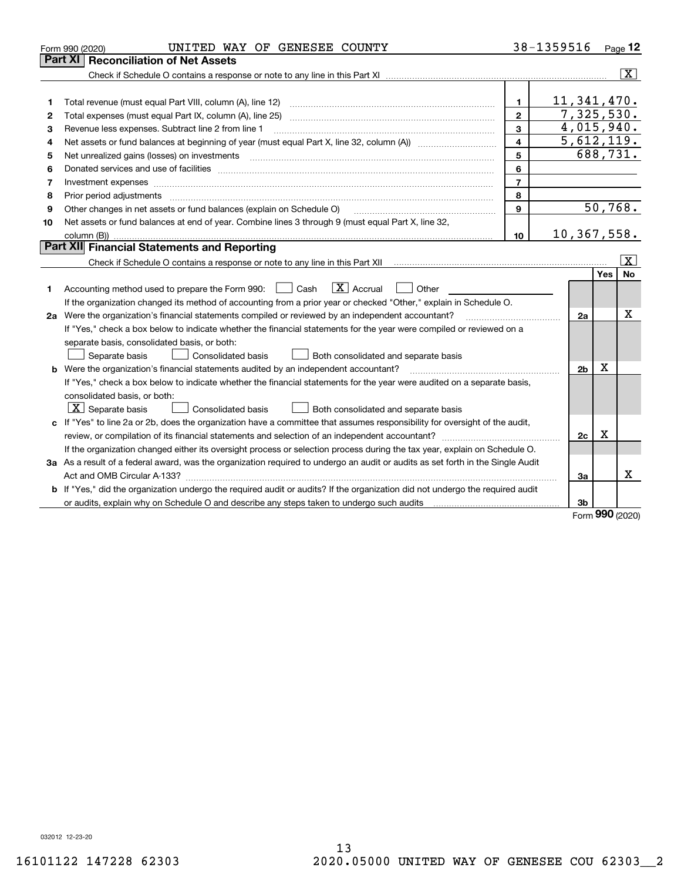Form 990 (2020) UNITED WAY OF GENESEE COUNTY 38-1359516 Page **12**

## Part XI Reconciliation of Net Assets

Check if Schedule O contains a response or note to any line in this Part XI .......... [X]

| | | | |
|---|---|---|---|
| 1 | Total revenue (must equal Part VIII, column (A), line 12) | 1 | 11,341,470. |
| 2 | Total expenses (must equal Part IX, column (A), line 25) | 2 | 7,325,530. |
| 3 | Revenue less expenses. Subtract line 2 from line 1 | 3 | 4,015,940. |
| 4 | Net assets or fund balances at beginning of year (must equal Part X, line 32, column (A)) | 4 | 5,612,119. |
| 5 | Net unrealized gains (losses) on investments | 5 | 688,731. |
| 6 | Donated services and use of facilities | 6 | |
| 7 | Investment expenses | 7 | |
| 8 | Prior period adjustments | 8 | |
| 9 | Other changes in net assets or fund balances (explain on Schedule O) | 9 | 50,768. |
| 10 | Net assets or fund balances at end of year. Combine lines 3 through 9 (must equal Part X, line 32, column (B)) | 10 | 10,367,558. |

## Part XII Financial Statements and Reporting

Check if Schedule O contains a response or note to any line in this Part XII .......... [X]

| | | | Yes | No |
|---|---|---|---|---|
| 1 | Accounting method used to prepare the Form 990: [ ] Cash [X] Accrual [ ] Other<br>If the organization changed its method of accounting from a prior year or checked "Other," explain in Schedule O. | | | |
| 2a | Were the organization's financial statements compiled or reviewed by an independent accountant?<br>If "Yes," check a box below to indicate whether the financial statements for the year were compiled or reviewed on a separate basis, consolidated basis, or both:<br>[ ] Separate basis [ ] Consolidated basis [ ] Both consolidated and separate basis | 2a | | X |
| b | Were the organization's financial statements audited by an independent accountant?<br>If "Yes," check a box below to indicate whether the financial statements for the year were audited on a separate basis, consolidated basis, or both:<br>[X] Separate basis [ ] Consolidated basis [ ] Both consolidated and separate basis | 2b | X | |
| c | If "Yes" to line 2a or 2b, does the organization have a committee that assumes responsibility for oversight of the audit, review, or compilation of its financial statements and selection of an independent accountant?<br>If the organization changed either its oversight process or selection process during the tax year, explain on Schedule O. | 2c | X | |
| 3a | As a result of a federal award, was the organization required to undergo an audit or audits as set forth in the Single Audit Act and OMB Circular A-133? | 3a | | X |
| b | If "Yes," did the organization undergo the required audit or audits? If the organization did not undergo the required audit or audits, explain why on Schedule O and describe any steps taken to undergo such audits | 3b | | |

Form **990** (2020)

032012 12-23-20

16101122 147228 62303 2020.05000 UNITED WAY OF GENESEE COU 62303__2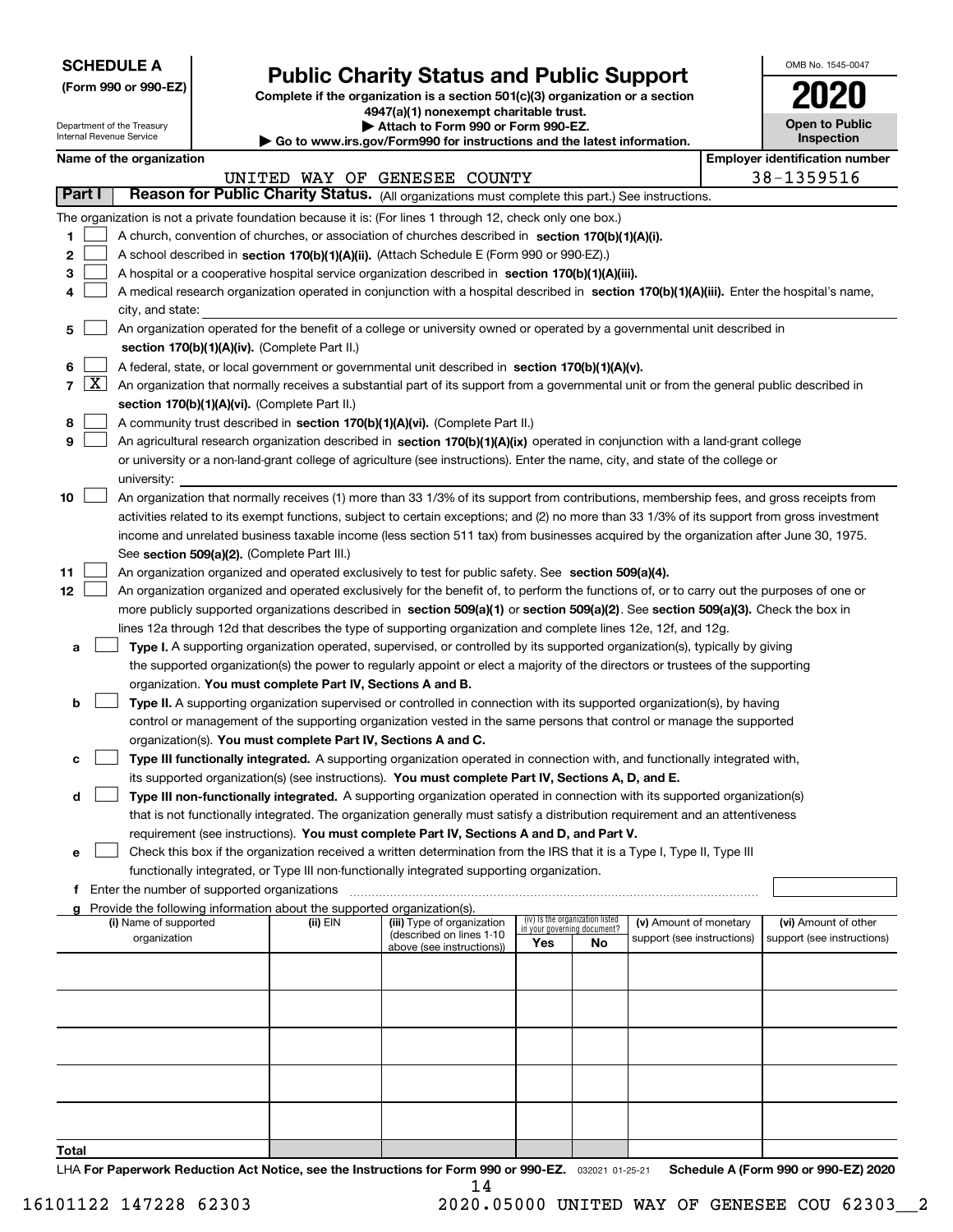**SCHEDULE A**
**(Form 990 or 990-EZ)**

Department of the Treasury
Internal Revenue Service

# Public Charity Status and Public Support

**Complete if the organization is a section 501(c)(3) organization or a section 4947(a)(1) nonexempt charitable trust.**
**▶ Attach to Form 990 or Form 990-EZ.**
**▶ Go to www.irs.gov/Form990 for instructions and the latest information.**

OMB No. 1545-0047

**2020**

**Open to Public Inspection**

**Name of the organization:** UNITED WAY OF GENESEE COUNTY
**Employer identification number:** 38-1359516

## Part I — Reason for Public Charity Status. (All organizations must complete this part.) See instructions.

The organization is not a private foundation because it is: (For lines 1 through 12, check only one box.)

1. ☐ A church, convention of churches, or association of churches described in **section 170(b)(1)(A)(i).**
2. ☐ A school described in **section 170(b)(1)(A)(ii).** (Attach Schedule E (Form 990 or 990-EZ).)
3. ☐ A hospital or a cooperative hospital service organization described in **section 170(b)(1)(A)(iii).**
4. ☐ A medical research organization operated in conjunction with a hospital described in **section 170(b)(1)(A)(iii).** Enter the hospital's name, city, and state:
5. ☐ An organization operated for the benefit of a college or university owned or operated by a governmental unit described in **section 170(b)(1)(A)(iv).** (Complete Part II.)
6. ☐ A federal, state, or local government or governmental unit described in **section 170(b)(1)(A)(v).**
7. ☒ An organization that normally receives a substantial part of its support from a governmental unit or from the general public described in **section 170(b)(1)(A)(vi).** (Complete Part II.)
8. ☐ A community trust described in **section 170(b)(1)(A)(vi).** (Complete Part II.)
9. ☐ An agricultural research organization described in **section 170(b)(1)(A)(ix)** operated in conjunction with a land-grant college or university or a non-land-grant college of agriculture (see instructions). Enter the name, city, and state of the college or university:
10. ☐ An organization that normally receives (1) more than 33 1/3% of its support from contributions, membership fees, and gross receipts from activities related to its exempt functions, subject to certain exceptions; and (2) no more than 33 1/3% of its support from gross investment income and unrelated business taxable income (less section 511 tax) from businesses acquired by the organization after June 30, 1975. See **section 509(a)(2).** (Complete Part III.)
11. ☐ An organization organized and operated exclusively to test for public safety. See **section 509(a)(4).**
12. ☐ An organization organized and operated exclusively for the benefit of, to perform the functions of, or to carry out the purposes of one or more publicly supported organizations described in **section 509(a)(1)** or **section 509(a)(2).** See **section 509(a)(3).** Check the box in lines 12a through 12d that describes the type of supporting organization and complete lines 12e, 12f, and 12g.
   - **a** ☐ **Type I.** A supporting organization operated, supervised, or controlled by its supported organization(s), typically by giving the supported organization(s) the power to regularly appoint or elect a majority of the directors or trustees of the supporting organization. **You must complete Part IV, Sections A and B.**
   - **b** ☐ **Type II.** A supporting organization supervised or controlled in connection with its supported organization(s), by having control or management of the supporting organization vested in the same persons that control or manage the supported organization(s). **You must complete Part IV, Sections A and C.**
   - **c** ☐ **Type III functionally integrated.** A supporting organization operated in connection with, and functionally integrated with, its supported organization(s) (see instructions). **You must complete Part IV, Sections A, D, and E.**
   - **d** ☐ **Type III non-functionally integrated.** A supporting organization operated in connection with its supported organization(s) that is not functionally integrated. The organization generally must satisfy a distribution requirement and an attentiveness requirement (see instructions). **You must complete Part IV, Sections A and D, and Part V.**
   - **e** ☐ Check this box if the organization received a written determination from the IRS that it is a Type I, Type II, Type III functionally integrated, or Type III non-functionally integrated supporting organization.
   - **f** Enter the number of supported organizations
   - **g** Provide the following information about the supported organization(s).

| (i) Name of supported organization | (ii) EIN | (iii) Type of organization (described on lines 1-10 above (see instructions)) | (iv) Is the organization listed in your governing document? Yes | No | (v) Amount of monetary support (see instructions) | (vi) Amount of other support (see instructions) |
|---|---|---|---|---|---|---|
| | | | | | | |
| | | | | | | |
| | | | | | | |
| | | | | | | |
| | | | | | | |
| **Total** | | | | | | |

LHA **For Paperwork Reduction Act Notice, see the Instructions for Form 990 or 990-EZ.** 032021 01-25-21 **Schedule A (Form 990 or 990-EZ) 2020**

16101122 147228 62303 2020.05000 UNITED WAY OF GENESEE COU 62303__2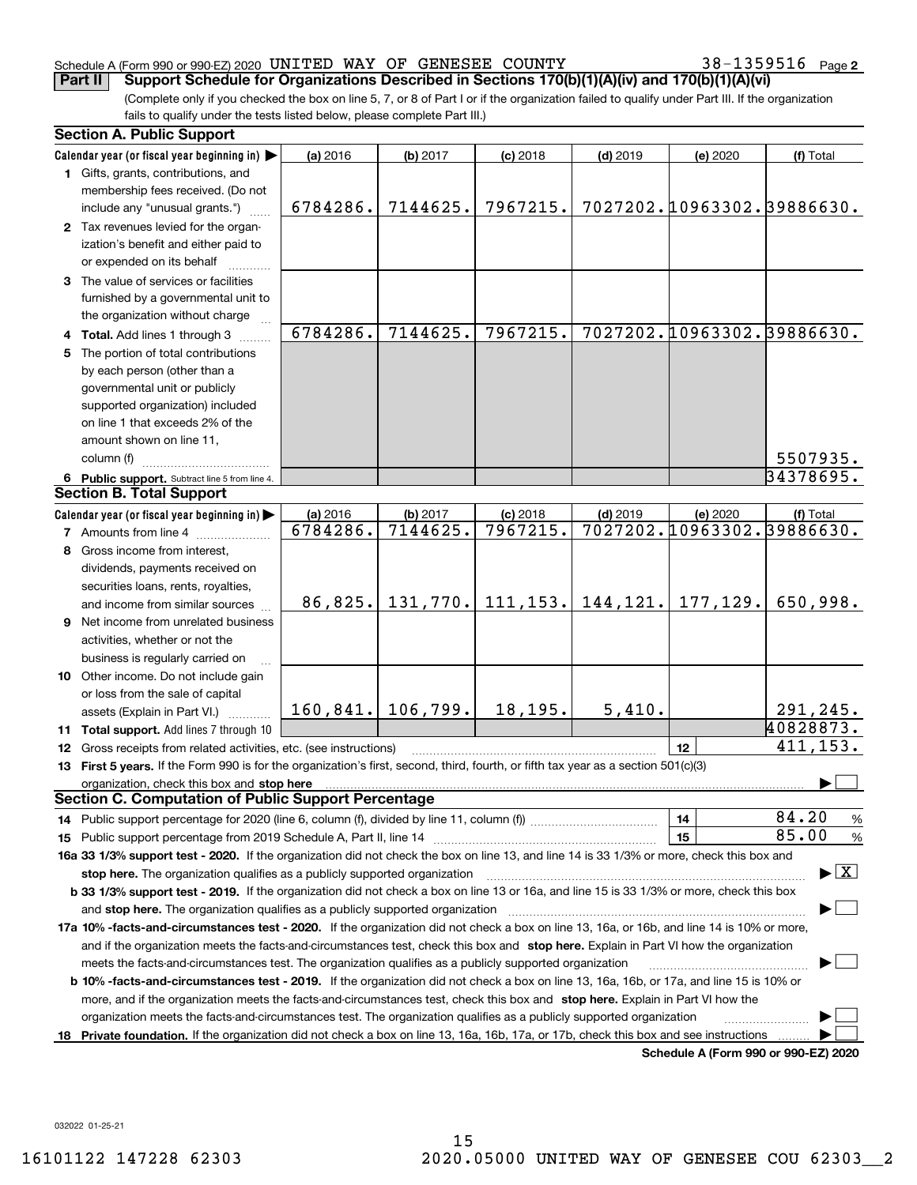Schedule A (Form 990 or 990-EZ) 2020 UNITED WAY OF GENESEE COUNTY 38-1359516 Page 2

**Part II Support Schedule for Organizations Described in Sections 170(b)(1)(A)(iv) and 170(b)(1)(A)(vi)**

(Complete only if you checked the box on line 5, 7, or 8 of Part I or if the organization failed to qualify under Part III. If the organization fails to qualify under the tests listed below, please complete Part III.)

**Section A. Public Support**

| Calendar year (or fiscal year beginning in) ▶ | (a) 2016 | (b) 2017 | (c) 2018 | (d) 2019 | (e) 2020 | (f) Total |
|---|---|---|---|---|---|---|
| **1** Gifts, grants, contributions, and membership fees received. (Do not include any "unusual grants.") | 6784286. | 7144625. | 7967215. | 7027202. | 10963302. | 39886630. |
| **2** Tax revenues levied for the organization's benefit and either paid to or expended on its behalf | | | | | | |
| **3** The value of services or facilities furnished by a governmental unit to the organization without charge | | | | | | |
| **4 Total.** Add lines 1 through 3 | 6784286. | 7144625. | 7967215. | 7027202. | 10963302. | 39886630. |
| **5** The portion of total contributions by each person (other than a governmental unit or publicly supported organization) included on line 1 that exceeds 2% of the amount shown on line 11, column (f) | | | | | | 5507935. |
| **6 Public support.** Subtract line 5 from line 4. | | | | | | 34378695. |

**Section B. Total Support**

| Calendar year (or fiscal year beginning in) ▶ | (a) 2016 | (b) 2017 | (c) 2018 | (d) 2019 | (e) 2020 | (f) Total |
|---|---|---|---|---|---|---|
| **7** Amounts from line 4 | 6784286. | 7144625. | 7967215. | 7027202. | 10963302. | 39886630. |
| **8** Gross income from interest, dividends, payments received on securities loans, rents, royalties, and income from similar sources | 86,825. | 131,770. | 111,153. | 144,121. | 177,129. | 650,998. |
| **9** Net income from unrelated business activities, whether or not the business is regularly carried on | | | | | | |
| **10** Other income. Do not include gain or loss from the sale of capital assets (Explain in Part VI.) | 160,841. | 106,799. | 18,195. | 5,410. | | 291,245. |
| **11 Total support.** Add lines 7 through 10 | | | | | | 40828873. |

**12** Gross receipts from related activities, etc. (see instructions) | **12** | 411,153.

**13 First 5 years.** If the Form 990 is for the organization's first, second, third, fourth, or fifth tax year as a section 501(c)(3) organization, check this box and **stop here** ▶ ☐

**Section C. Computation of Public Support Percentage**

**14** Public support percentage for 2020 (line 6, column (f), divided by line 11, column (f)) | **14** | 84.20 %

**15** Public support percentage from 2019 Schedule A, Part II, line 14 | **15** | 85.00 %

**16a 33 1/3% support test - 2020.** If the organization did not check the box on line 13, and line 14 is 33 1/3% or more, check this box and **stop here.** The organization qualifies as a publicly supported organization ▶ ☒

**b 33 1/3% support test - 2019.** If the organization did not check a box on line 13 or 16a, and line 15 is 33 1/3% or more, check this box and **stop here.** The organization qualifies as a publicly supported organization ▶ ☐

**17a 10% -facts-and-circumstances test - 2020.** If the organization did not check a box on line 13, 16a, or 16b, and line 14 is 10% or more, and if the organization meets the facts-and-circumstances test, check this box and **stop here.** Explain in Part VI how the organization meets the facts-and-circumstances test. The organization qualifies as a publicly supported organization ▶ ☐

**b 10% -facts-and-circumstances test - 2019.** If the organization did not check a box on line 13, 16a, 16b, or 17a, and line 15 is 10% or more, and if the organization meets the facts-and-circumstances test, check this box and **stop here.** Explain in Part VI how the organization meets the facts-and-circumstances test. The organization qualifies as a publicly supported organization ▶ ☐

**18 Private foundation.** If the organization did not check a box on line 13, 16a, 16b, 17a, or 17b, check this box and see instructions ▶ ☐

**Schedule A (Form 990 or 990-EZ) 2020**

032022 01-25-21

16101122 147228 62303 2020.05000 UNITED WAY OF GENESEE COU 62303__2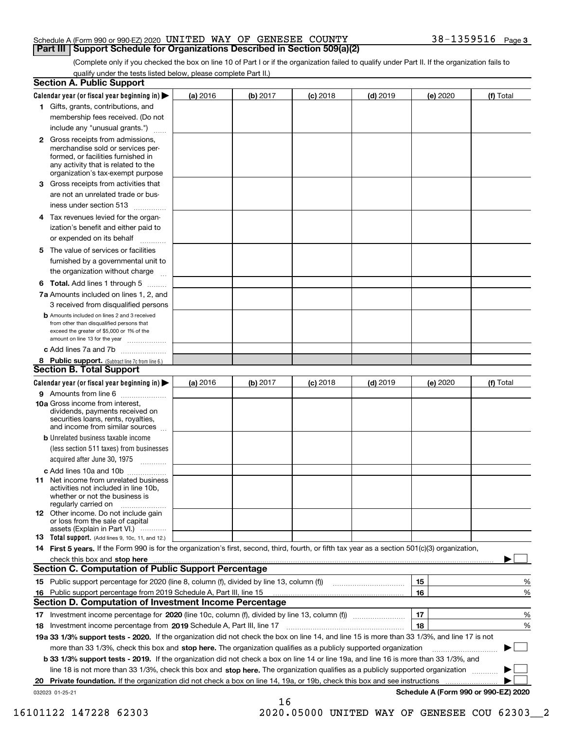Schedule A (Form 990 or 990-EZ) 2020 UNITED WAY OF GENESEE COUNTY 38-1359516 Page 3

## Part III Support Schedule for Organizations Described in Section 509(a)(2)

(Complete only if you checked the box on line 10 of Part I or if the organization failed to qualify under Part II. If the organization fails to qualify under the tests listed below, please complete Part II.)

### Section A. Public Support

| Calendar year (or fiscal year beginning in) ▶ | (a) 2016 | (b) 2017 | (c) 2018 | (d) 2019 | (e) 2020 | (f) Total |
|---|---|---|---|---|---|---|
| **1** Gifts, grants, contributions, and membership fees received. (Do not include any "unusual grants.") | | | | | | |
| **2** Gross receipts from admissions, merchandise sold or services performed, or facilities furnished in any activity that is related to the organization's tax-exempt purpose | | | | | | |
| **3** Gross receipts from activities that are not an unrelated trade or business under section 513 | | | | | | |
| **4** Tax revenues levied for the organization's benefit and either paid to or expended on its behalf | | | | | | |
| **5** The value of services or facilities furnished by a governmental unit to the organization without charge | | | | | | |
| **6 Total.** Add lines 1 through 5 | | | | | | |
| **7a** Amounts included on lines 1, 2, and 3 received from disqualified persons | | | | | | |
| **b** Amounts included on lines 2 and 3 received from other than disqualified persons that exceed the greater of $5,000 or 1% of the amount on line 13 for the year | | | | | | |
| **c** Add lines 7a and 7b | | | | | | |
| **8 Public support.** (Subtract line 7c from line 6.) | | | | | | |

### Section B. Total Support

| Calendar year (or fiscal year beginning in) ▶ | (a) 2016 | (b) 2017 | (c) 2018 | (d) 2019 | (e) 2020 | (f) Total |
|---|---|---|---|---|---|---|
| **9** Amounts from line 6 | | | | | | |
| **10a** Gross income from interest, dividends, payments received on securities loans, rents, royalties, and income from similar sources | | | | | | |
| **b** Unrelated business taxable income (less section 511 taxes) from businesses acquired after June 30, 1975 | | | | | | |
| **c** Add lines 10a and 10b | | | | | | |
| **11** Net income from unrelated business activities not included in line 10b, whether or not the business is regularly carried on | | | | | | |
| **12** Other income. Do not include gain or loss from the sale of capital assets (Explain in Part VI.) | | | | | | |
| **13 Total support.** (Add lines 9, 10c, 11, and 12.) | | | | | | |

**14 First 5 years.** If the Form 990 is for the organization's first, second, third, fourth, or fifth tax year as a section 501(c)(3) organization, check this box and **stop here** ▶ ☐

### Section C. Computation of Public Support Percentage

| | | | |
|---|---|---|---|
| **15** Public support percentage for 2020 (line 8, column (f), divided by line 13, column (f)) | 15 | | % |
| **16** Public support percentage from 2019 Schedule A, Part III, line 15 | 16 | | % |

### Section D. Computation of Investment Income Percentage

| | | | |
|---|---|---|---|
| **17** Investment income percentage for **2020** (line 10c, column (f), divided by line 13, column (f)) | 17 | | % |
| **18** Investment income percentage from **2019** Schedule A, Part III, line 17 | 18 | | % |

**19a 33 1/3% support tests - 2020.** If the organization did not check the box on line 14, and line 15 is more than 33 1/3%, and line 17 is not more than 33 1/3%, check this box and **stop here.** The organization qualifies as a publicly supported organization ▶ ☐

**b 33 1/3% support tests - 2019.** If the organization did not check a box on line 14 or line 19a, and line 16 is more than 33 1/3%, and line 18 is not more than 33 1/3%, check this box and **stop here.** The organization qualifies as a publicly supported organization ▶ ☐

**20 Private foundation.** If the organization did not check a box on line 14, 19a, or 19b, check this box and see instructions ▶ ☐

032023 01-25-21

**Schedule A (Form 990 or 990-EZ) 2020**

16101122 147228 62303 2020.05000 UNITED WAY OF GENESEE COU 62303__2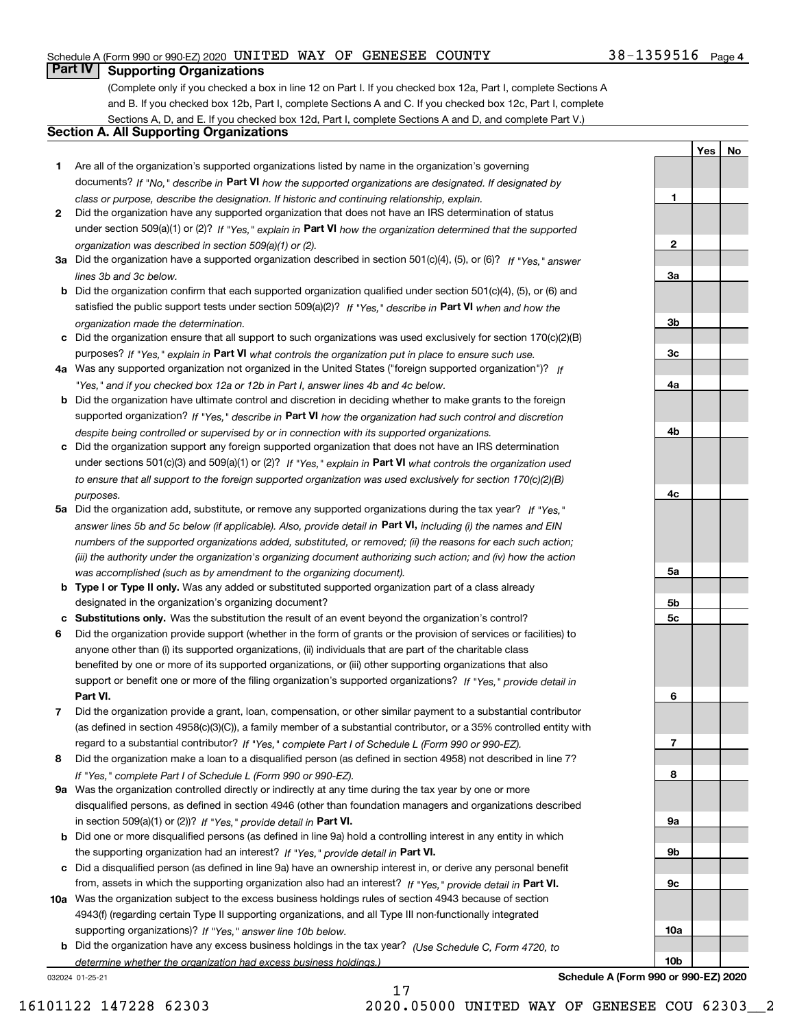Schedule A (Form 990 or 990-EZ) 2020 UNITED WAY OF GENESEE COUNTY 38-1359516 Page 4

## Part IV Supporting Organizations

(Complete only if you checked a box in line 12 on Part I. If you checked box 12a, Part I, complete Sections A and B. If you checked box 12b, Part I, complete Sections A and C. If you checked box 12c, Part I, complete Sections A, D, and E. If you checked box 12d, Part I, complete Sections A and D, and complete Part V.)

### Section A. All Supporting Organizations

| | | Line | Yes | No |
|---|---|---|---|---|
| 1 | Are all of the organization's supported organizations listed by name in the organization's governing documents? *If "No," describe in* **Part VI** *how the supported organizations are designated. If designated by class or purpose, describe the designation. If historic and continuing relationship, explain.* | 1 | | |
| 2 | Did the organization have any supported organization that does not have an IRS determination of status under section 509(a)(1) or (2)? *If "Yes," explain in* **Part VI** *how the organization determined that the supported organization was described in section 509(a)(1) or (2).* | 2 | | |
| 3a | Did the organization have a supported organization described in section 501(c)(4), (5), or (6)? *If "Yes," answer lines 3b and 3c below.* | 3a | | |
| b | Did the organization confirm that each supported organization qualified under section 501(c)(4), (5), or (6) and satisfied the public support tests under section 509(a)(2)? *If "Yes," describe in* **Part VI** *when and how the organization made the determination.* | 3b | | |
| c | Did the organization ensure that all support to such organizations was used exclusively for section 170(c)(2)(B) purposes? *If "Yes," explain in* **Part VI** *what controls the organization put in place to ensure such use.* | 3c | | |
| 4a | Was any supported organization not organized in the United States ("foreign supported organization")? *If "Yes," and if you checked box 12a or 12b in Part I, answer lines 4b and 4c below.* | 4a | | |
| b | Did the organization have ultimate control and discretion in deciding whether to make grants to the foreign supported organization? *If "Yes," describe in* **Part VI** *how the organization had such control and discretion despite being controlled or supervised by or in connection with its supported organizations.* | 4b | | |
| c | Did the organization support any foreign supported organization that does not have an IRS determination under sections 501(c)(3) and 509(a)(1) or (2)? *If "Yes," explain in* **Part VI** *what controls the organization used to ensure that all support to the foreign supported organization was used exclusively for section 170(c)(2)(B) purposes.* | 4c | | |
| 5a | Did the organization add, substitute, or remove any supported organizations during the tax year? *If "Yes," answer lines 5b and 5c below (if applicable). Also, provide detail in* **Part VI,** *including (i) the names and EIN numbers of the supported organizations added, substituted, or removed; (ii) the reasons for each such action; (iii) the authority under the organization's organizing document authorizing such action; and (iv) how the action was accomplished (such as by amendment to the organizing document).* | 5a | | |
| b | **Type I or Type II only.** Was any added or substituted supported organization part of a class already designated in the organization's organizing document? | 5b | | |
| c | **Substitutions only.** Was the substitution the result of an event beyond the organization's control? | 5c | | |
| 6 | Did the organization provide support (whether in the form of grants or the provision of services or facilities) to anyone other than (i) its supported organizations, (ii) individuals that are part of the charitable class benefited by one or more of its supported organizations, or (iii) other supporting organizations that also support or benefit one or more of the filing organization's supported organizations? *If "Yes," provide detail in* **Part VI.** | 6 | | |
| 7 | Did the organization provide a grant, loan, compensation, or other similar payment to a substantial contributor (as defined in section 4958(c)(3)(C)), a family member of a substantial contributor, or a 35% controlled entity with regard to a substantial contributor? *If "Yes," complete Part I of Schedule L (Form 990 or 990-EZ).* | 7 | | |
| 8 | Did the organization make a loan to a disqualified person (as defined in section 4958) not described in line 7? *If "Yes," complete Part I of Schedule L (Form 990 or 990-EZ).* | 8 | | |
| 9a | Was the organization controlled directly or indirectly at any time during the tax year by one or more disqualified persons, as defined in section 4946 (other than foundation managers and organizations described in section 509(a)(1) or (2))? *If "Yes," provide detail in* **Part VI.** | 9a | | |
| b | Did one or more disqualified persons (as defined in line 9a) hold a controlling interest in any entity in which the supporting organization had an interest? *If "Yes," provide detail in* **Part VI.** | 9b | | |
| c | Did a disqualified person (as defined in line 9a) have an ownership interest in, or derive any personal benefit from, assets in which the supporting organization also had an interest? *If "Yes," provide detail in* **Part VI.** | 9c | | |
| 10a | Was the organization subject to the excess business holdings rules of section 4943 because of section 4943(f) (regarding certain Type II supporting organizations, and all Type III non-functionally integrated supporting organizations)? *If "Yes," answer line 10b below.* | 10a | | |
| b | Did the organization have any excess business holdings in the tax year? *(Use Schedule C, Form 4720, to determine whether the organization had excess business holdings.)* | 10b | | |

032024 01-25-21 **Schedule A (Form 990 or 990-EZ) 2020**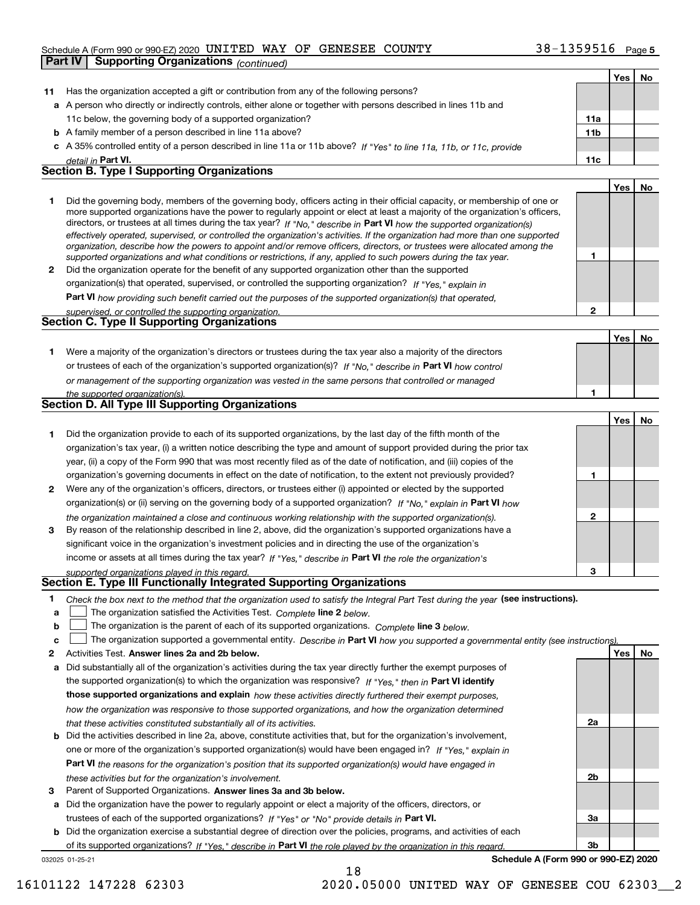Schedule A (Form 990 or 990-EZ) 2020 UNITED WAY OF GENESEE COUNTY 38-1359516 Page 5

**Part IV | Supporting Organizations** *(continued)*

| | | | Yes | No |
|---|---|---|---|---|
| **11** | Has the organization accepted a gift or contribution from any of the following persons? | | | |
| **a** | A person who directly or indirectly controls, either alone or together with persons described in lines 11b and 11c below, the governing body of a supported organization? | **11a** | | |
| **b** | A family member of a person described in line 11a above? | **11b** | | |
| **c** | A 35% controlled entity of a person described in line 11a or 11b above? *If "Yes" to line 11a, 11b, or 11c, provide detail in* **Part VI.** | **11c** | | |

## Section B. Type I Supporting Organizations

| | | | Yes | No |
|---|---|---|---|---|
| **1** | Did the governing body, members of the governing body, officers acting in their official capacity, or membership of one or more supported organizations have the power to regularly appoint or elect at least a majority of the organization's officers, directors, or trustees at all times during the tax year? *If "No," describe in* **Part VI** *how the supported organization(s) effectively operated, supervised, or controlled the organization's activities. If the organization had more than one supported organization, describe how the powers to appoint and/or remove officers, directors, or trustees were allocated among the supported organizations and what conditions or restrictions, if any, applied to such powers during the tax year.* | **1** | | |
| **2** | Did the organization operate for the benefit of any supported organization other than the supported organization(s) that operated, supervised, or controlled the supporting organization? *If "Yes," explain in* **Part VI** *how providing such benefit carried out the purposes of the supported organization(s) that operated, supervised, or controlled the supporting organization.* | **2** | | |

## Section C. Type II Supporting Organizations

| | | | Yes | No |
|---|---|---|---|---|
| **1** | Were a majority of the organization's directors or trustees during the tax year also a majority of the directors or trustees of each of the organization's supported organization(s)? *If "No," describe in* **Part VI** *how control or management of the supporting organization was vested in the same persons that controlled or managed the supported organization(s).* | **1** | | |

## Section D. All Type III Supporting Organizations

| | | | Yes | No |
|---|---|---|---|---|
| **1** | Did the organization provide to each of its supported organizations, by the last day of the fifth month of the organization's tax year, (i) a written notice describing the type and amount of support provided during the prior tax year, (ii) a copy of the Form 990 that was most recently filed as of the date of notification, and (iii) copies of the organization's governing documents in effect on the date of notification, to the extent not previously provided? | **1** | | |
| **2** | Were any of the organization's officers, directors, or trustees either (i) appointed or elected by the supported organization(s) or (ii) serving on the governing body of a supported organization? *If "No," explain in* **Part VI** *how the organization maintained a close and continuous working relationship with the supported organization(s).* | **2** | | |
| **3** | By reason of the relationship described in line 2, above, did the organization's supported organizations have a significant voice in the organization's investment policies and in directing the use of the organization's income or assets at all times during the tax year? *If "Yes," describe in* **Part VI** *the role the organization's supported organizations played in this regard.* | **3** | | |

## Section E. Type III Functionally Integrated Supporting Organizations

**1** *Check the box next to the method that the organization used to satisfy the Integral Part Test during the year* **(see instructions).**

- **a** ☐ The organization satisfied the Activities Test. *Complete* **line 2** *below.*
- **b** ☐ The organization is the parent of each of its supported organizations. *Complete* **line 3** *below.*
- **c** ☐ The organization supported a governmental entity. *Describe in* **Part VI** *how you supported a governmental entity (see instructions).*

| | | | Yes | No |
|---|---|---|---|---|
| **2** | Activities Test. **Answer lines 2a and 2b below.** | | | |
| **a** | Did substantially all of the organization's activities during the tax year directly further the exempt purposes of the supported organization(s) to which the organization was responsive? *If "Yes," then in* **Part VI identify those supported organizations and explain** *how these activities directly furthered their exempt purposes, how the organization was responsive to those supported organizations, and how the organization determined that these activities constituted substantially all of its activities.* | **2a** | | |
| **b** | Did the activities described in line 2a, above, constitute activities that, but for the organization's involvement, one or more of the organization's supported organization(s) would have been engaged in? *If "Yes," explain in* **Part VI** *the reasons for the organization's position that its supported organization(s) would have engaged in these activities but for the organization's involvement.* | **2b** | | |
| **3** | Parent of Supported Organizations. **Answer lines 3a and 3b below.** | | | |
| **a** | Did the organization have the power to regularly appoint or elect a majority of the officers, directors, or trustees of each of the supported organizations? *If "Yes" or "No" provide details in* **Part VI.** | **3a** | | |
| **b** | Did the organization exercise a substantial degree of direction over the policies, programs, and activities of each of its supported organizations? *If "Yes," describe in* **Part VI** *the role played by the organization in this regard.* | **3b** | | |

032025 01-25-21 **Schedule A (Form 990 or 990-EZ) 2020**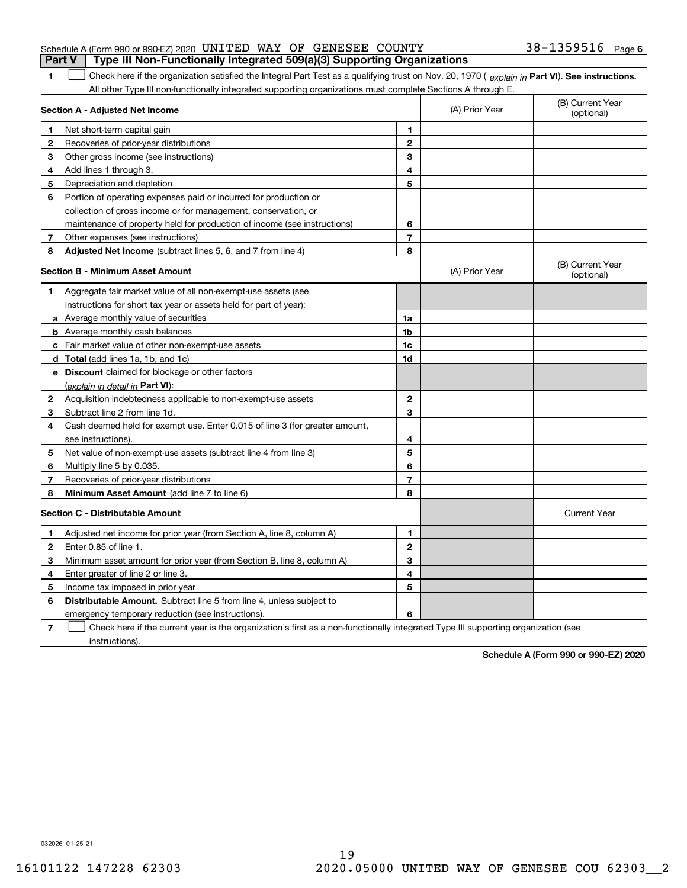Schedule A (Form 990 or 990-EZ) 2020 UNITED WAY OF GENESEE COUNTY 38-1359516 Page 6

## Part V Type III Non-Functionally Integrated 509(a)(3) Supporting Organizations

**1** ☐ Check here if the organization satisfied the Integral Part Test as a qualifying trust on Nov. 20, 1970 ( *explain in* **Part VI**). **See instructions.** All other Type III non-functionally integrated supporting organizations must complete Sections A through E.

| **Section A - Adjusted Net Income** | | | (A) Prior Year | (B) Current Year (optional) |
|---|---|---|---|---|
| **1** | Net short-term capital gain | **1** | | |
| **2** | Recoveries of prior-year distributions | **2** | | |
| **3** | Other gross income (see instructions) | **3** | | |
| **4** | Add lines 1 through 3. | **4** | | |
| **5** | Depreciation and depletion | **5** | | |
| **6** | Portion of operating expenses paid or incurred for production or collection of gross income or for management, conservation, or maintenance of property held for production of income (see instructions) | **6** | | |
| **7** | Other expenses (see instructions) | **7** | | |
| **8** | **Adjusted Net Income** (subtract lines 5, 6, and 7 from line 4) | **8** | | |

| **Section B - Minimum Asset Amount** | | | (A) Prior Year | (B) Current Year (optional) |
|---|---|---|---|---|
| **1** | Aggregate fair market value of all non-exempt-use assets (see instructions for short tax year or assets held for part of year): | | | |
| **a** | Average monthly value of securities | **1a** | | |
| **b** | Average monthly cash balances | **1b** | | |
| **c** | Fair market value of other non-exempt-use assets | **1c** | | |
| **d** | **Total** (add lines 1a, 1b, and 1c) | **1d** | | |
| **e** | **Discount** claimed for blockage or other factors (*explain in detail in* **Part VI**): | | | |
| **2** | Acquisition indebtedness applicable to non-exempt-use assets | **2** | | |
| **3** | Subtract line 2 from line 1d. | **3** | | |
| **4** | Cash deemed held for exempt use. Enter 0.015 of line 3 (for greater amount, see instructions). | **4** | | |
| **5** | Net value of non-exempt-use assets (subtract line 4 from line 3) | **5** | | |
| **6** | Multiply line 5 by 0.035. | **6** | | |
| **7** | Recoveries of prior-year distributions | **7** | | |
| **8** | **Minimum Asset Amount** (add line 7 to line 6) | **8** | | |

| **Section C - Distributable Amount** | | | | Current Year |
|---|---|---|---|---|
| **1** | Adjusted net income for prior year (from Section A, line 8, column A) | **1** | | |
| **2** | Enter 0.85 of line 1. | **2** | | |
| **3** | Minimum asset amount for prior year (from Section B, line 8, column A) | **3** | | |
| **4** | Enter greater of line 2 or line 3. | **4** | | |
| **5** | Income tax imposed in prior year | **5** | | |
| **6** | **Distributable Amount.** Subtract line 5 from line 4, unless subject to emergency temporary reduction (see instructions). | **6** | | |

**7** ☐ Check here if the current year is the organization's first as a non-functionally integrated Type III supporting organization (see instructions).

**Schedule A (Form 990 or 990-EZ) 2020**

032026 01-25-21

16101122 147228 62303 2020.05000 UNITED WAY OF GENESEE COU 62303__2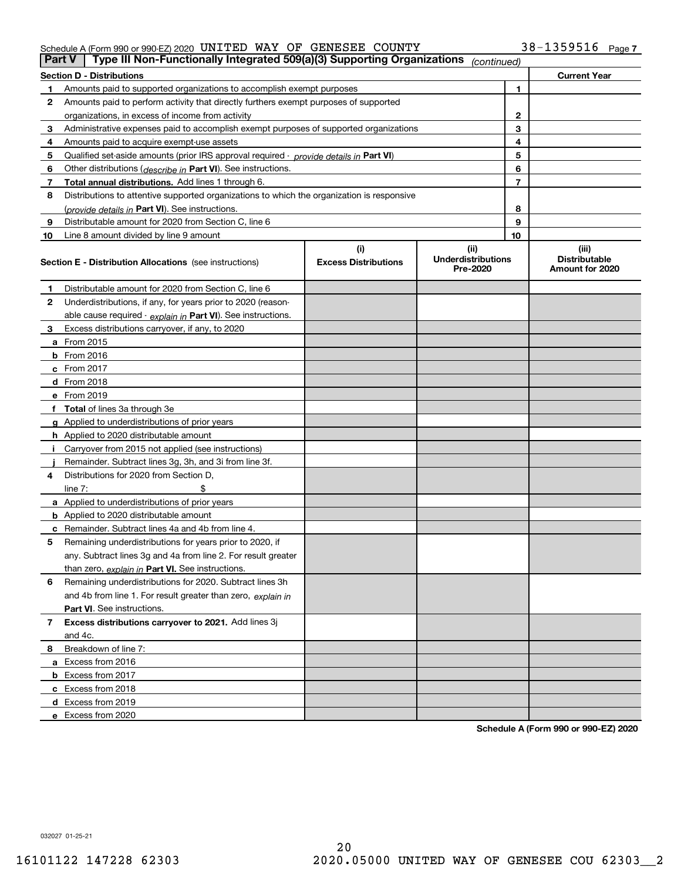Schedule A (Form 990 or 990-EZ) 2020 UNITED WAY OF GENESEE COUNTY 38-1359516

## Part V | Type III Non-Functionally Integrated 509(a)(3) Supporting Organizations *(continued)*

| Section D - Distributions | | | Current Year |
|---|---|---|---|
| 1 | Amounts paid to supported organizations to accomplish exempt purposes | 1 | |
| 2 | Amounts paid to perform activity that directly furthers exempt purposes of supported organizations, in excess of income from activity | 2 | |
| 3 | Administrative expenses paid to accomplish exempt purposes of supported organizations | 3 | |
| 4 | Amounts paid to acquire exempt-use assets | 4 | |
| 5 | Qualified set-aside amounts (prior IRS approval required - *provide details in* **Part VI**) | 5 | |
| 6 | Other distributions (*describe in* **Part VI**). See instructions. | 6 | |
| 7 | **Total annual distributions.** Add lines 1 through 6. | 7 | |
| 8 | Distributions to attentive supported organizations to which the organization is responsive (*provide details in* **Part VI**). See instructions. | 8 | |
| 9 | Distributable amount for 2020 from Section C, line 6 | 9 | |
| 10 | Line 8 amount divided by line 9 amount | 10 | |

| **Section E - Distribution Allocations** (see instructions) | (i) Excess Distributions | (ii) Underdistributions Pre-2020 | (iii) Distributable Amount for 2020 |
|---|---|---|---|
| **1** Distributable amount for 2020 from Section C, line 6 | | | |
| **2** Underdistributions, if any, for years prior to 2020 (reasonable cause required - *explain in* **Part VI**). See instructions. | | | |
| **3** Excess distributions carryover, if any, to 2020 | | | |
| **a** From 2015 | | | |
| **b** From 2016 | | | |
| **c** From 2017 | | | |
| **d** From 2018 | | | |
| **e** From 2019 | | | |
| **f Total** of lines 3a through 3e | | | |
| **g** Applied to underdistributions of prior years | | | |
| **h** Applied to 2020 distributable amount | | | |
| **i** Carryover from 2015 not applied (see instructions) | | | |
| **j** Remainder. Subtract lines 3g, 3h, and 3i from line 3f. | | | |
| **4** Distributions for 2020 from Section D, line 7: $ | | | |
| **a** Applied to underdistributions of prior years | | | |
| **b** Applied to 2020 distributable amount | | | |
| **c** Remainder. Subtract lines 4a and 4b from line 4. | | | |
| **5** Remaining underdistributions for years prior to 2020, if any. Subtract lines 3g and 4a from line 2. For result greater than zero, *explain in* **Part VI.** See instructions. | | | |
| **6** Remaining underdistributions for 2020. Subtract lines 3h and 4b from line 1. For result greater than zero, *explain in* **Part VI**. See instructions. | | | |
| **7 Excess distributions carryover to 2021.** Add lines 3j and 4c. | | | |
| **8** Breakdown of line 7: | | | |
| **a** Excess from 2016 | | | |
| **b** Excess from 2017 | | | |
| **c** Excess from 2018 | | | |
| **d** Excess from 2019 | | | |
| **e** Excess from 2020 | | | |

**Schedule A (Form 990 or 990-EZ) 2020**

032027 01-25-21

16101122 147228 62303 2020.05000 UNITED WAY OF GENESEE COU 62303__2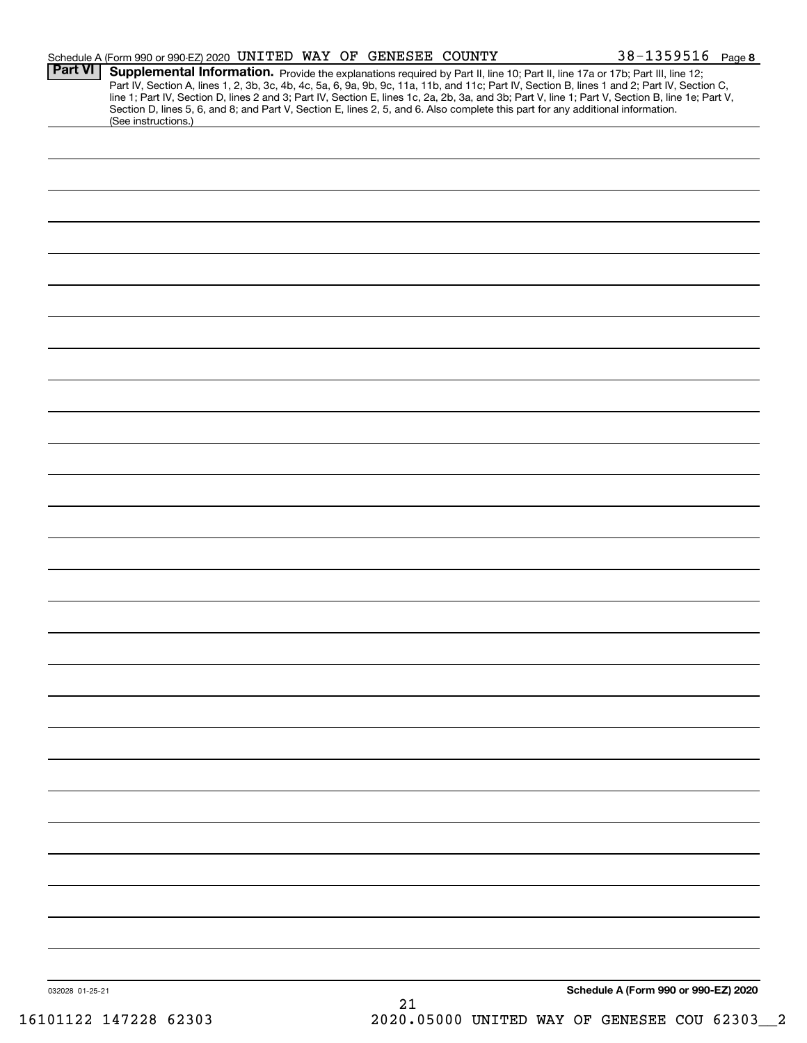Schedule A (Form 990 or 990-EZ) 2020 UNITED WAY OF GENESEE COUNTY 38-1359516 Page 8

**Part VI** **Supplemental Information.** Provide the explanations required by Part II, line 10; Part II, line 17a or 17b; Part III, line 12; Part IV, Section A, lines 1, 2, 3b, 3c, 4b, 4c, 5a, 6, 9a, 9b, 9c, 11a, 11b, and 11c; Part IV, Section B, lines 1 and 2; Part IV, Section C, line 1; Part IV, Section D, lines 2 and 3; Part IV, Section E, lines 1c, 2a, 2b, 3a, and 3b; Part V, line 1; Part V, Section B, line 1e; Part V, Section D, lines 5, 6, and 8; and Part V, Section E, lines 2, 5, and 6. Also complete this part for any additional information. (See instructions.)

032028 01-25-21 **Schedule A (Form 990 or 990-EZ) 2020**

16101122 147228 62303 2020.05000 UNITED WAY OF GENESEE COU 62303__2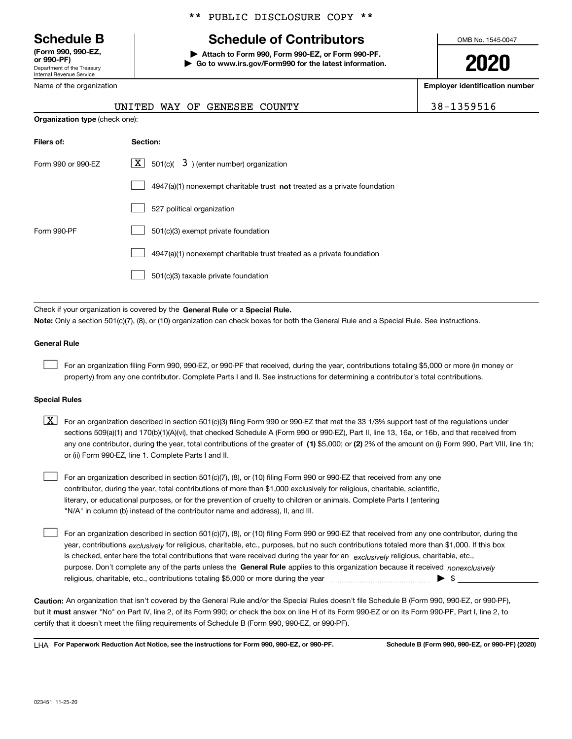** PUBLIC DISCLOSURE COPY **

# Schedule B

**(Form 990, 990-EZ, or 990-PF)**
Department of the Treasury
Internal Revenue Service

## Schedule of Contributors

**▶ Attach to Form 990, Form 990-EZ, or Form 990-PF.**
**▶ Go to www.irs.gov/Form990 for the latest information.**

OMB No. 1545-0047

**2020**

Name of the organization: UNITED WAY OF GENESEE COUNTY

**Employer identification number:** 38-1359516

**Organization type** (check one):

| Filers of: | Section: |
|---|---|
| Form 990 or 990-EZ | [X] 501(c)( 3 ) (enter number) organization |
| | [ ] 4947(a)(1) nonexempt charitable trust **not** treated as a private foundation |
| | [ ] 527 political organization |
| Form 990-PF | [ ] 501(c)(3) exempt private foundation |
| | [ ] 4947(a)(1) nonexempt charitable trust treated as a private foundation |
| | [ ] 501(c)(3) taxable private foundation |

Check if your organization is covered by the **General Rule** or a **Special Rule.**

**Note:** Only a section 501(c)(7), (8), or (10) organization can check boxes for both the General Rule and a Special Rule. See instructions.

**General Rule**

[ ] For an organization filing Form 990, 990-EZ, or 990-PF that received, during the year, contributions totaling $5,000 or more (in money or property) from any one contributor. Complete Parts I and II. See instructions for determining a contributor's total contributions.

**Special Rules**

[X] For an organization described in section 501(c)(3) filing Form 990 or 990-EZ that met the 33 1/3% support test of the regulations under sections 509(a)(1) and 170(b)(1)(A)(vi), that checked Schedule A (Form 990 or 990-EZ), Part II, line 13, 16a, or 16b, and that received from any one contributor, during the year, total contributions of the greater of **(1)** $5,000; or **(2)** 2% of the amount on (i) Form 990, Part VIII, line 1h; or (ii) Form 990-EZ, line 1. Complete Parts I and II.

[ ] For an organization described in section 501(c)(7), (8), or (10) filing Form 990 or 990-EZ that received from any one contributor, during the year, total contributions of more than $1,000 exclusively for religious, charitable, scientific, literary, or educational purposes, or for the prevention of cruelty to children or animals. Complete Parts I (entering "N/A" in column (b) instead of the contributor name and address), II, and III.

[ ] For an organization described in section 501(c)(7), (8), or (10) filing Form 990 or 990-EZ that received from any one contributor, during the year, contributions *exclusively* for religious, charitable, etc., purposes, but no such contributions totaled more than $1,000. If this box is checked, enter here the total contributions that were received during the year for an *exclusively* religious, charitable, etc., purpose. Don't complete any of the parts unless the **General Rule** applies to this organization because it received *nonexclusively* religious, charitable, etc., contributions totaling $5,000 or more during the year ▶ $ ____________

**Caution:** An organization that isn't covered by the General Rule and/or the Special Rules doesn't file Schedule B (Form 990, 990-EZ, or 990-PF), but it **must** answer "No" on Part IV, line 2, of its Form 990; or check the box on line H of its Form 990-EZ or on its Form 990-PF, Part I, line 2, to certify that it doesn't meet the filing requirements of Schedule B (Form 990, 990-EZ, or 990-PF).

LHA **For Paperwork Reduction Act Notice, see the instructions for Form 990, 990-EZ, or 990-PF.** **Schedule B (Form 990, 990-EZ, or 990-PF) (2020)**

023451 11-25-20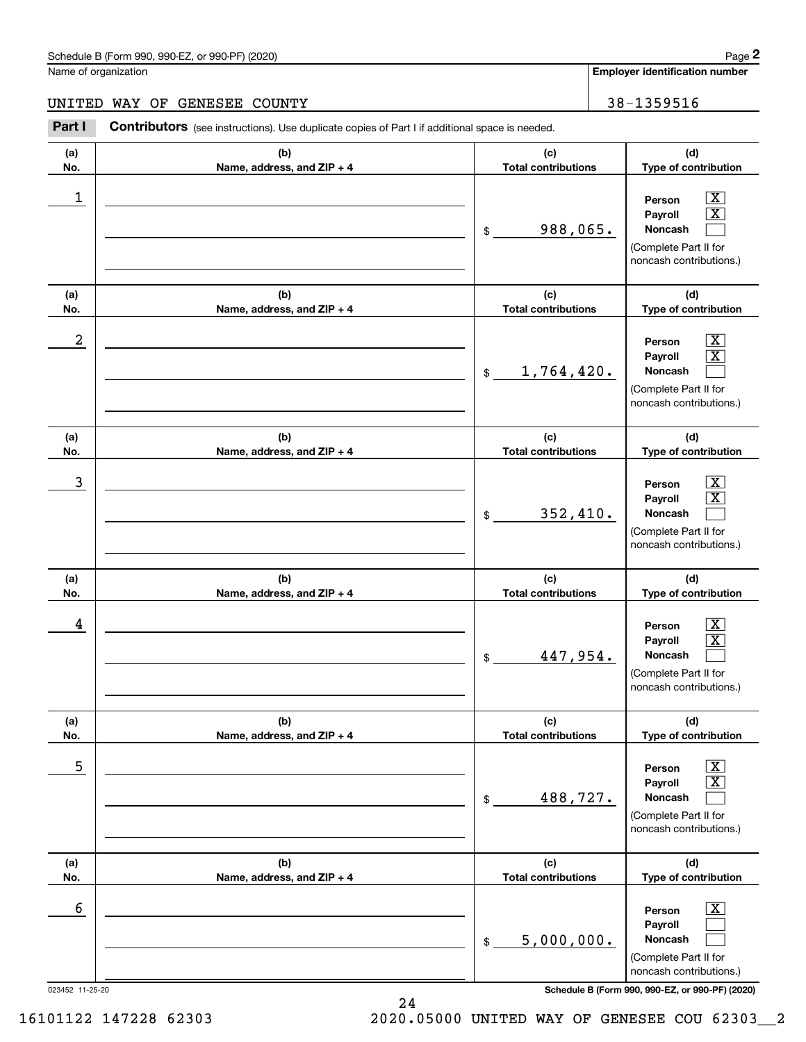Schedule B (Form 990, 990-EZ, or 990-PF) (2020)

Name of organization: UNITED WAY OF GENESEE COUNTY

Employer identification number: 38-1359516

**Part I** **Contributors** (see instructions). Use duplicate copies of Part I if additional space is needed.

| (a) No. | (b) Name, address, and ZIP + 4 | (c) Total contributions | (d) Type of contribution |
|---|---|---|---|
| 1 | | $ 988,065. | Person [X] Payroll [X] Noncash [ ] (Complete Part II for noncash contributions.) |
| 2 | | $ 1,764,420. | Person [X] Payroll [X] Noncash [ ] (Complete Part II for noncash contributions.) |
| 3 | | $ 352,410. | Person [X] Payroll [X] Noncash [ ] (Complete Part II for noncash contributions.) |
| 4 | | $ 447,954. | Person [X] Payroll [X] Noncash [ ] (Complete Part II for noncash contributions.) |
| 5 | | $ 488,727. | Person [X] Payroll [X] Noncash [ ] (Complete Part II for noncash contributions.) |
| 6 | | $ 5,000,000. | Person [X] Payroll [ ] Noncash [ ] (Complete Part II for noncash contributions.) |

023452 11-25-20 Schedule B (Form 990, 990-EZ, or 990-PF) (2020)

16101122 147228 62303 2020.05000 UNITED WAY OF GENESEE COU 62303__2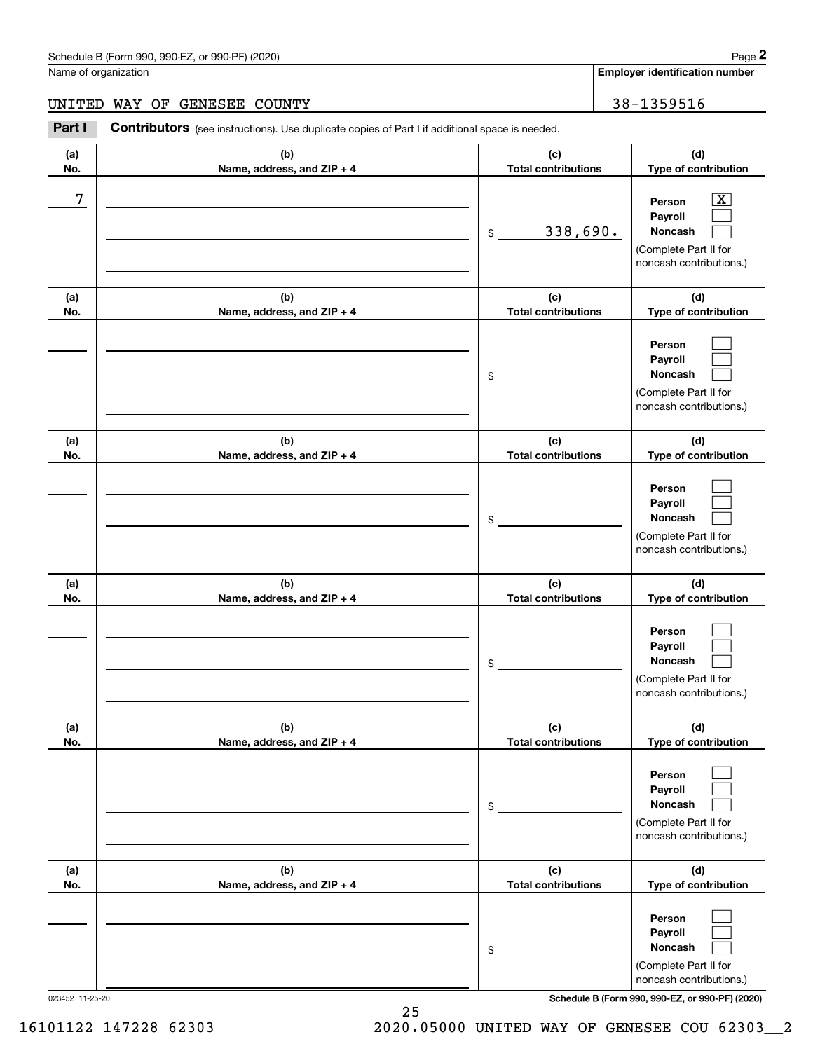Schedule B (Form 990, 990-EZ, or 990-PF) (2020)

| Name of organization | Employer identification number |
|---|---|
| UNITED WAY OF GENESEE COUNTY | 38-1359516 |

**Part I** **Contributors** (see instructions). Use duplicate copies of Part I if additional space is needed.

| (a) No. | (b) Name, address, and ZIP + 4 | (c) Total contributions | (d) Type of contribution |
|---|---|---|---|
| 7 | | $ 338,690. | Person [X] Payroll [ ] Noncash [ ] (Complete Part II for noncash contributions.) |
| | | $ | Person [ ] Payroll [ ] Noncash [ ] (Complete Part II for noncash contributions.) |
| | | $ | Person [ ] Payroll [ ] Noncash [ ] (Complete Part II for noncash contributions.) |
| | | $ | Person [ ] Payroll [ ] Noncash [ ] (Complete Part II for noncash contributions.) |
| | | $ | Person [ ] Payroll [ ] Noncash [ ] (Complete Part II for noncash contributions.) |
| | | $ | Person [ ] Payroll [ ] Noncash [ ] (Complete Part II for noncash contributions.) |

023452 11-25-20

Schedule B (Form 990, 990-EZ, or 990-PF) (2020)

16101122 147228 62303 2020.05000 UNITED WAY OF GENESEE COU 62303__2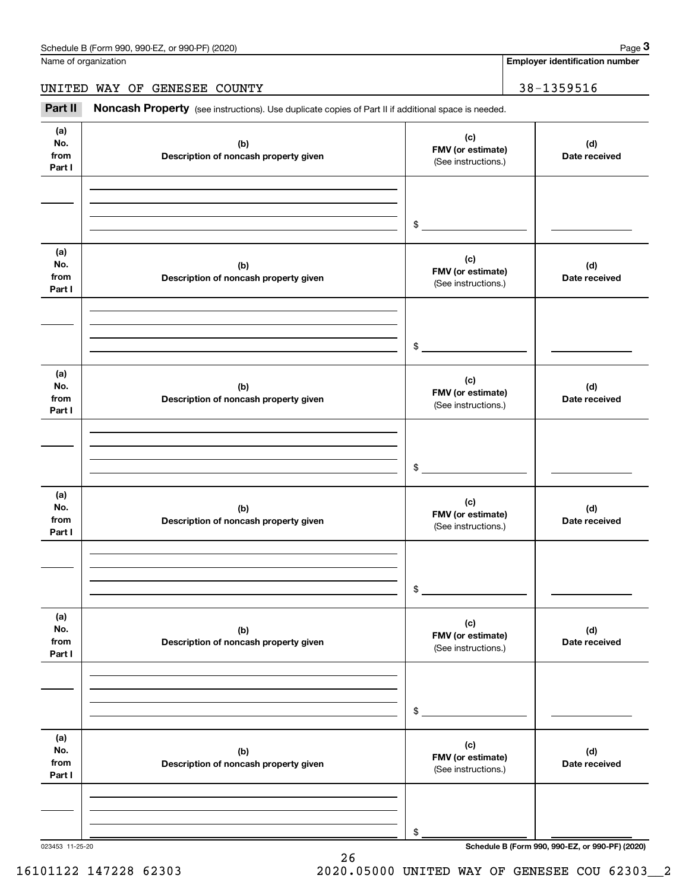Name of organization

UNITED WAY OF GENESEE COUNTY

**Employer identification number**

38-1359516

**Part II** **Noncash Property** (see instructions). Use duplicate copies of Part II if additional space is needed.

| (a) No. from Part I | (b) Description of noncash property given | (c) FMV (or estimate) (See instructions.) | (d) Date received |
|---|---|---|---|
| | | $ | |

| (a) No. from Part I | (b) Description of noncash property given | (c) FMV (or estimate) (See instructions.) | (d) Date received |
|---|---|---|---|
| | | $ | |

| (a) No. from Part I | (b) Description of noncash property given | (c) FMV (or estimate) (See instructions.) | (d) Date received |
|---|---|---|---|
| | | $ | |

| (a) No. from Part I | (b) Description of noncash property given | (c) FMV (or estimate) (See instructions.) | (d) Date received |
|---|---|---|---|
| | | $ | |

| (a) No. from Part I | (b) Description of noncash property given | (c) FMV (or estimate) (See instructions.) | (d) Date received |
|---|---|---|---|
| | | $ | |

| (a) No. from Part I | (b) Description of noncash property given | (c) FMV (or estimate) (See instructions.) | (d) Date received |
|---|---|---|---|
| | | $ | |

023453 11-25-20

**Schedule B (Form 990, 990-EZ, or 990-PF) (2020)**

16101122 147228 62303 2020.05000 UNITED WAY OF GENESEE COU 62303__2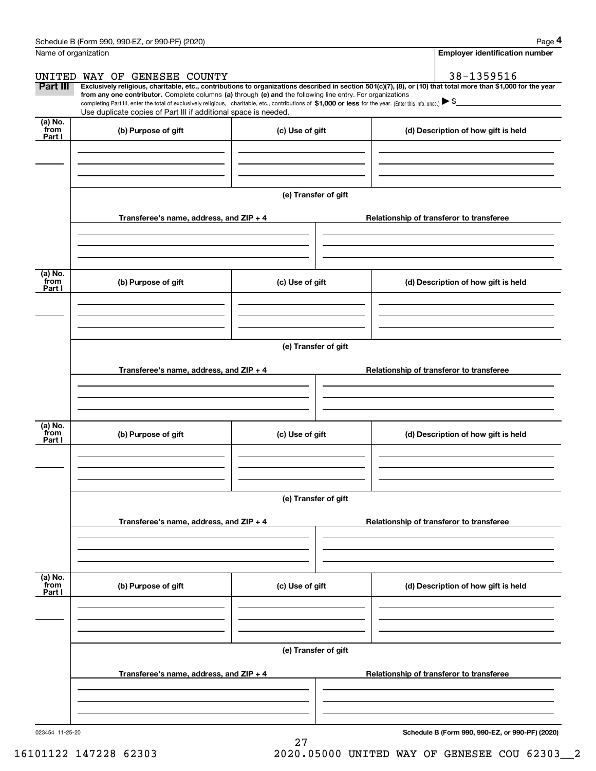Name of organization

UNITED WAY OF GENESEE COUNTY

**Employer identification number**

38-1359516

**Part III** **Exclusively religious, charitable, etc., contributions to organizations described in section 501(c)(7), (8), or (10) that total more than $1,000 for the year from any one contributor.** Complete columns **(a)** through **(e) and** the following line entry. For organizations completing Part III, enter the total of exclusively religious, charitable, etc., contributions of **$1,000 or less** for the year. (Enter this info. once.) ▶ $

Use duplicate copies of Part III if additional space is needed.

| (a) No. from Part I | (b) Purpose of gift | (c) Use of gift | (d) Description of how gift is held |
|---|---|---|---|
| | | | |

(e) Transfer of gift

| Transferee's name, address, and ZIP + 4 | Relationship of transferor to transferee |
|---|---|
| | |

| (a) No. from Part I | (b) Purpose of gift | (c) Use of gift | (d) Description of how gift is held |
|---|---|---|---|
| | | | |

(e) Transfer of gift

| Transferee's name, address, and ZIP + 4 | Relationship of transferor to transferee |
|---|---|
| | |

| (a) No. from Part I | (b) Purpose of gift | (c) Use of gift | (d) Description of how gift is held |
|---|---|---|---|
| | | | |

(e) Transfer of gift

| Transferee's name, address, and ZIP + 4 | Relationship of transferor to transferee |
|---|---|
| | |

| (a) No. from Part I | (b) Purpose of gift | (c) Use of gift | (d) Description of how gift is held |
|---|---|---|---|
| | | | |

(e) Transfer of gift

| Transferee's name, address, and ZIP + 4 | Relationship of transferor to transferee |
|---|---|
| | |

023454 11-25-20

**Schedule B (Form 990, 990-EZ, or 990-PF) (2020)**

16101122 147228 62303 2020.05000 UNITED WAY OF GENESEE COU 62303__2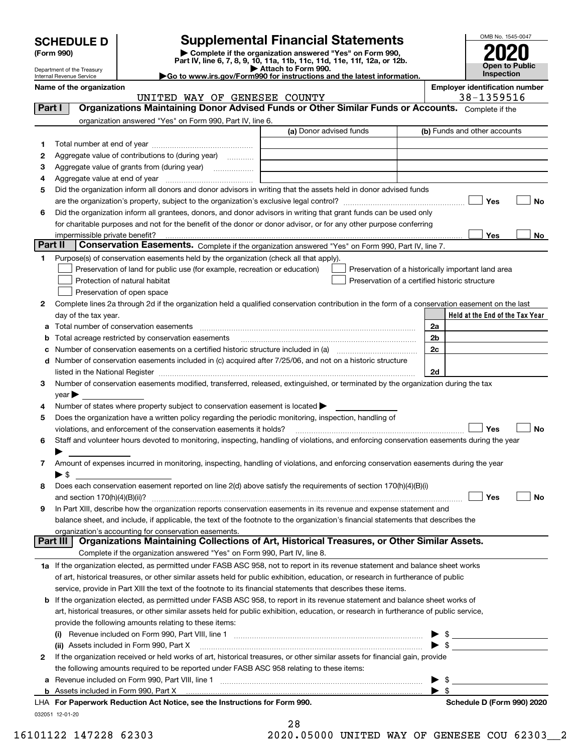# SCHEDULE D (Form 990)

# Supplemental Financial Statements

▶ Complete if the organization answered "Yes" on Form 990, Part IV, line 6, 7, 8, 9, 10, 11a, 11b, 11c, 11d, 11e, 11f, 12a, or 12b.
▶ Attach to Form 990.
▶Go to www.irs.gov/Form990 for instructions and the latest information.

Department of the Treasury
Internal Revenue Service

OMB No. 1545-0047

**2020**

**Open to Public Inspection**

| Name of the organization | Employer identification number |
|---|---|
| UNITED WAY OF GENESEE COUNTY | 38-1359516 |

## Part I Organizations Maintaining Donor Advised Funds or Other Similar Funds or Accounts. Complete if the organization answered "Yes" on Form 990, Part IV, line 6.

| | | (a) Donor advised funds | (b) Funds and other accounts |
|---|---|---|---|
| 1 | Total number at end of year | | |
| 2 | Aggregate value of contributions to (during year) | | |
| 3 | Aggregate value of grants from (during year) | | |
| 4 | Aggregate value at end of year | | |

5 Did the organization inform all donors and donor advisors in writing that the assets held in donor advised funds are the organization's property, subject to the organization's exclusive legal control? ☐ Yes ☐ No

6 Did the organization inform all grantees, donors, and donor advisors in writing that grant funds can be used only for charitable purposes and not for the benefit of the donor or donor advisor, or for any other purpose conferring impermissible private benefit? ☐ Yes ☐ No

## Part II Conservation Easements. Complete if the organization answered "Yes" on Form 990, Part IV, line 7.

1 Purpose(s) of conservation easements held by the organization (check all that apply).
- ☐ Preservation of land for public use (for example, recreation or education)
- ☐ Protection of natural habitat
- ☐ Preservation of open space
- ☐ Preservation of a historically important land area
- ☐ Preservation of a certified historic structure

2 Complete lines 2a through 2d if the organization held a qualified conservation contribution in the form of a conservation easement on the last day of the tax year.

| | | | Held at the End of the Tax Year |
|---|---|---|---|
| a | Total number of conservation easements | 2a | |
| b | Total acreage restricted by conservation easements | 2b | |
| c | Number of conservation easements on a certified historic structure included in (a) | 2c | |
| d | Number of conservation easements included in (c) acquired after 7/25/06, and not on a historic structure listed in the National Register | 2d | |

3 Number of conservation easements modified, transferred, released, extinguished, or terminated by the organization during the tax year ▶

4 Number of states where property subject to conservation easement is located ▶

5 Does the organization have a written policy regarding the periodic monitoring, inspection, handling of violations, and enforcement of the conservation easements it holds? ☐ Yes ☐ No

6 Staff and volunteer hours devoted to monitoring, inspecting, handling of violations, and enforcing conservation easements during the year ▶

7 Amount of expenses incurred in monitoring, inspecting, handling of violations, and enforcing conservation easements during the year ▶ $

8 Does each conservation easement reported on line 2(d) above satisfy the requirements of section 170(h)(4)(B)(i) and section 170(h)(4)(B)(ii)? ☐ Yes ☐ No

9 In Part XIII, describe how the organization reports conservation easements in its revenue and expense statement and balance sheet, and include, if applicable, the text of the footnote to the organization's financial statements that describes the organization's accounting for conservation easements.

## Part III Organizations Maintaining Collections of Art, Historical Treasures, or Other Similar Assets.

Complete if the organization answered "Yes" on Form 990, Part IV, line 8.

1a If the organization elected, as permitted under FASB ASC 958, not to report in its revenue statement and balance sheet works of art, historical treasures, or other similar assets held for public exhibition, education, or research in furtherance of public service, provide in Part XIII the text of the footnote to its financial statements that describes these items.

b If the organization elected, as permitted under FASB ASC 958, to report in its revenue statement and balance sheet works of art, historical treasures, or other similar assets held for public exhibition, education, or research in furtherance of public service, provide the following amounts relating to these items:

(i) Revenue included on Form 990, Part VIII, line 1 ▶ $

(ii) Assets included in Form 990, Part X ▶ $

2 If the organization received or held works of art, historical treasures, or other similar assets for financial gain, provide the following amounts required to be reported under FASB ASC 958 relating to these items:

a Revenue included on Form 990, Part VIII, line 1 ▶ $

b Assets included in Form 990, Part X ▶ $

LHA For Paperwork Reduction Act Notice, see the Instructions for Form 990. **Schedule D (Form 990) 2020**

032051 12-01-20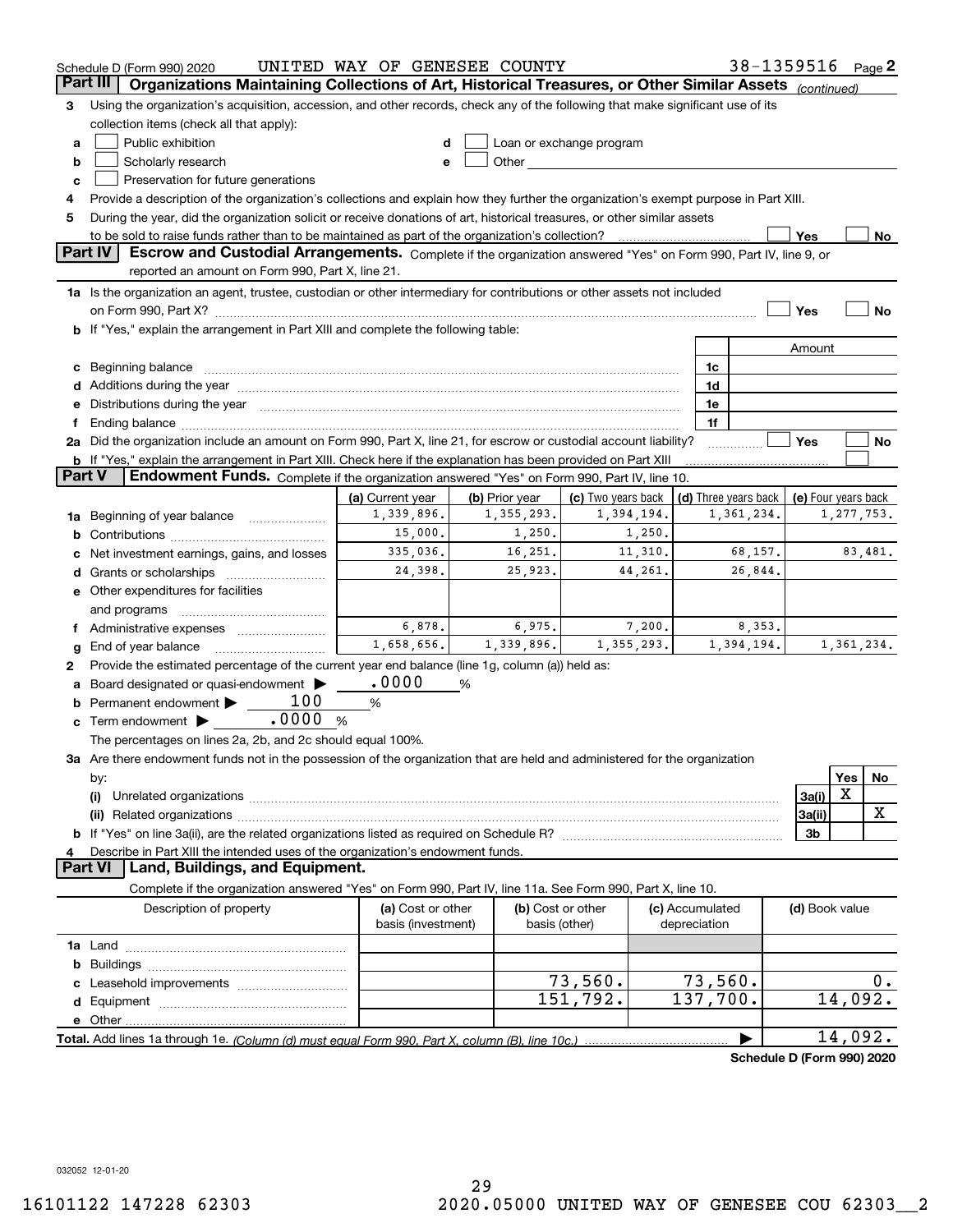Schedule D (Form 990) 2020 UNITED WAY OF GENESEE COUNTY 38-1359516 Page 2

## Part III Organizations Maintaining Collections of Art, Historical Treasures, or Other Similar Assets *(continued)*

3 Using the organization's acquisition, accession, and other records, check any of the following that make significant use of its collection items (check all that apply):

- a ☐ Public exhibition
- b ☐ Scholarly research
- c ☐ Preservation for future generations
- d ☐ Loan or exchange program
- e ☐ Other

4 Provide a description of the organization's collections and explain how they further the organization's exempt purpose in Part XIII.

5 During the year, did the organization solicit or receive donations of art, historical treasures, or other similar assets to be sold to raise funds rather than to be maintained as part of the organization's collection? ☐ Yes ☐ No

## Part IV Escrow and Custodial Arrangements.

Complete if the organization answered "Yes" on Form 990, Part IV, line 9, or reported an amount on Form 990, Part X, line 21.

1a Is the organization an agent, trustee, custodian or other intermediary for contributions or other assets not included on Form 990, Part X? ☐ Yes ☐ No

b If "Yes," explain the arrangement in Part XIII and complete the following table:

| | | Amount |
|---|---|---|
| c Beginning balance | 1c | |
| d Additions during the year | 1d | |
| e Distributions during the year | 1e | |
| f Ending balance | 1f | |

2a Did the organization include an amount on Form 990, Part X, line 21, for escrow or custodial account liability? ☐ Yes ☐ No

b If "Yes," explain the arrangement in Part XIII. Check here if the explanation has been provided on Part XIII ☐

## Part V Endowment Funds.

Complete if the organization answered "Yes" on Form 990, Part IV, line 10.

| | (a) Current year | (b) Prior year | (c) Two years back | (d) Three years back | (e) Four years back |
|---|---|---|---|---|---|
| 1a Beginning of year balance | 1,339,896. | 1,355,293. | 1,394,194. | 1,361,234. | 1,277,753. |
| b Contributions | 15,000. | 1,250. | 1,250. | | |
| c Net investment earnings, gains, and losses | 335,036. | 16,251. | 11,310. | 68,157. | 83,481. |
| d Grants or scholarships | 24,398. | 25,923. | 44,261. | 26,844. | |
| e Other expenditures for facilities and programs | | | | | |
| f Administrative expenses | 6,878. | 6,975. | 7,200. | 8,353. | |
| g End of year balance | 1,658,656. | 1,339,896. | 1,355,293. | 1,394,194. | 1,361,234. |

2 Provide the estimated percentage of the current year end balance (line 1g, column (a)) held as:

- a Board designated or quasi-endowment ▶ .0000 %
- b Permanent endowment ▶ 100 %
- c Term endowment ▶ .0000 %

The percentages on lines 2a, 2b, and 2c should equal 100%.

3a Are there endowment funds not in the possession of the organization that are held and administered for the organization by:

| | | Yes | No |
|---|---|---|---|
| (i) Unrelated organizations | 3a(i) | X | |
| (ii) Related organizations | 3a(ii) | | X |
| b If "Yes" on line 3a(ii), are the related organizations listed as required on Schedule R? | 3b | | |

4 Describe in Part XIII the intended uses of the organization's endowment funds.

## Part VI Land, Buildings, and Equipment.

Complete if the organization answered "Yes" on Form 990, Part IV, line 11a. See Form 990, Part X, line 10.

| Description of property | (a) Cost or other basis (investment) | (b) Cost or other basis (other) | (c) Accumulated depreciation | (d) Book value |
|---|---|---|---|---|
| 1a Land | | | | |
| b Buildings | | | | |
| c Leasehold improvements | | 73,560. | 73,560. | 0. |
| d Equipment | | 151,792. | 137,700. | 14,092. |
| e Other | | | | |
| **Total.** Add lines 1a through 1e. *(Column (d) must equal Form 990, Part X, column (B), line 10c.)* | | | ▶ | 14,092. |

**Schedule D (Form 990) 2020**

032052 12-01-20

16101122 147228 62303 2020.05000 UNITED WAY OF GENESEE COU 62303__2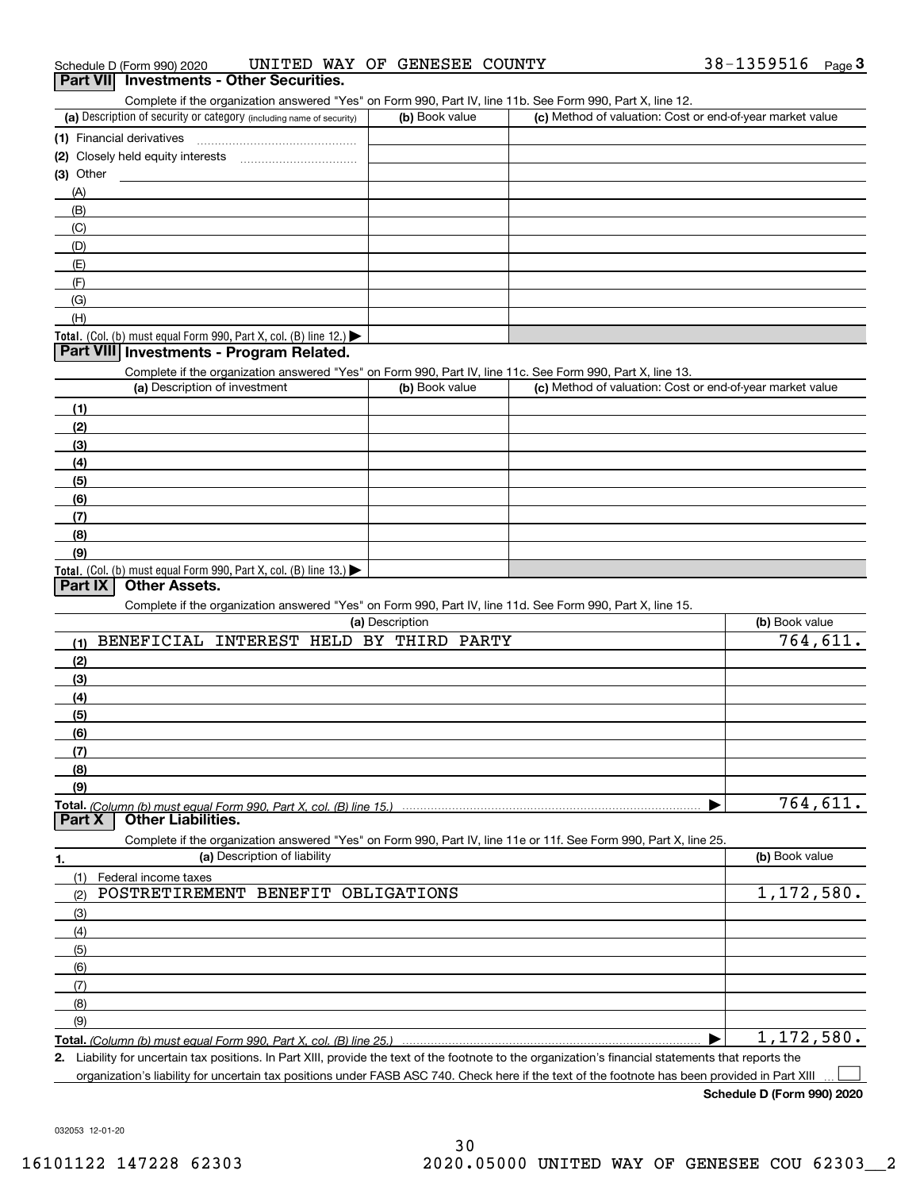Schedule D (Form 990) 2020 UNITED WAY OF GENESEE COUNTY 38-1359516 Page 3

## Part VII Investments - Other Securities.

Complete if the organization answered "Yes" on Form 990, Part IV, line 11b. See Form 990, Part X, line 12.

| (a) Description of security or category (including name of security) | (b) Book value | (c) Method of valuation: Cost or end-of-year market value |
|---|---|---|
| (1) Financial derivatives | | |
| (2) Closely held equity interests | | |
| (3) Other | | |
| (A) | | |
| (B) | | |
| (C) | | |
| (D) | | |
| (E) | | |
| (F) | | |
| (G) | | |
| (H) | | |
| **Total.** (Col. (b) must equal Form 990, Part X, col. (B) line 12.) ▶ | | |

## Part VIII Investments - Program Related.

Complete if the organization answered "Yes" on Form 990, Part IV, line 11c. See Form 990, Part X, line 13.

| (a) Description of investment | (b) Book value | (c) Method of valuation: Cost or end-of-year market value |
|---|---|---|
| (1) | | |
| (2) | | |
| (3) | | |
| (4) | | |
| (5) | | |
| (6) | | |
| (7) | | |
| (8) | | |
| (9) | | |
| **Total.** (Col. (b) must equal Form 990, Part X, col. (B) line 13.) ▶ | | |

## Part IX Other Assets.

Complete if the organization answered "Yes" on Form 990, Part IV, line 11d. See Form 990, Part X, line 15.

| (a) Description | (b) Book value |
|---|---|
| (1) BENEFICIAL INTEREST HELD BY THIRD PARTY | 764,611. |
| (2) | |
| (3) | |
| (4) | |
| (5) | |
| (6) | |
| (7) | |
| (8) | |
| (9) | |
| **Total.** *(Column (b) must equal Form 990, Part X, col. (B) line 15.)* ▶ | 764,611. |

## Part X Other Liabilities.

Complete if the organization answered "Yes" on Form 990, Part IV, line 11e or 11f. See Form 990, Part X, line 25.

| 1. (a) Description of liability | (b) Book value |
|---|---|
| (1) Federal income taxes | |
| (2) POSTRETIREMENT BENEFIT OBLIGATIONS | 1,172,580. |
| (3) | |
| (4) | |
| (5) | |
| (6) | |
| (7) | |
| (8) | |
| (9) | |
| **Total.** *(Column (b) must equal Form 990, Part X, col. (B) line 25.)* ▶ | 1,172,580. |

**2.** Liability for uncertain tax positions. In Part XIII, provide the text of the footnote to the organization's financial statements that reports the organization's liability for uncertain tax positions under FASB ASC 740. Check here if the text of the footnote has been provided in Part XIII ☐

**Schedule D (Form 990) 2020**

032053 12-01-20

16101122 147228 62303 2020.05000 UNITED WAY OF GENESEE COU 62303__2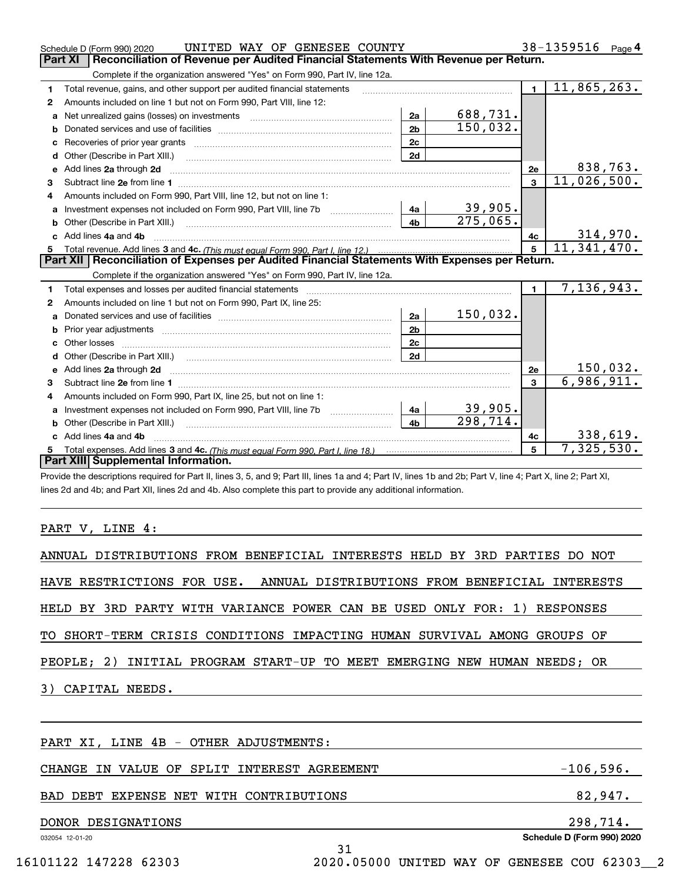Schedule D (Form 990) 2020 UNITED WAY OF GENESEE COUNTY 38-1359516 Page 4

## Part XI Reconciliation of Revenue per Audited Financial Statements With Revenue per Return.

Complete if the organization answered "Yes" on Form 990, Part IV, line 12a.

| | | | | | |
|---|---|---|---|---|---|
| 1 | Total revenue, gains, and other support per audited financial statements | | | 1 | 11,865,263. |
| 2 | Amounts included on line 1 but not on Form 990, Part VIII, line 12: | | | | |
| a | Net unrealized gains (losses) on investments | 2a | 688,731. | | |
| b | Donated services and use of facilities | 2b | 150,032. | | |
| c | Recoveries of prior year grants | 2c | | | |
| d | Other (Describe in Part XIII.) | 2d | | | |
| e | Add lines 2a through 2d | | | 2e | 838,763. |
| 3 | Subtract line 2e from line 1 | | | 3 | 11,026,500. |
| 4 | Amounts included on Form 990, Part VIII, line 12, but not on line 1: | | | | |
| a | Investment expenses not included on Form 990, Part VIII, line 7b | 4a | 39,905. | | |
| b | Other (Describe in Part XIII.) | 4b | 275,065. | | |
| c | Add lines 4a and 4b | | | 4c | 314,970. |
| 5 | Total revenue. Add lines 3 and 4c. *(This must equal Form 990, Part I, line 12.)* | | | 5 | 11,341,470. |

## Part XII Reconciliation of Expenses per Audited Financial Statements With Expenses per Return.

Complete if the organization answered "Yes" on Form 990, Part IV, line 12a.

| | | | | | |
|---|---|---|---|---|---|
| 1 | Total expenses and losses per audited financial statements | | | 1 | 7,136,943. |
| 2 | Amounts included on line 1 but not on Form 990, Part IX, line 25: | | | | |
| a | Donated services and use of facilities | 2a | 150,032. | | |
| b | Prior year adjustments | 2b | | | |
| c | Other losses | 2c | | | |
| d | Other (Describe in Part XIII.) | 2d | | | |
| e | Add lines 2a through 2d | | | 2e | 150,032. |
| 3 | Subtract line 2e from line 1 | | | 3 | 6,986,911. |
| 4 | Amounts included on Form 990, Part IX, line 25, but not on line 1: | | | | |
| a | Investment expenses not included on Form 990, Part VIII, line 7b | 4a | 39,905. | | |
| b | Other (Describe in Part XIII.) | 4b | 298,714. | | |
| c | Add lines 4a and 4b | | | 4c | 338,619. |
| 5 | Total expenses. Add lines 3 and 4c. *(This must equal Form 990, Part I, line 18.)* | | | 5 | 7,325,530. |

## Part XIII Supplemental Information.

Provide the descriptions required for Part II, lines 3, 5, and 9; Part III, lines 1a and 4; Part IV, lines 1b and 2b; Part V, line 4; Part X, line 2; Part XI, lines 2d and 4b; and Part XII, lines 2d and 4b. Also complete this part to provide any additional information.

PART V, LINE 4:

ANNUAL DISTRIBUTIONS FROM BENEFICIAL INTERESTS HELD BY 3RD PARTIES DO NOT HAVE RESTRICTIONS FOR USE. ANNUAL DISTRIBUTIONS FROM BENEFICIAL INTERESTS HELD BY 3RD PARTY WITH VARIANCE POWER CAN BE USED ONLY FOR: 1) RESPONSES TO SHORT-TERM CRISIS CONDITIONS IMPACTING HUMAN SURVIVAL AMONG GROUPS OF PEOPLE; 2) INITIAL PROGRAM START-UP TO MEET EMERGING NEW HUMAN NEEDS; OR 3) CAPITAL NEEDS.

PART XI, LINE 4B - OTHER ADJUSTMENTS:

| | |
|---|---|
| CHANGE IN VALUE OF SPLIT INTEREST AGREEMENT | -106,596. |
| BAD DEBT EXPENSE NET WITH CONTRIBUTIONS | 82,947. |
| DONOR DESIGNATIONS | 298,714. |

032054 12-01-20 Schedule D (Form 990) 2020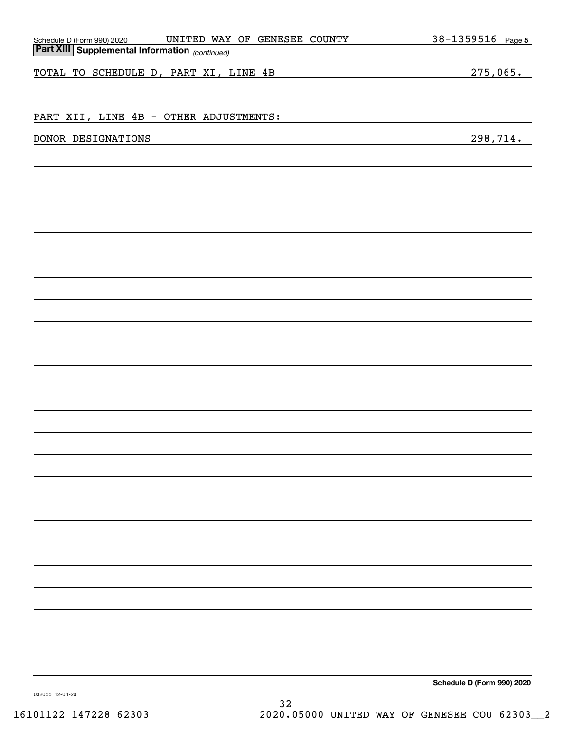Schedule D (Form 990) 2020 UNITED WAY OF GENESEE COUNTY 38-1359516

**Part XIII Supplemental Information** *(continued)*

TOTAL TO SCHEDULE D, PART XI, LINE 4B 275,065.

PART XII, LINE 4B - OTHER ADJUSTMENTS:

DONOR DESIGNATIONS 298,714.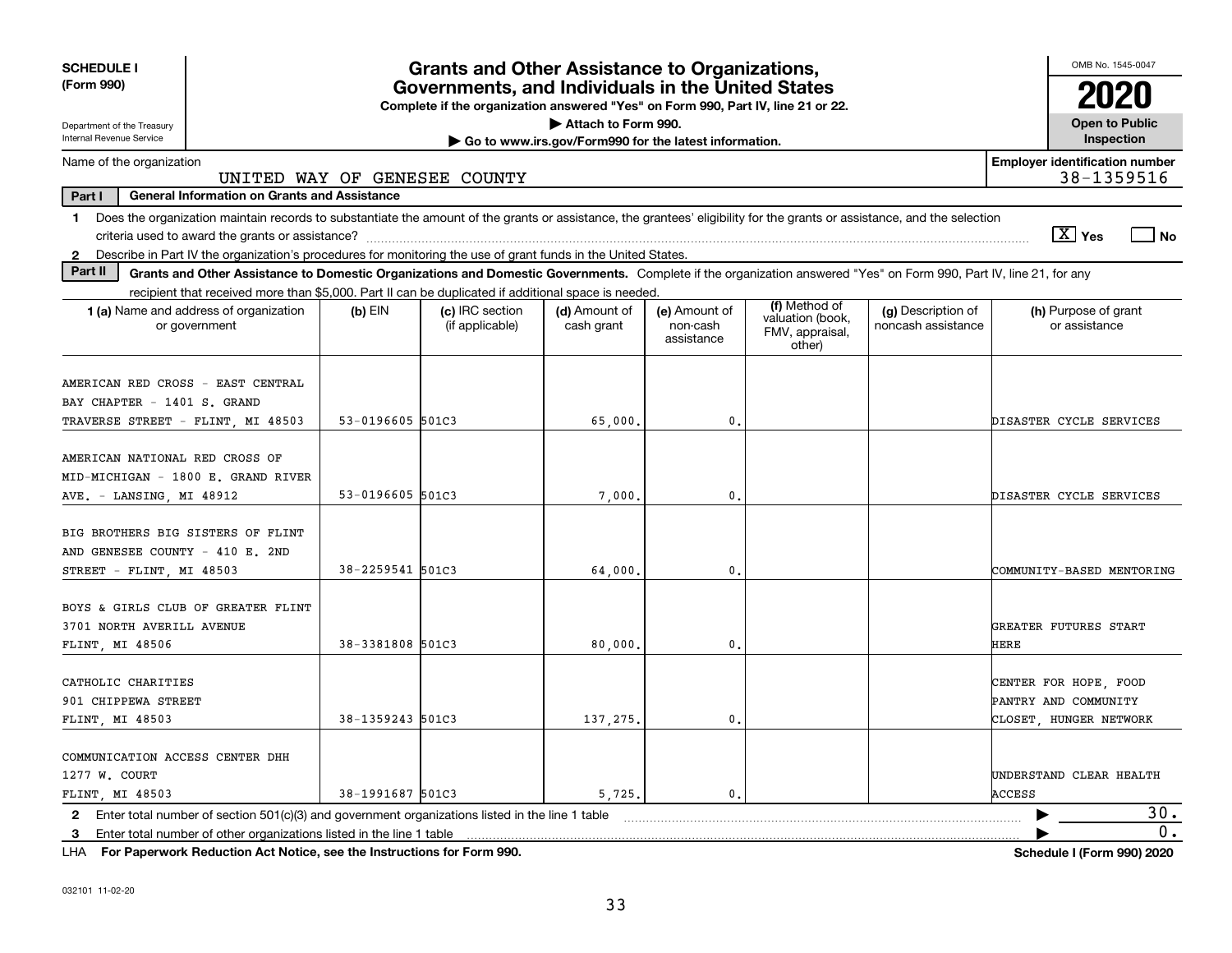**SCHEDULE I (Form 990)**

Department of the Treasury
Internal Revenue Service

# Grants and Other Assistance to Organizations, Governments, and Individuals in the United States

**Complete if the organization answered "Yes" on Form 990, Part IV, line 21 or 22.**
**▶ Attach to Form 990.**
**▶ Go to www.irs.gov/Form990 for the latest information.**

OMB No. 1545-0047
**2020**
**Open to Public Inspection**

Name of the organization: UNITED WAY OF GENESEE COUNTY

Employer identification number: 38-1359516

**Part I — General Information on Grants and Assistance**

1 Does the organization maintain records to substantiate the amount of the grants or assistance, the grantees' eligibility for the grants or assistance, and the selection criteria used to award the grants or assistance? [X] Yes [ ] No

2 Describe in Part IV the organization's procedures for monitoring the use of grant funds in the United States.

**Part II — Grants and Other Assistance to Domestic Organizations and Domestic Governments.** Complete if the organization answered "Yes" on Form 990, Part IV, line 21, for any recipient that received more than $5,000. Part II can be duplicated if additional space is needed.

| 1 (a) Name and address of organization or government | (b) EIN | (c) IRC section (if applicable) | (d) Amount of cash grant | (e) Amount of non-cash assistance | (f) Method of valuation (book, FMV, appraisal, other) | (g) Description of noncash assistance | (h) Purpose of grant or assistance |
|---|---|---|---|---|---|---|---|
| AMERICAN RED CROSS - EAST CENTRAL BAY CHAPTER - 1401 S. GRAND TRAVERSE STREET - FLINT, MI 48503 | 53-0196605 | 501C3 | 65,000. | 0. | | | DISASTER CYCLE SERVICES |
| AMERICAN NATIONAL RED CROSS OF MID-MICHIGAN - 1800 E. GRAND RIVER AVE. - LANSING, MI 48912 | 53-0196605 | 501C3 | 7,000. | 0. | | | DISASTER CYCLE SERVICES |
| BIG BROTHERS BIG SISTERS OF FLINT AND GENESEE COUNTY - 410 E. 2ND STREET - FLINT, MI 48503 | 38-2259541 | 501C3 | 64,000. | 0. | | | COMMUNITY-BASED MENTORING |
| BOYS & GIRLS CLUB OF GREATER FLINT 3701 NORTH AVERILL AVENUE FLINT, MI 48506 | 38-3381808 | 501C3 | 80,000. | 0. | | | GREATER FUTURES START HERE |
| CATHOLIC CHARITIES 901 CHIPPEWA STREET FLINT, MI 48503 | 38-1359243 | 501C3 | 137,275. | 0. | | | CENTER FOR HOPE, FOOD PANTRY AND COMMUNITY CLOSET, HUNGER NETWORK |
| COMMUNICATION ACCESS CENTER DHH 1277 W. COURT FLINT, MI 48503 | 38-1991687 | 501C3 | 5,725. | 0. | | | UNDERSTAND CLEAR HEALTH ACCESS |

2 Enter total number of section 501(c)(3) and government organizations listed in the line 1 table ▶ 30.

3 Enter total number of other organizations listed in the line 1 table ▶ 0.

LHA For Paperwork Reduction Act Notice, see the Instructions for Form 990. Schedule I (Form 990) 2020

032101 11-02-20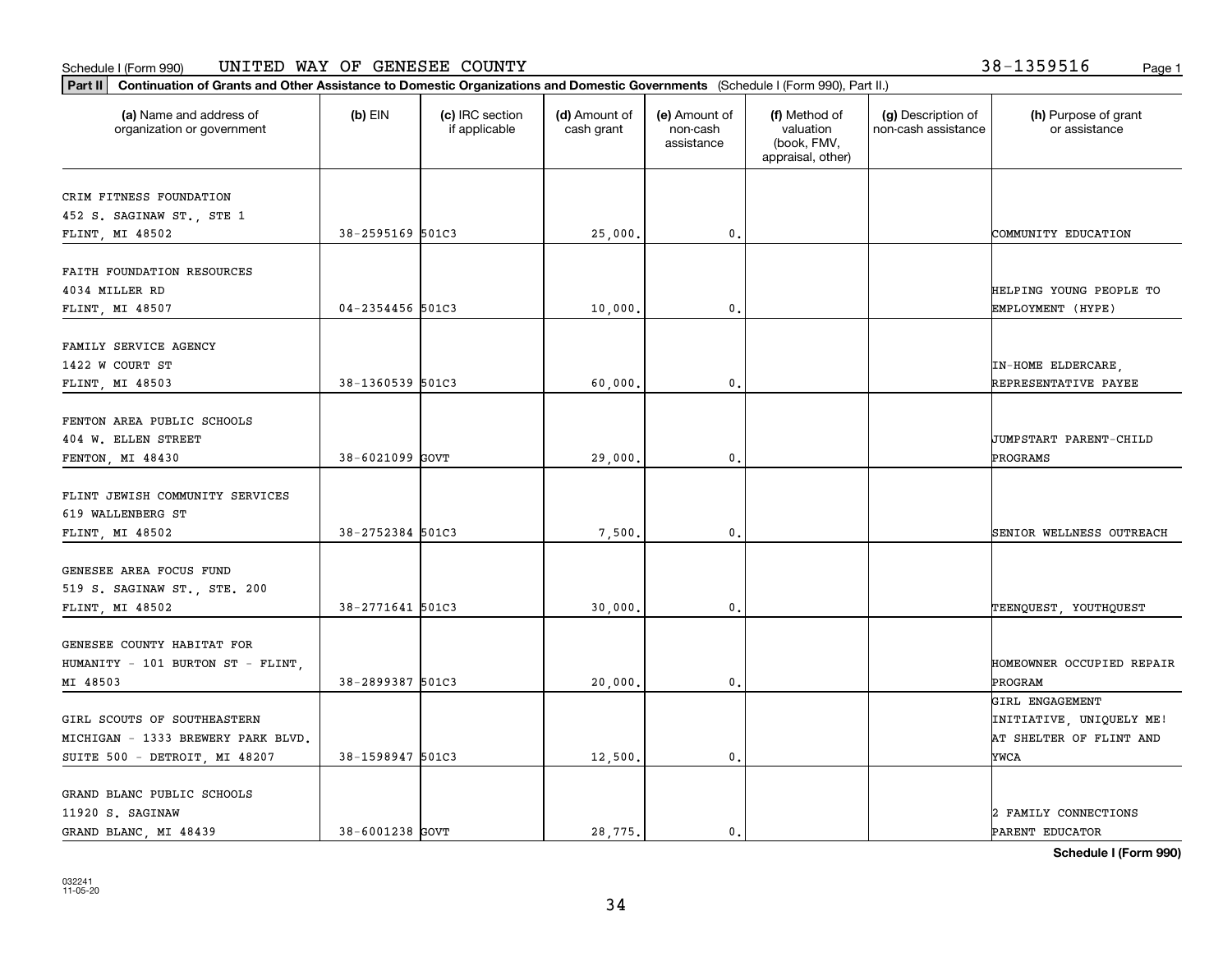Schedule I (Form 990) UNITED WAY OF GENESEE COUNTY 38-1359516 Page 1

**Part II** **Continuation of Grants and Other Assistance to Domestic Organizations and Domestic Governments** (Schedule I (Form 990), Part II.)

| (a) Name and address of organization or government | (b) EIN | (c) IRC section if applicable | (d) Amount of cash grant | (e) Amount of non-cash assistance | (f) Method of valuation (book, FMV, appraisal, other) | (g) Description of non-cash assistance | (h) Purpose of grant or assistance |
|---|---|---|---|---|---|---|---|
| CRIM FITNESS FOUNDATION 452 S. SAGINAW ST., STE 1 FLINT, MI 48502 | 38-2595169 | 501C3 | 25,000. | 0. | | | COMMUNITY EDUCATION |
| FAITH FOUNDATION RESOURCES 4034 MILLER RD FLINT, MI 48507 | 04-2354456 | 501C3 | 10,000. | 0. | | | HELPING YOUNG PEOPLE TO EMPLOYMENT (HYPE) |
| FAMILY SERVICE AGENCY 1422 W COURT ST FLINT, MI 48503 | 38-1360539 | 501C3 | 60,000. | 0. | | | IN-HOME ELDERCARE, REPRESENTATIVE PAYEE |
| FENTON AREA PUBLIC SCHOOLS 404 W. ELLEN STREET FENTON, MI 48430 | 38-6021099 | GOVT | 29,000. | 0. | | | JUMPSTART PARENT-CHILD PROGRAMS |
| FLINT JEWISH COMMUNITY SERVICES 619 WALLENBERG ST FLINT, MI 48502 | 38-2752384 | 501C3 | 7,500. | 0. | | | SENIOR WELLNESS OUTREACH |
| GENESEE AREA FOCUS FUND 519 S. SAGINAW ST., STE. 200 FLINT, MI 48502 | 38-2771641 | 501C3 | 30,000. | 0. | | | TEENQUEST, YOUTHQUEST |
| GENESEE COUNTY HABITAT FOR HUMANITY - 101 BURTON ST - FLINT, MI 48503 | 38-2899387 | 501C3 | 20,000. | 0. | | | HOMEOWNER OCCUPIED REPAIR PROGRAM |
| GIRL SCOUTS OF SOUTHEASTERN MICHIGAN - 1333 BREWERY PARK BLVD. SUITE 500 - DETROIT, MI 48207 | 38-1598947 | 501C3 | 12,500. | 0. | | | GIRL ENGAGEMENT INITIATIVE, UNIQUELY ME! AT SHELTER OF FLINT AND YWCA |
| GRAND BLANC PUBLIC SCHOOLS 11920 S. SAGINAW GRAND BLANC, MI 48439 | 38-6001238 | GOVT | 28,775. | 0. | | | 2 FAMILY CONNECTIONS PARENT EDUCATOR |

Schedule I (Form 990)

032241 11-05-20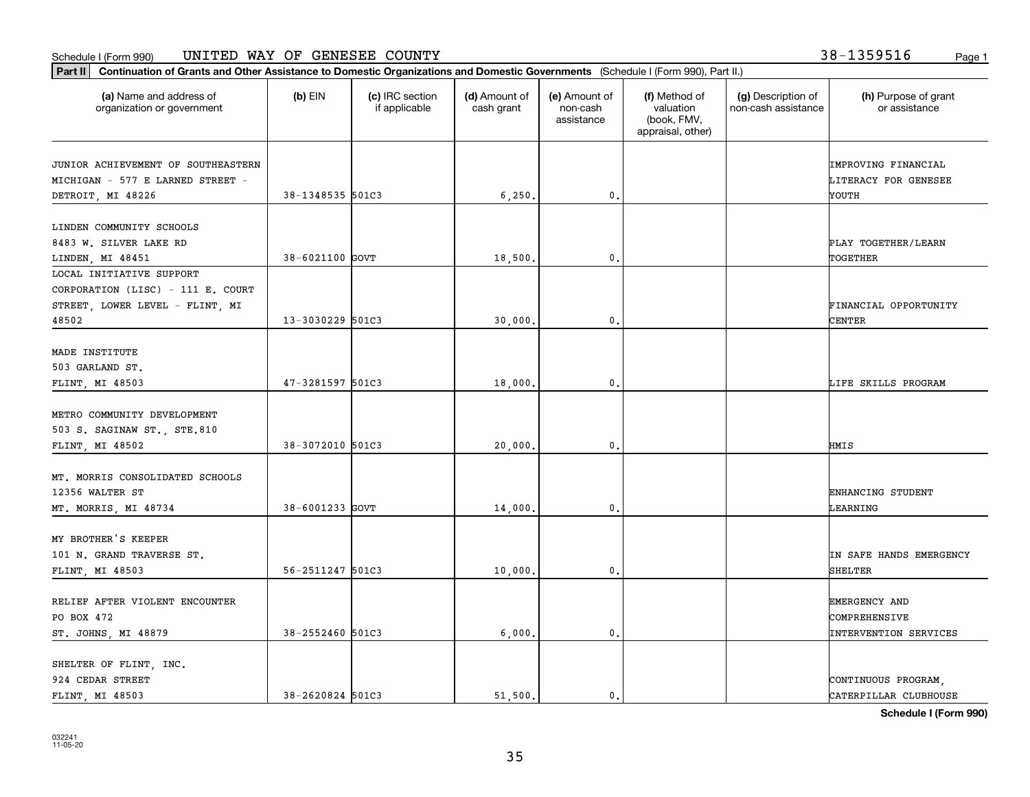Schedule I (Form 990) UNITED WAY OF GENESEE COUNTY 38-1359516

**Part II** **Continuation of Grants and Other Assistance to Domestic Organizations and Domestic Governments** (Schedule I (Form 990), Part II.)

| (a) Name and address of organization or government | (b) EIN | (c) IRC section if applicable | (d) Amount of cash grant | (e) Amount of non-cash assistance | (f) Method of valuation (book, FMV, appraisal, other) | (g) Description of non-cash assistance | (h) Purpose of grant or assistance |
|---|---|---|---|---|---|---|---|
| JUNIOR ACHIEVEMENT OF SOUTHEASTERN MICHIGAN - 577 E LARNED STREET - DETROIT, MI 48226 | 38-1348535 | 501C3 | 6,250. | 0. | | | IMPROVING FINANCIAL LITERACY FOR GENESEE YOUTH |
| LINDEN COMMUNITY SCHOOLS 8483 W. SILVER LAKE RD LINDEN, MI 48451 | 38-6021100 | GOVT | 18,500. | 0. | | | PLAY TOGETHER/LEARN TOGETHER |
| LOCAL INITIATIVE SUPPORT CORPORATION (LISC) - 111 E. COURT STREET, LOWER LEVEL - FLINT, MI 48502 | 13-3030229 | 501C3 | 30,000. | 0. | | | FINANCIAL OPPORTUNITY CENTER |
| MADE INSTITUTE 503 GARLAND ST. FLINT, MI 48503 | 47-3281597 | 501C3 | 18,000. | 0. | | | LIFE SKILLS PROGRAM |
| METRO COMMUNITY DEVELOPMENT 503 S. SAGINAW ST., STE.810 FLINT, MI 48502 | 38-3072010 | 501C3 | 20,000. | 0. | | | HMIS |
| MT. MORRIS CONSOLIDATED SCHOOLS 12356 WALTER ST MT. MORRIS, MI 48734 | 38-6001233 | GOVT | 14,000. | 0. | | | ENHANCING STUDENT LEARNING |
| MY BROTHER'S KEEPER 101 N. GRAND TRAVERSE ST. FLINT, MI 48503 | 56-2511247 | 501C3 | 10,000. | 0. | | | IN SAFE HANDS EMERGENCY SHELTER |
| RELIEF AFTER VIOLENT ENCOUNTER PO BOX 472 ST. JOHNS, MI 48879 | 38-2552460 | 501C3 | 6,000. | 0. | | | EMERGENCY AND COMPREHENSIVE INTERVENTION SERVICES |
| SHELTER OF FLINT, INC. 924 CEDAR STREET FLINT, MI 48503 | 38-2620824 | 501C3 | 51,500. | 0. | | | CONTINUOUS PROGRAM, CATERPILLAR CLUBHOUSE |

**Schedule I (Form 990)**

032241 11-05-20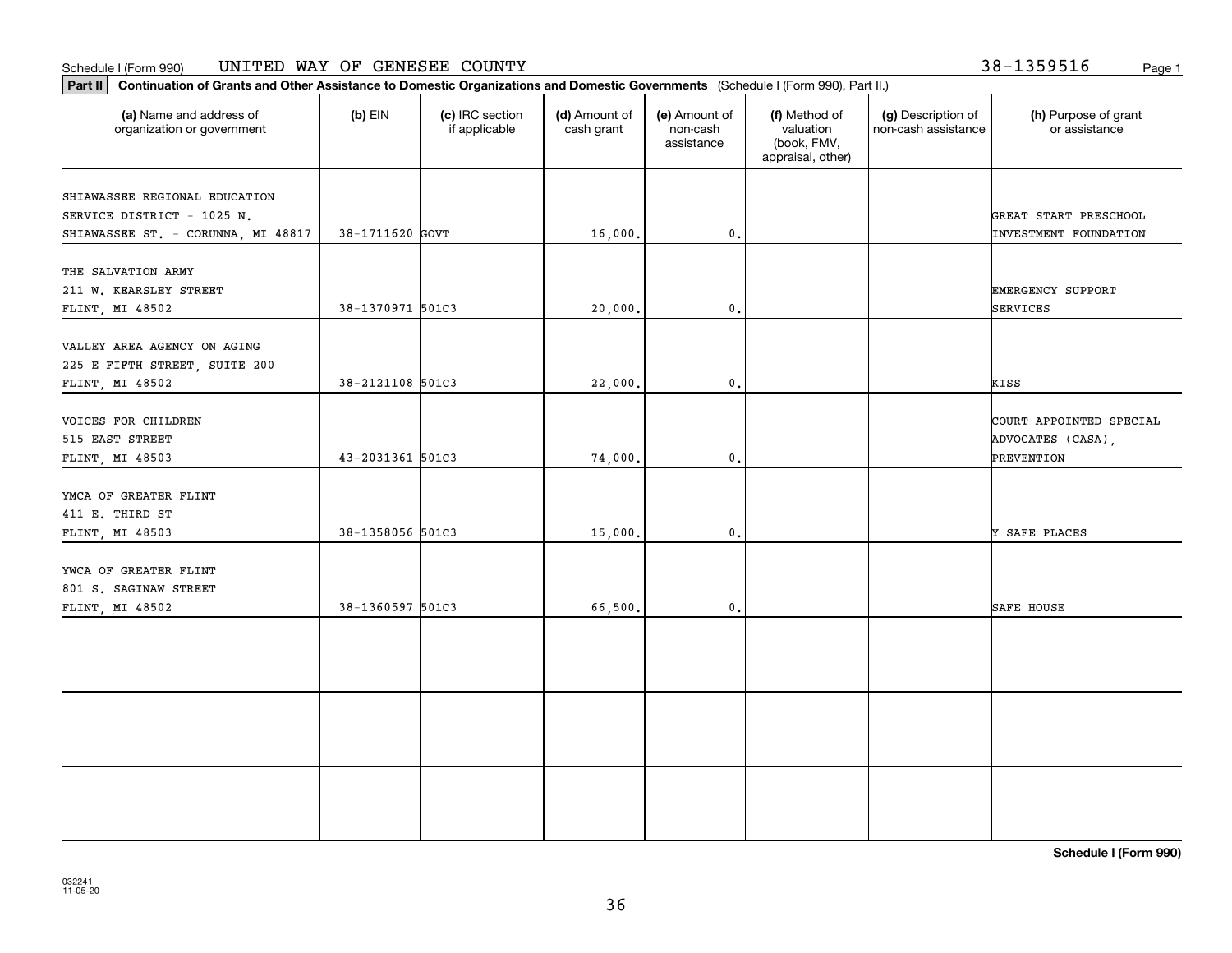Schedule I (Form 990) UNITED WAY OF GENESEE COUNTY 38-1359516 Page 1

**Part II** **Continuation of Grants and Other Assistance to Domestic Organizations and Domestic Governments** (Schedule I (Form 990), Part II.)

| (a) Name and address of organization or government | (b) EIN | (c) IRC section if applicable | (d) Amount of cash grant | (e) Amount of non-cash assistance | (f) Method of valuation (book, FMV, appraisal, other) | (g) Description of non-cash assistance | (h) Purpose of grant or assistance |
|---|---|---|---|---|---|---|---|
| SHIAWASSEE REGIONAL EDUCATION SERVICE DISTRICT - 1025 N. SHIAWASSEE ST. - CORUNNA, MI 48817 | 38-1711620 | GOVT | 16,000. | 0. | | | GREAT START PRESCHOOL INVESTMENT FOUNDATION |
| THE SALVATION ARMY 211 W. KEARSLEY STREET FLINT, MI 48502 | 38-1370971 | 501C3 | 20,000. | 0. | | | EMERGENCY SUPPORT SERVICES |
| VALLEY AREA AGENCY ON AGING 225 E FIFTH STREET, SUITE 200 FLINT, MI 48502 | 38-2121108 | 501C3 | 22,000. | 0. | | | KISS |
| VOICES FOR CHILDREN 515 EAST STREET FLINT, MI 48503 | 43-2031361 | 501C3 | 74,000. | 0. | | | COURT APPOINTED SPECIAL ADVOCATES (CASA), PREVENTION |
| YMCA OF GREATER FLINT 411 E. THIRD ST FLINT, MI 48503 | 38-1358056 | 501C3 | 15,000. | 0. | | | Y SAFE PLACES |
| YWCA OF GREATER FLINT 801 S. SAGINAW STREET FLINT, MI 48502 | 38-1360597 | 501C3 | 66,500. | 0. | | | SAFE HOUSE |
| | | | | | | | |
| | | | | | | | |
| | | | | | | | |

**Schedule I (Form 990)**

032241 11-05-20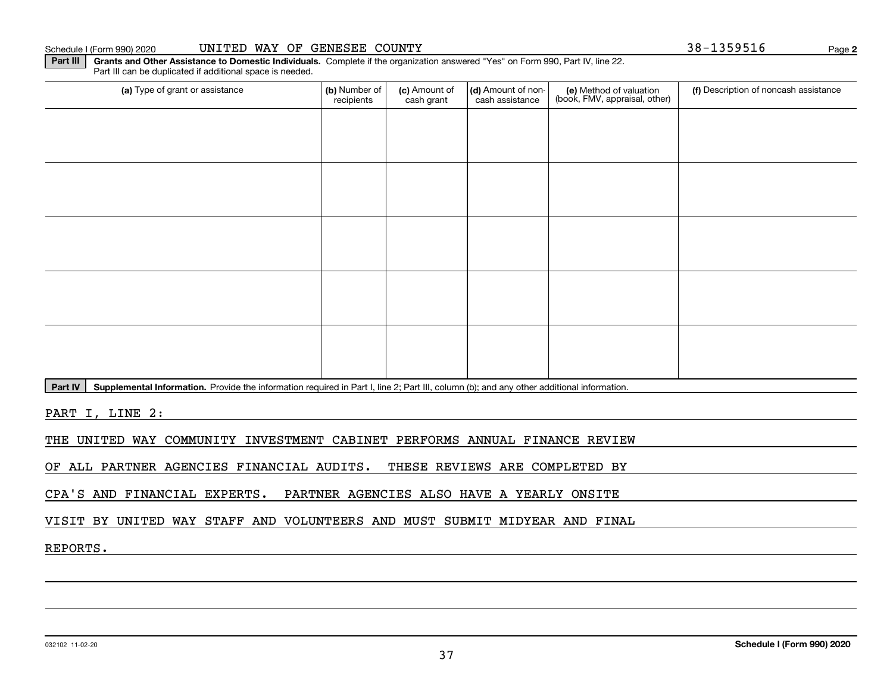Schedule I (Form 990) 2020 UNITED WAY OF GENESEE COUNTY 38-1359516

**Part III** **Grants and Other Assistance to Domestic Individuals.** Complete if the organization answered "Yes" on Form 990, Part IV, line 22. Part III can be duplicated if additional space is needed.

| (a) Type of grant or assistance | (b) Number of recipients | (c) Amount of cash grant | (d) Amount of non-cash assistance | (e) Method of valuation (book, FMV, appraisal, other) | (f) Description of noncash assistance |
|---|---|---|---|---|---|
| | | | | | |
| | | | | | |
| | | | | | |
| | | | | | |
| | | | | | |

**Part IV** **Supplemental Information.** Provide the information required in Part I, line 2; Part III, column (b); and any other additional information.

PART I, LINE 2:

THE UNITED WAY COMMUNITY INVESTMENT CABINET PERFORMS ANNUAL FINANCE REVIEW OF ALL PARTNER AGENCIES FINANCIAL AUDITS. THESE REVIEWS ARE COMPLETED BY CPA'S AND FINANCIAL EXPERTS. PARTNER AGENCIES ALSO HAVE A YEARLY ONSITE VISIT BY UNITED WAY STAFF AND VOLUNTEERS AND MUST SUBMIT MIDYEAR AND FINAL REPORTS.

032102 11-02-20 **Schedule I (Form 990) 2020**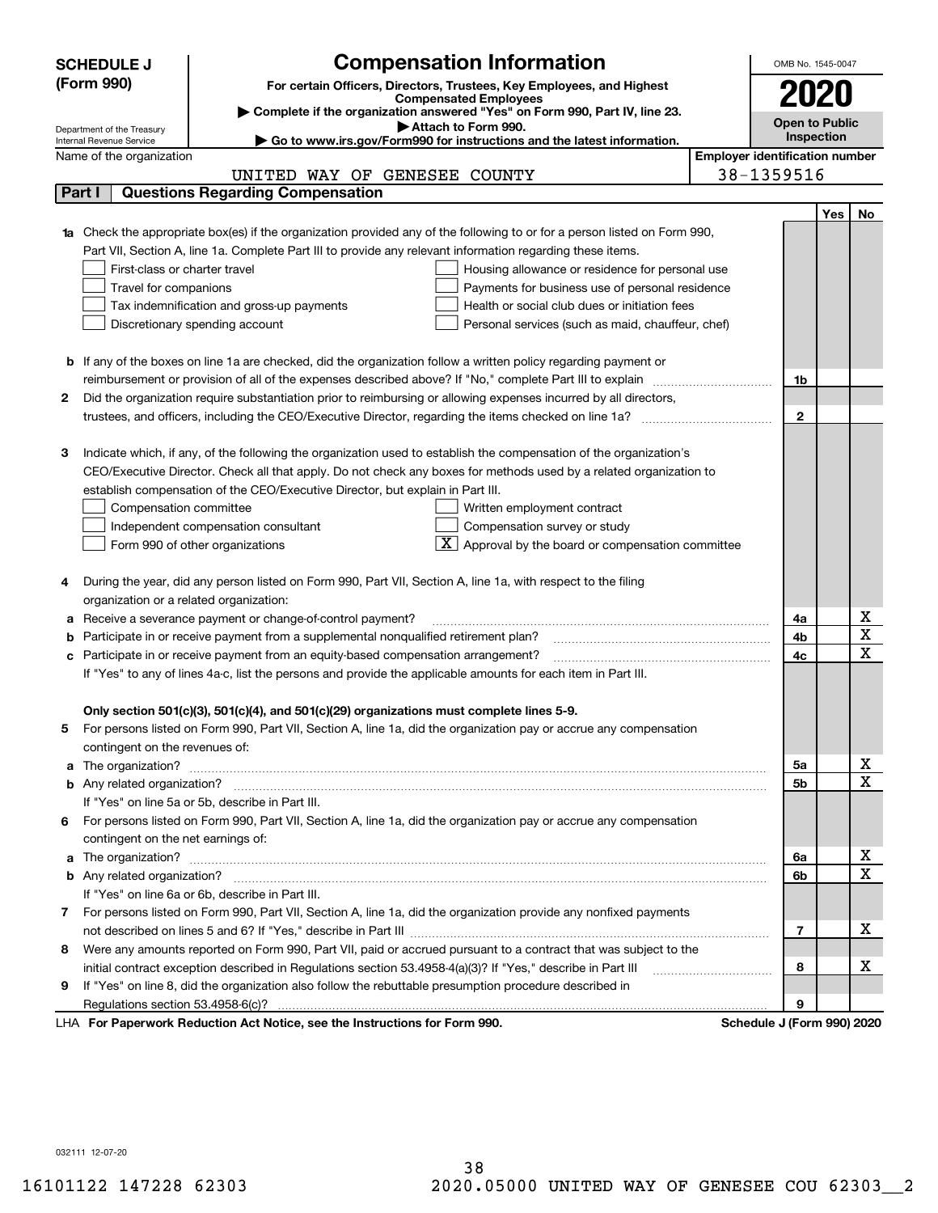**SCHEDULE J (Form 990)**

Department of the Treasury
Internal Revenue Service

# Compensation Information

**For certain Officers, Directors, Trustees, Key Employees, and Highest Compensated Employees**

▶ **Complete if the organization answered "Yes" on Form 990, Part IV, line 23.**

▶ **Attach to Form 990.**

▶ **Go to www.irs.gov/Form990 for instructions and the latest information.**

OMB No. 1545-0047

**2020**

**Open to Public Inspection**

Name of the organization: UNITED WAY OF GENESEE COUNTY

Employer identification number: 38-1359516

## Part I — Questions Regarding Compensation

| | | | Yes | No |
|---|---|---|---|---|
| **1a** | Check the appropriate box(es) if the organization provided any of the following to or for a person listed on Form 990, Part VII, Section A, line 1a. Complete Part III to provide any relevant information regarding these items.<br>☐ First-class or charter travel ☐ Housing allowance or residence for personal use<br>☐ Travel for companions ☐ Payments for business use of personal residence<br>☐ Tax indemnification and gross-up payments ☐ Health or social club dues or initiation fees<br>☐ Discretionary spending account ☐ Personal services (such as maid, chauffeur, chef) | | | |
| **b** | If any of the boxes on line 1a are checked, did the organization follow a written policy regarding payment or reimbursement or provision of all of the expenses described above? If "No," complete Part III to explain | 1b | | |
| **2** | Did the organization require substantiation prior to reimbursing or allowing expenses incurred by all directors, trustees, and officers, including the CEO/Executive Director, regarding the items checked on line 1a? | 2 | | |
| **3** | Indicate which, if any, of the following the organization used to establish the compensation of the organization's CEO/Executive Director. Check all that apply. Do not check any boxes for methods used by a related organization to establish compensation of the CEO/Executive Director, but explain in Part III.<br>☐ Compensation committee ☐ Written employment contract<br>☐ Independent compensation consultant ☐ Compensation survey or study<br>☐ Form 990 of other organizations ☒ Approval by the board or compensation committee | | | |
| **4** | During the year, did any person listed on Form 990, Part VII, Section A, line 1a, with respect to the filing organization or a related organization: | | | |
| **a** | Receive a severance payment or change-of-control payment? | 4a | | X |
| **b** | Participate in or receive payment from a supplemental nonqualified retirement plan? | 4b | | X |
| **c** | Participate in or receive payment from an equity-based compensation arrangement? | 4c | | X |
| | If "Yes" to any of lines 4a-c, list the persons and provide the applicable amounts for each item in Part III. | | | |
| | **Only section 501(c)(3), 501(c)(4), and 501(c)(29) organizations must complete lines 5-9.** | | | |
| **5** | For persons listed on Form 990, Part VII, Section A, line 1a, did the organization pay or accrue any compensation contingent on the revenues of: | | | |
| **a** | The organization? | 5a | | X |
| **b** | Any related organization? | 5b | | X |
| | If "Yes" on line 5a or 5b, describe in Part III. | | | |
| **6** | For persons listed on Form 990, Part VII, Section A, line 1a, did the organization pay or accrue any compensation contingent on the net earnings of: | | | |
| **a** | The organization? | 6a | | X |
| **b** | Any related organization? | 6b | | X |
| | If "Yes" on line 6a or 6b, describe in Part III. | | | |
| **7** | For persons listed on Form 990, Part VII, Section A, line 1a, did the organization provide any nonfixed payments not described on lines 5 and 6? If "Yes," describe in Part III | 7 | | X |
| **8** | Were any amounts reported on Form 990, Part VII, paid or accrued pursuant to a contract that was subject to the initial contract exception described in Regulations section 53.4958-4(a)(3)? If "Yes," describe in Part III | 8 | | X |
| **9** | If "Yes" on line 8, did the organization also follow the rebuttable presumption procedure described in Regulations section 53.4958-6(c)? | 9 | | |

LHA **For Paperwork Reduction Act Notice, see the Instructions for Form 990.** **Schedule J (Form 990) 2020**

032111 12-07-20

16101122 147228 62303 2020.05000 UNITED WAY OF GENESEE COU 62303__2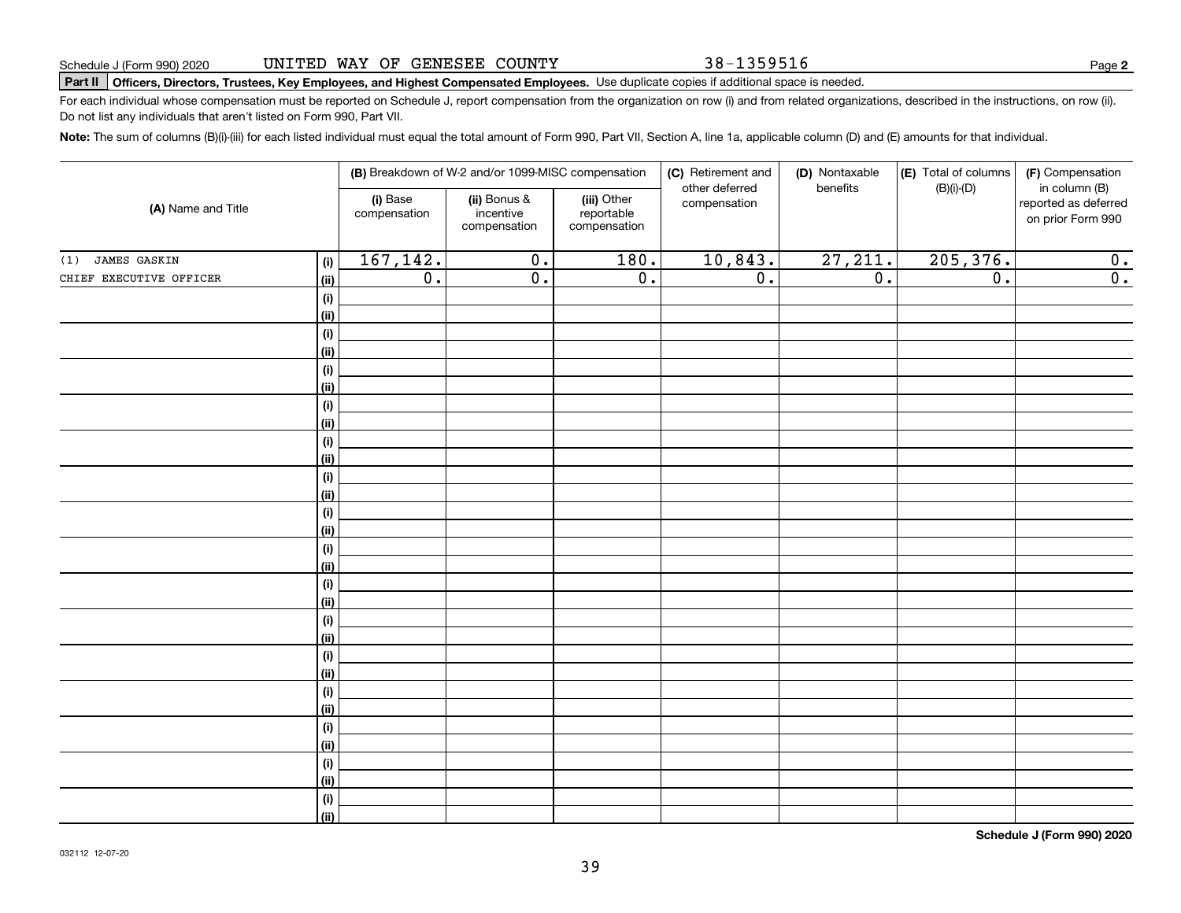Schedule J (Form 990) 2020 UNITED WAY OF GENESEE COUNTY 38-1359516 Page **2**

**Part II** **Officers, Directors, Trustees, Key Employees, and Highest Compensated Employees.** Use duplicate copies if additional space is needed.

For each individual whose compensation must be reported on Schedule J, report compensation from the organization on row (i) and from related organizations, described in the instructions, on row (ii). Do not list any individuals that aren't listed on Form 990, Part VII.

**Note:** The sum of columns (B)(i)-(iii) for each listed individual must equal the total amount of Form 990, Part VII, Section A, line 1a, applicable column (D) and (E) amounts for that individual.

| (A) Name and Title | | (B) Breakdown of W-2 and/or 1099-MISC compensation | | | (C) Retirement and other deferred compensation | (D) Nontaxable benefits | (E) Total of columns (B)(i)-(D) | (F) Compensation in column (B) reported as deferred on prior Form 990 |
|---|---|---|---|---|---|---|---|---|
| | | (i) Base compensation | (ii) Bonus & incentive compensation | (iii) Other reportable compensation | | | | |
| (1) JAMES GASKIN | (i) | 167,142. | 0. | 180. | 10,843. | 27,211. | 205,376. | 0. |
| CHIEF EXECUTIVE OFFICER | (ii) | 0. | 0. | 0. | 0. | 0. | 0. | 0. |
| | (i) | | | | | | | |
| | (ii) | | | | | | | |
| | (i) | | | | | | | |
| | (ii) | | | | | | | |
| | (i) | | | | | | | |
| | (ii) | | | | | | | |
| | (i) | | | | | | | |
| | (ii) | | | | | | | |
| | (i) | | | | | | | |
| | (ii) | | | | | | | |
| | (i) | | | | | | | |
| | (ii) | | | | | | | |
| | (i) | | | | | | | |
| | (ii) | | | | | | | |
| | (i) | | | | | | | |
| | (ii) | | | | | | | |
| | (i) | | | | | | | |
| | (ii) | | | | | | | |
| | (i) | | | | | | | |
| | (ii) | | | | | | | |
| | (i) | | | | | | | |
| | (ii) | | | | | | | |
| | (i) | | | | | | | |
| | (ii) | | | | | | | |
| | (i) | | | | | | | |
| | (ii) | | | | | | | |
| | (i) | | | | | | | |
| | (ii) | | | | | | | |
| | (i) | | | | | | | |
| | (ii) | | | | | | | |

**Schedule J (Form 990) 2020**

032112 12-07-20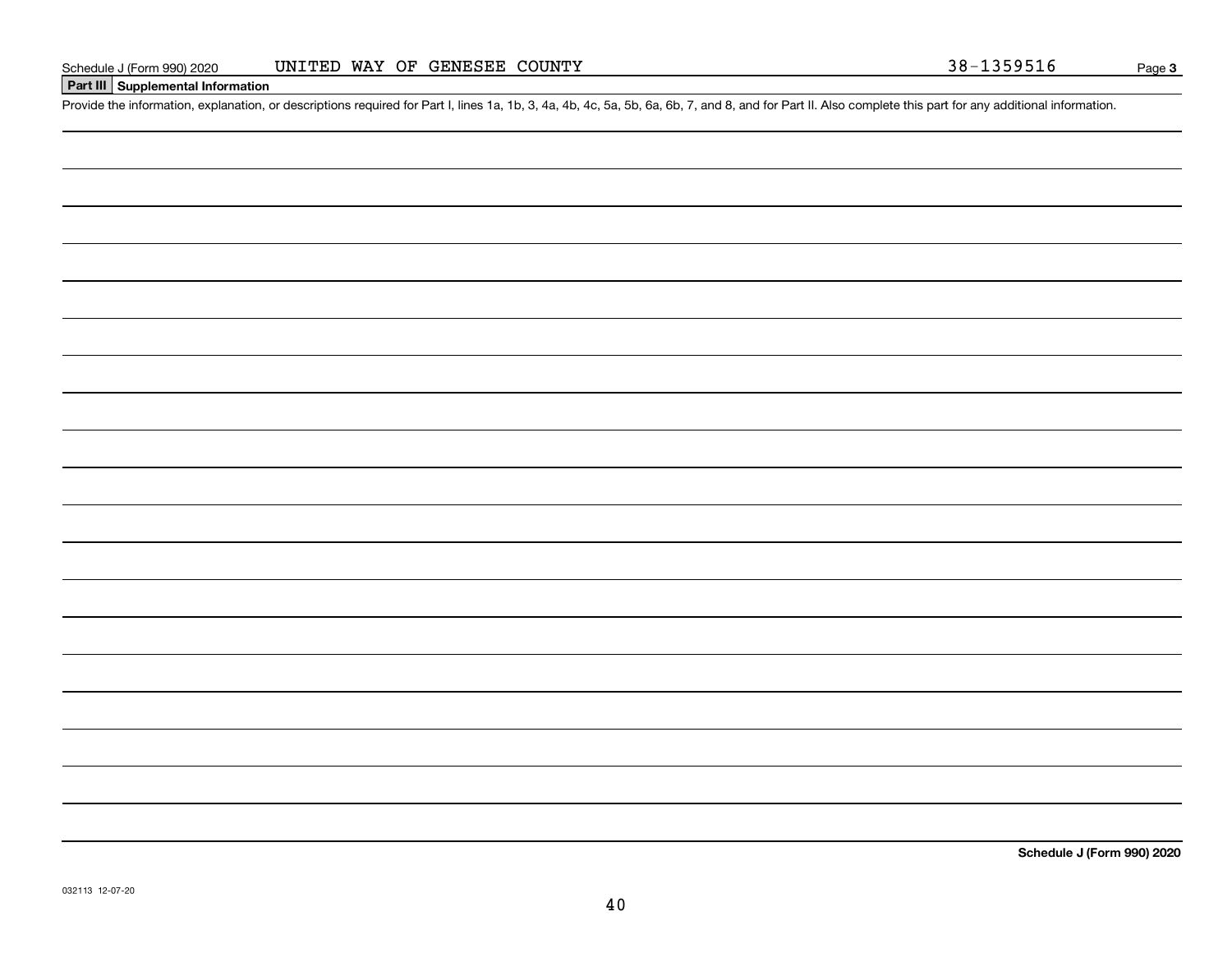Schedule J (Form 990) 2020 UNITED WAY OF GENESEE COUNTY 38-1359516 Page **3**

**Part III Supplemental Information**

Provide the information, explanation, or descriptions required for Part I, lines 1a, 1b, 3, 4a, 4b, 4c, 5a, 5b, 6a, 6b, 7, and 8, and for Part II. Also complete this part for any additional information.

**Schedule J (Form 990) 2020**

032113 12-07-20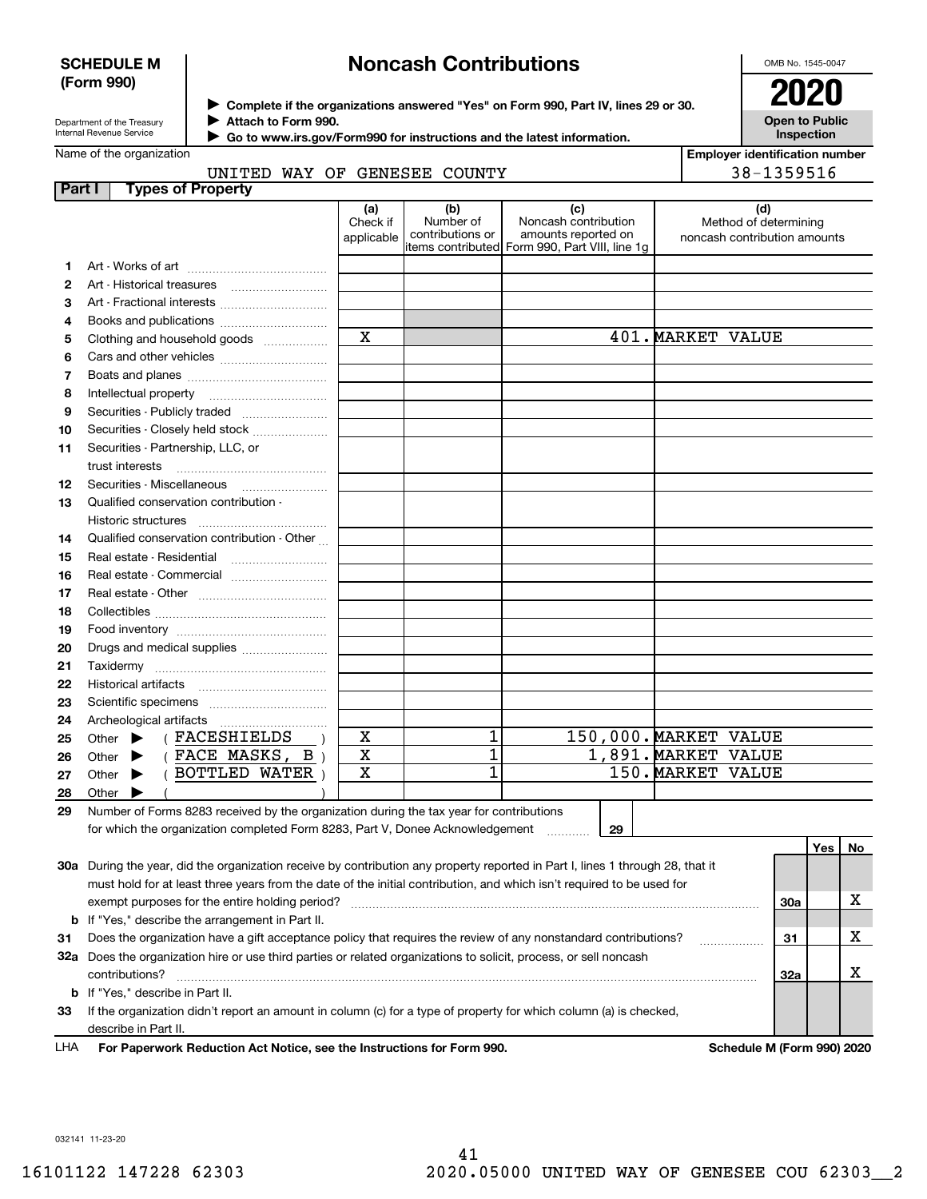**SCHEDULE M (Form 990)**

Department of the Treasury
Internal Revenue Service

# Noncash Contributions

▶ Complete if the organizations answered "Yes" on Form 990, Part IV, lines 29 or 30.
▶ Attach to Form 990.
▶ Go to www.irs.gov/Form990 for instructions and the latest information.

OMB No. 1545-0047

**2020**

**Open to Public Inspection**

Name of the organization: UNITED WAY OF GENESEE COUNTY

Employer identification number: 38-1359516

## Part I Types of Property

| | | (a) Check if applicable | (b) Number of contributions or items contributed | (c) Noncash contribution amounts reported on Form 990, Part VIII, line 1g | (d) Method of determining noncash contribution amounts |
|---|---|---|---|---|---|
| 1 | Art - Works of art | | | | |
| 2 | Art - Historical treasures | | | | |
| 3 | Art - Fractional interests | | | | |
| 4 | Books and publications | | | | |
| 5 | Clothing and household goods | X | | 401. | MARKET VALUE |
| 6 | Cars and other vehicles | | | | |
| 7 | Boats and planes | | | | |
| 8 | Intellectual property | | | | |
| 9 | Securities - Publicly traded | | | | |
| 10 | Securities - Closely held stock | | | | |
| 11 | Securities - Partnership, LLC, or trust interests | | | | |
| 12 | Securities - Miscellaneous | | | | |
| 13 | Qualified conservation contribution - Historic structures | | | | |
| 14 | Qualified conservation contribution - Other | | | | |
| 15 | Real estate - Residential | | | | |
| 16 | Real estate - Commercial | | | | |
| 17 | Real estate - Other | | | | |
| 18 | Collectibles | | | | |
| 19 | Food inventory | | | | |
| 20 | Drugs and medical supplies | | | | |
| 21 | Taxidermy | | | | |
| 22 | Historical artifacts | | | | |
| 23 | Scientific specimens | | | | |
| 24 | Archeological artifacts | | | | |
| 25 | Other ▶ ( FACESHIELDS ) | X | 1 | 150,000. | MARKET VALUE |
| 26 | Other ▶ ( FACE MASKS, B ) | X | 1 | 1,891. | MARKET VALUE |
| 27 | Other ▶ ( BOTTLED WATER ) | X | 1 | 150. | MARKET VALUE |
| 28 | Other ▶ ( ) | | | | |

29 Number of Forms 8283 received by the organization during the tax year for contributions for which the organization completed Form 8283, Part V, Donee Acknowledgement ..... 29

| | | | Yes | No |
|---|---|---|---|---|
| 30a | During the year, did the organization receive by contribution any property reported in Part I, lines 1 through 28, that it must hold for at least three years from the date of the initial contribution, and which isn't required to be used for exempt purposes for the entire holding period? | 30a | | X |
| b | If "Yes," describe the arrangement in Part II. | | | |
| 31 | Does the organization have a gift acceptance policy that requires the review of any nonstandard contributions? | 31 | | X |
| 32a | Does the organization hire or use third parties or related organizations to solicit, process, or sell noncash contributions? | 32a | | X |
| b | If "Yes," describe in Part II. | | | |
| 33 | If the organization didn't report an amount in column (c) for a type of property for which column (a) is checked, describe in Part II. | | | |

LHA **For Paperwork Reduction Act Notice, see the Instructions for Form 990.** **Schedule M (Form 990) 2020**

032141 11-23-20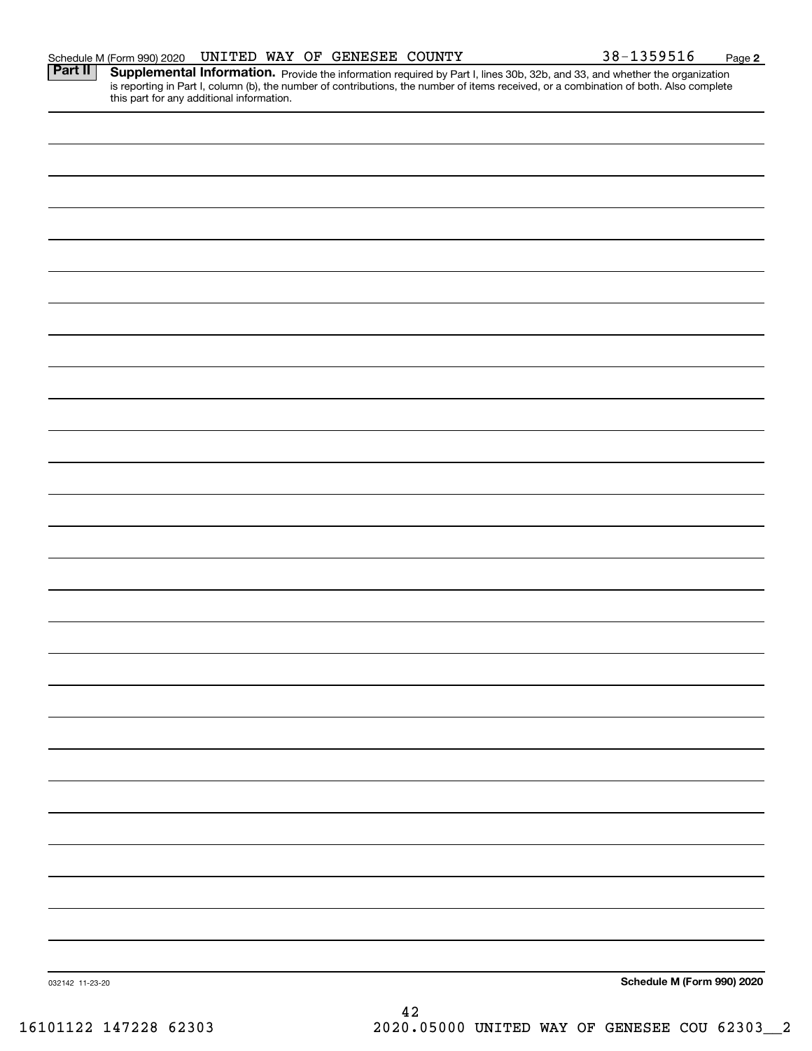Schedule M (Form 990) 2020 UNITED WAY OF GENESEE COUNTY 38-1359516 Page 2

**Part II** **Supplemental Information.** Provide the information required by Part I, lines 30b, 32b, and 33, and whether the organization is reporting in Part I, column (b), the number of contributions, the number of items received, or a combination of both. Also complete this part for any additional information.

032142 11-23-20

**Schedule M (Form 990) 2020**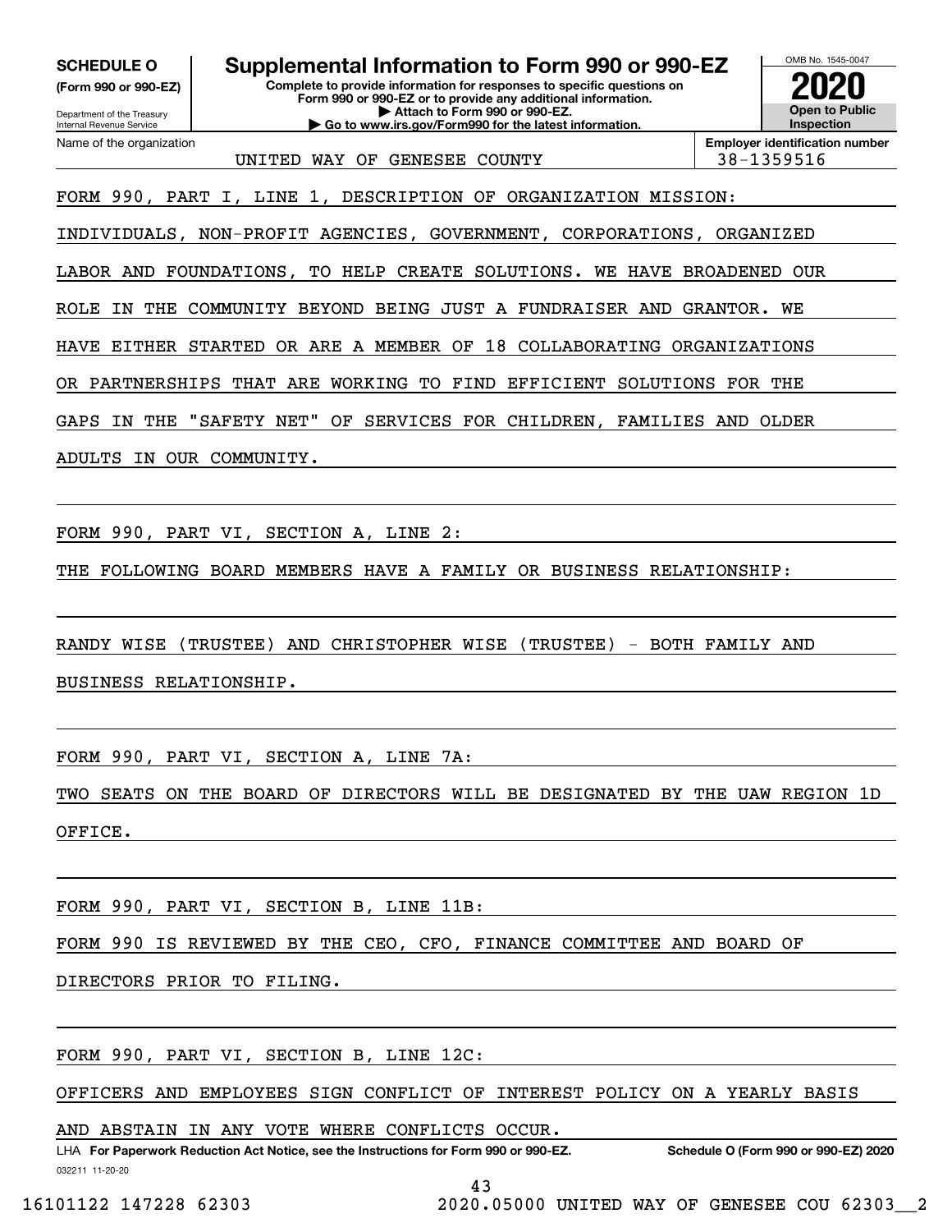**SCHEDULE O**
**(Form 990 or 990-EZ)**

Department of the Treasury
Internal Revenue Service

# Supplemental Information to Form 990 or 990-EZ

**Complete to provide information for responses to specific questions on Form 990 or 990-EZ or to provide any additional information.**
**▶ Attach to Form 990 or 990-EZ.**
**▶ Go to www.irs.gov/Form990 for the latest information.**

OMB No. 1545-0047
**2020**
**Open to Public Inspection**

Name of the organization: UNITED WAY OF GENESEE COUNTY
**Employer identification number:** 38-1359516

FORM 990, PART I, LINE 1, DESCRIPTION OF ORGANIZATION MISSION:

INDIVIDUALS, NON-PROFIT AGENCIES, GOVERNMENT, CORPORATIONS, ORGANIZED LABOR AND FOUNDATIONS, TO HELP CREATE SOLUTIONS. WE HAVE BROADENED OUR ROLE IN THE COMMUNITY BEYOND BEING JUST A FUNDRAISER AND GRANTOR. WE HAVE EITHER STARTED OR ARE A MEMBER OF 18 COLLABORATING ORGANIZATIONS OR PARTNERSHIPS THAT ARE WORKING TO FIND EFFICIENT SOLUTIONS FOR THE GAPS IN THE "SAFETY NET" OF SERVICES FOR CHILDREN, FAMILIES AND OLDER ADULTS IN OUR COMMUNITY.

FORM 990, PART VI, SECTION A, LINE 2:

THE FOLLOWING BOARD MEMBERS HAVE A FAMILY OR BUSINESS RELATIONSHIP:

RANDY WISE (TRUSTEE) AND CHRISTOPHER WISE (TRUSTEE) - BOTH FAMILY AND BUSINESS RELATIONSHIP.

FORM 990, PART VI, SECTION A, LINE 7A:

TWO SEATS ON THE BOARD OF DIRECTORS WILL BE DESIGNATED BY THE UAW REGION 1D OFFICE.

FORM 990, PART VI, SECTION B, LINE 11B:

FORM 990 IS REVIEWED BY THE CEO, CFO, FINANCE COMMITTEE AND BOARD OF DIRECTORS PRIOR TO FILING.

FORM 990, PART VI, SECTION B, LINE 12C:

OFFICERS AND EMPLOYEES SIGN CONFLICT OF INTEREST POLICY ON A YEARLY BASIS AND ABSTAIN IN ANY VOTE WHERE CONFLICTS OCCUR.

LHA **For Paperwork Reduction Act Notice, see the Instructions for Form 990 or 990-EZ.** **Schedule O (Form 990 or 990-EZ) 2020**

032211 11-20-20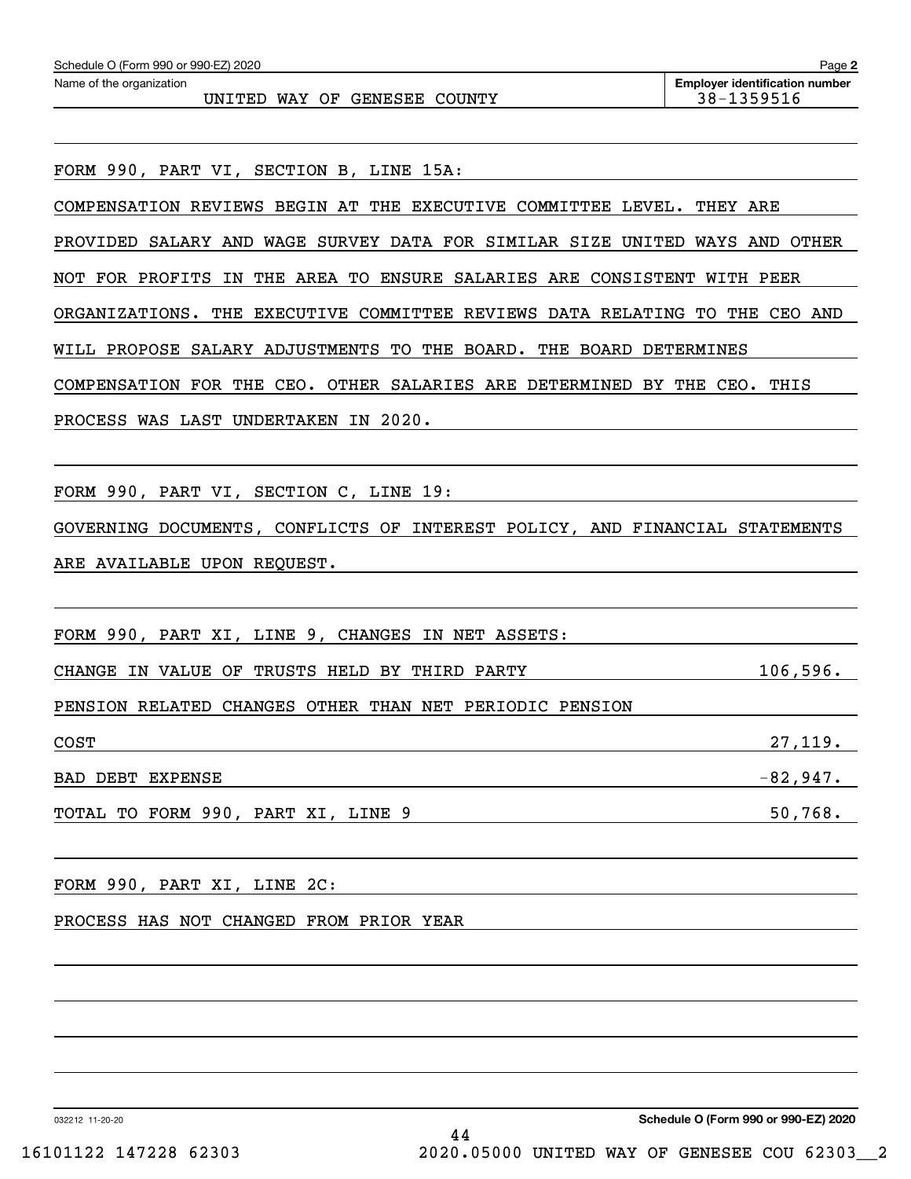Schedule O (Form 990 or 990-EZ) 2020

Name of the organization: UNITED WAY OF GENESEE COUNTY

Employer identification number: 38-1359516

FORM 990, PART VI, SECTION B, LINE 15A:

COMPENSATION REVIEWS BEGIN AT THE EXECUTIVE COMMITTEE LEVEL. THEY ARE PROVIDED SALARY AND WAGE SURVEY DATA FOR SIMILAR SIZE UNITED WAYS AND OTHER NOT FOR PROFITS IN THE AREA TO ENSURE SALARIES ARE CONSISTENT WITH PEER ORGANIZATIONS. THE EXECUTIVE COMMITTEE REVIEWS DATA RELATING TO THE CEO AND WILL PROPOSE SALARY ADJUSTMENTS TO THE BOARD. THE BOARD DETERMINES COMPENSATION FOR THE CEO. OTHER SALARIES ARE DETERMINED BY THE CEO. THIS PROCESS WAS LAST UNDERTAKEN IN 2020.

FORM 990, PART VI, SECTION C, LINE 19:

GOVERNING DOCUMENTS, CONFLICTS OF INTEREST POLICY, AND FINANCIAL STATEMENTS ARE AVAILABLE UPON REQUEST.

FORM 990, PART XI, LINE 9, CHANGES IN NET ASSETS:

| | |
|---|---|
| CHANGE IN VALUE OF TRUSTS HELD BY THIRD PARTY | 106,596. |
| PENSION RELATED CHANGES OTHER THAN NET PERIODIC PENSION COST | 27,119. |
| BAD DEBT EXPENSE | -82,947. |
| TOTAL TO FORM 990, PART XI, LINE 9 | 50,768. |

FORM 990, PART XI, LINE 2C:

PROCESS HAS NOT CHANGED FROM PRIOR YEAR

032212 11-20-20

Schedule O (Form 990 or 990-EZ) 2020

16101122 147228 62303 2020.05000 UNITED WAY OF GENESEE COU 62303__2